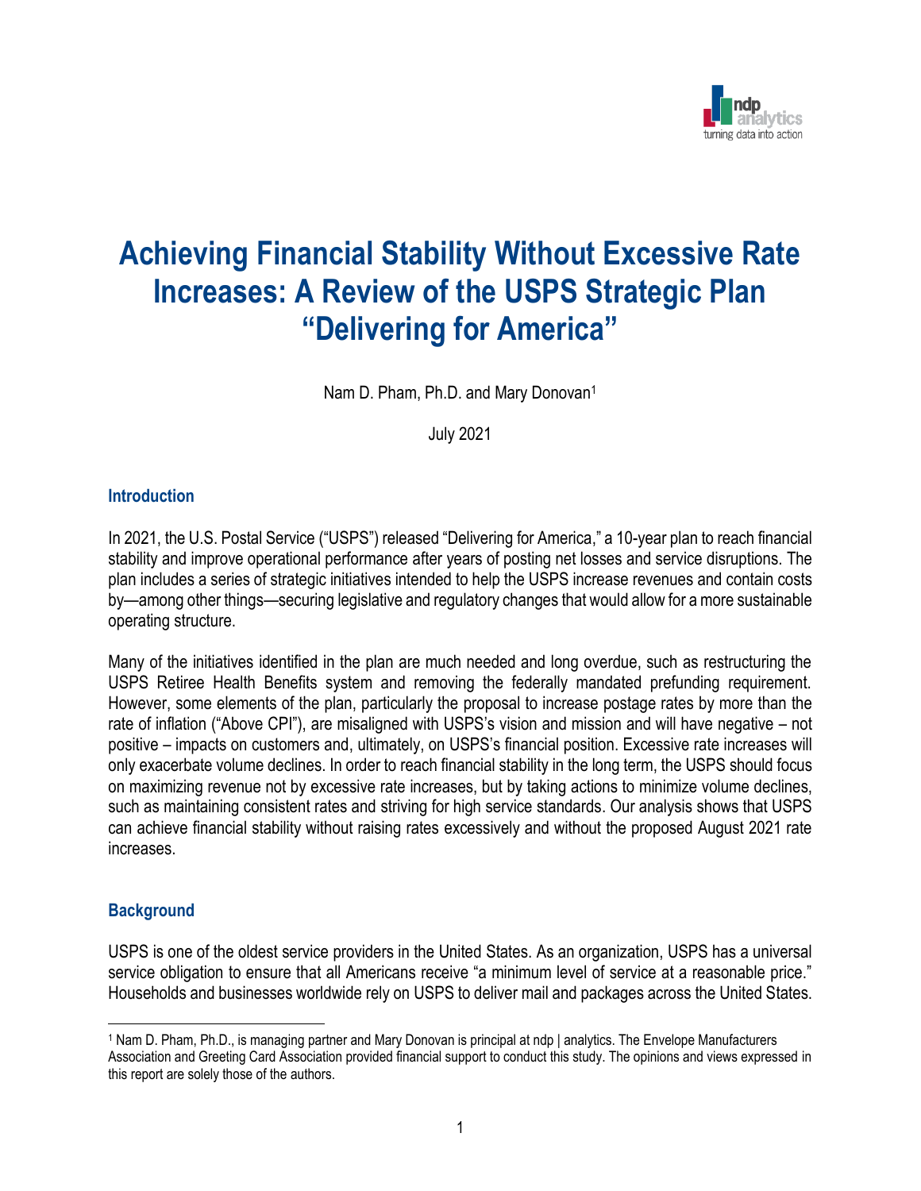# Achieving Financial Stability Without Excessive Rate Increases: A Review of the USPS Strategic Plan "Delivering for America"

Nam D. Pham, Ph.D. and Mary Donovan[1]

July 2021

## Introduction

In 2021, the U.S. Postal Service ("USPS") released "Delivering for America," a 10-year plan to reach financial stability and improve operational performance after years of posting net losses and service disruptions. The plan includes a series of strategic initiatives intended to help the USPS increase revenues and contain costs by—among other things—securing legislative and regulatory changes that would allow for a more sustainable operating structure.

Many of the initiatives identified in the plan are much needed and long overdue, such as restructuring the USPS Retiree Health Benefits system and removing the federally mandated prefunding requirement. However, some elements of the plan, particularly the proposal to increase postage rates by more than the rate of inflation ("Above CPI"), are misaligned with USPS's vision and mission and will have negative – not positive – impacts on customers and, ultimately, on USPS's financial position. Excessive rate increases will only exacerbate volume declines. In order to reach financial stability in the long term, the USPS should focus on maximizing revenue not by excessive rate increases, but by taking actions to minimize volume declines, such as maintaining consistent rates and striving for high service standards. Our analysis shows that USPS can achieve financial stability without raising rates excessively and without the proposed August 2021 rate increases.

## Background

USPS is one of the oldest service providers in the United States. As an organization, USPS has a universal service obligation to ensure that all Americans receive "a minimum level of service at a reasonable price." Households and businesses worldwide rely on USPS to deliver mail and packages across the United States.

[1] Nam D. Pham, Ph.D., is managing partner and Mary Donovan is principal at ndp | analytics. The Envelope Manufacturers Association and Greeting Card Association provided financial support to conduct this study. The opinions and views expressed in this report are solely those of the authors.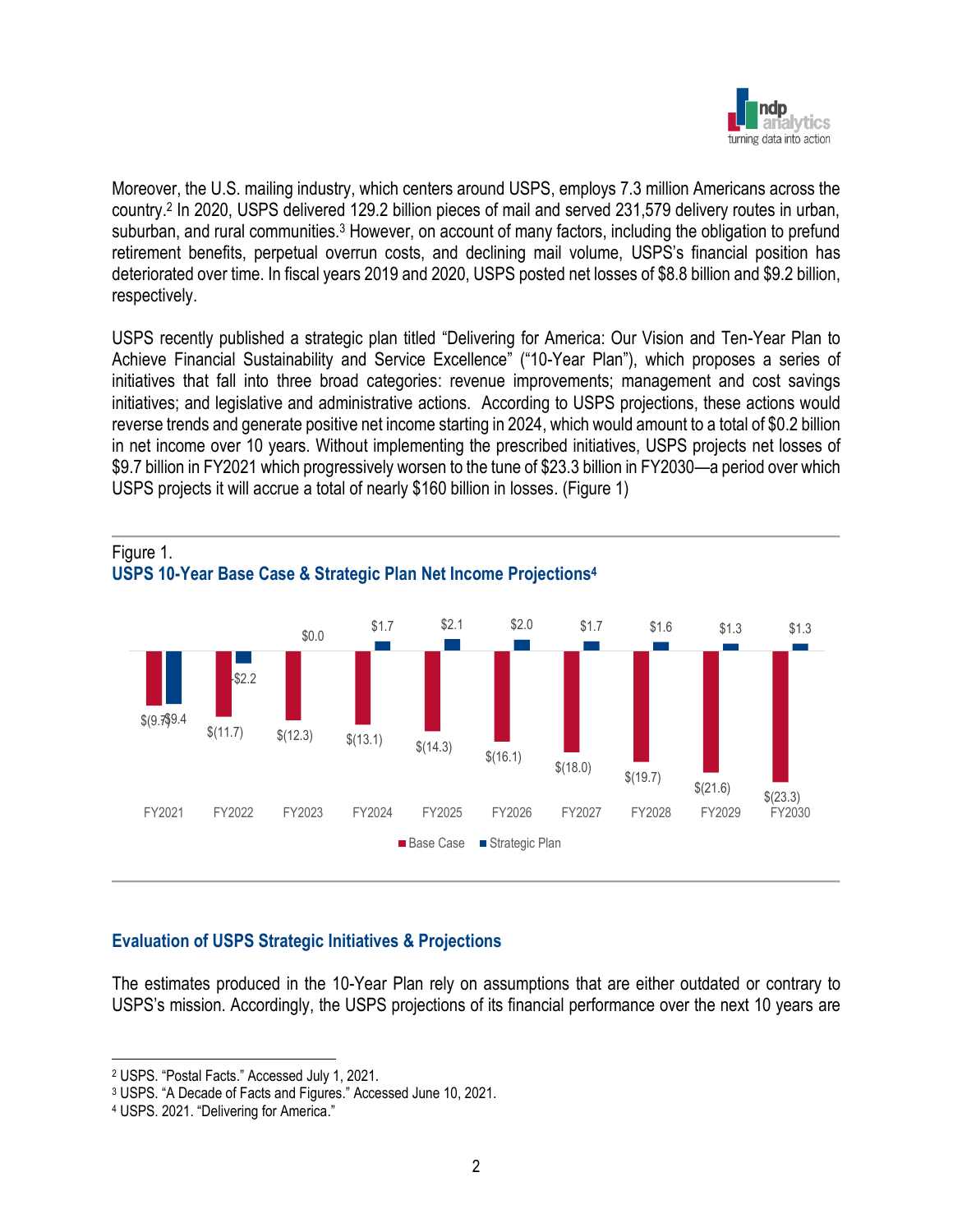Moreover, the U.S. mailing industry, which centers around USPS, employs 7.3 million Americans across the country.[2] In 2020, USPS delivered 129.2 billion pieces of mail and served 231,579 delivery routes in urban, suburban, and rural communities.[3] However, on account of many factors, including the obligation to prefund retirement benefits, perpetual overrun costs, and declining mail volume, USPS's financial position has deteriorated over time. In fiscal years 2019 and 2020, USPS posted net losses of $8.8 billion and $9.2 billion, respectively.

USPS recently published a strategic plan titled "Delivering for America: Our Vision and Ten-Year Plan to Achieve Financial Sustainability and Service Excellence" ("10-Year Plan"), which proposes a series of initiatives that fall into three broad categories: revenue improvements; management and cost savings initiatives; and legislative and administrative actions. According to USPS projections, these actions would reverse trends and generate positive net income starting in 2024, which would amount to a total of $0.2 billion in net income over 10 years. Without implementing the prescribed initiatives, USPS projects net losses of $9.7 billion in FY2021 which progressively worsen to the tune of $23.3 billion in FY2030—a period over which USPS projects it will accrue a total of nearly $160 billion in losses. (Figure 1)

Figure 1.
**USPS 10-Year Base Case & Strategic Plan Net Income Projections[4]**

| | FY2021 | FY2022 | FY2023 | FY2024 | FY2025 | FY2026 | FY2027 | FY2028 | FY2029 | FY2030 |
|---|---|---|---|---|---|---|---|---|---|---|
| Base Case | $(9.7) | $(11.7) | $(12.3) | $(13.1) | $(14.3) | $(16.1) | $(18.0) | $(19.7) | $(21.6) | $(23.3) |
| Strategic Plan | -$9.4 | -$2.2 | $0.0 | $1.7 | $2.1 | $2.0 | $1.7 | $1.6 | $1.3 | $1.3 |

## Evaluation of USPS Strategic Initiatives & Projections

The estimates produced in the 10-Year Plan rely on assumptions that are either outdated or contrary to USPS's mission. Accordingly, the USPS projections of its financial performance over the next 10 years are

---

[2] USPS. "Postal Facts." Accessed July 1, 2021.
[3] USPS. "A Decade of Facts and Figures." Accessed June 10, 2021.
[4] USPS. 2021. "Delivering for America."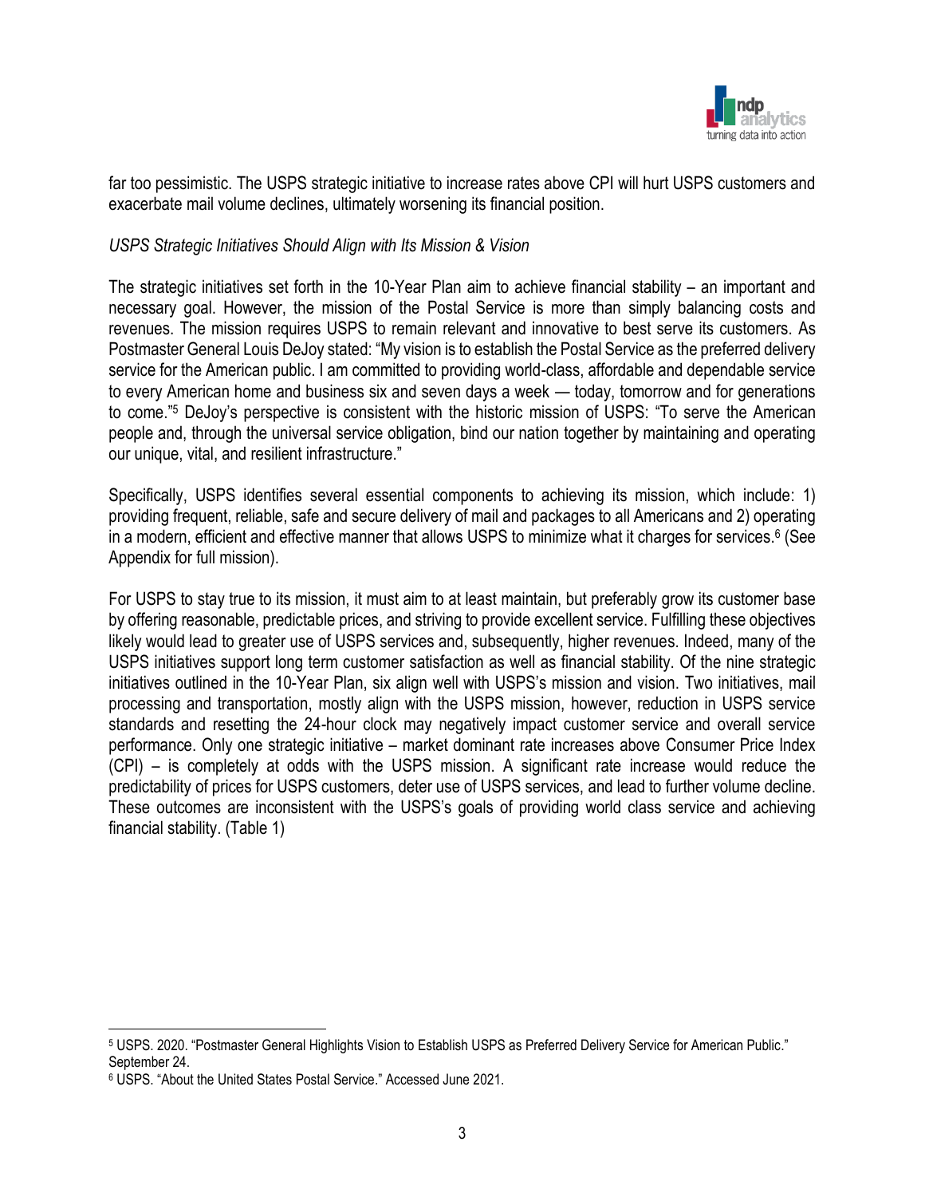far too pessimistic. The USPS strategic initiative to increase rates above CPI will hurt USPS customers and exacerbate mail volume declines, ultimately worsening its financial position.

*USPS Strategic Initiatives Should Align with Its Mission & Vision*

The strategic initiatives set forth in the 10-Year Plan aim to achieve financial stability – an important and necessary goal. However, the mission of the Postal Service is more than simply balancing costs and revenues. The mission requires USPS to remain relevant and innovative to best serve its customers. As Postmaster General Louis DeJoy stated: "My vision is to establish the Postal Service as the preferred delivery service for the American public. I am committed to providing world-class, affordable and dependable service to every American home and business six and seven days a week — today, tomorrow and for generations to come."[5] DeJoy's perspective is consistent with the historic mission of USPS: "To serve the American people and, through the universal service obligation, bind our nation together by maintaining and operating our unique, vital, and resilient infrastructure."

Specifically, USPS identifies several essential components to achieving its mission, which include: 1) providing frequent, reliable, safe and secure delivery of mail and packages to all Americans and 2) operating in a modern, efficient and effective manner that allows USPS to minimize what it charges for services.[6] (See Appendix for full mission).

For USPS to stay true to its mission, it must aim to at least maintain, but preferably grow its customer base by offering reasonable, predictable prices, and striving to provide excellent service. Fulfilling these objectives likely would lead to greater use of USPS services and, subsequently, higher revenues. Indeed, many of the USPS initiatives support long term customer satisfaction as well as financial stability. Of the nine strategic initiatives outlined in the 10-Year Plan, six align well with USPS's mission and vision. Two initiatives, mail processing and transportation, mostly align with the USPS mission, however, reduction in USPS service standards and resetting the 24-hour clock may negatively impact customer service and overall service performance. Only one strategic initiative – market dominant rate increases above Consumer Price Index (CPI) – is completely at odds with the USPS mission. A significant rate increase would reduce the predictability of prices for USPS customers, deter use of USPS services, and lead to further volume decline. These outcomes are inconsistent with the USPS's goals of providing world class service and achieving financial stability. (Table 1)

[5] USPS. 2020. "Postmaster General Highlights Vision to Establish USPS as Preferred Delivery Service for American Public." September 24.

[6] USPS. "About the United States Postal Service." Accessed June 2021.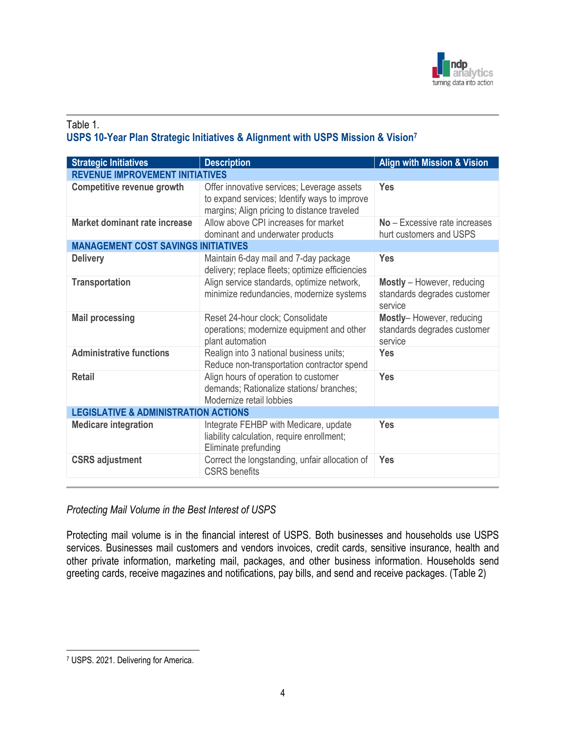Table 1.

**USPS 10-Year Plan Strategic Initiatives & Alignment with USPS Mission & Vision**[7]

| Strategic Initiatives | Description | Align with Mission & Vision |
|---|---|---|
| **REVENUE IMPROVEMENT INITIATIVES** | | |
| **Competitive revenue growth** | Offer innovative services; Leverage assets to expand services; Identify ways to improve margins; Align pricing to distance traveled | **Yes** |
| **Market dominant rate increase** | Allow above CPI increases for market dominant and underwater products | **No** – Excessive rate increases hurt customers and USPS |
| **MANAGEMENT COST SAVINGS INITIATIVES** | | |
| **Delivery** | Maintain 6-day mail and 7-day package delivery; replace fleets; optimize efficiencies | **Yes** |
| **Transportation** | Align service standards, optimize network, minimize redundancies, modernize systems | **Mostly** – However, reducing standards degrades customer service |
| **Mail processing** | Reset 24-hour clock; Consolidate operations; modernize equipment and other plant automation | **Mostly**– However, reducing standards degrades customer service |
| **Administrative functions** | Realign into 3 national business units; Reduce non-transportation contractor spend | **Yes** |
| **Retail** | Align hours of operation to customer demands; Rationalize stations/ branches; Modernize retail lobbies | **Yes** |
| **LEGISLATIVE & ADMINISTRATION ACTIONS** | | |
| **Medicare integration** | Integrate FEHBP with Medicare, update liability calculation, require enrollment; Eliminate prefunding | **Yes** |
| **CSRS adjustment** | Correct the longstanding, unfair allocation of CSRS benefits | **Yes** |

*Protecting Mail Volume in the Best Interest of USPS*

Protecting mail volume is in the financial interest of USPS. Both businesses and households use USPS services. Businesses mail customers and vendors invoices, credit cards, sensitive insurance, health and other private information, marketing mail, packages, and other business information. Households send greeting cards, receive magazines and notifications, pay bills, and send and receive packages. (Table 2)

[7] USPS. 2021. Delivering for America.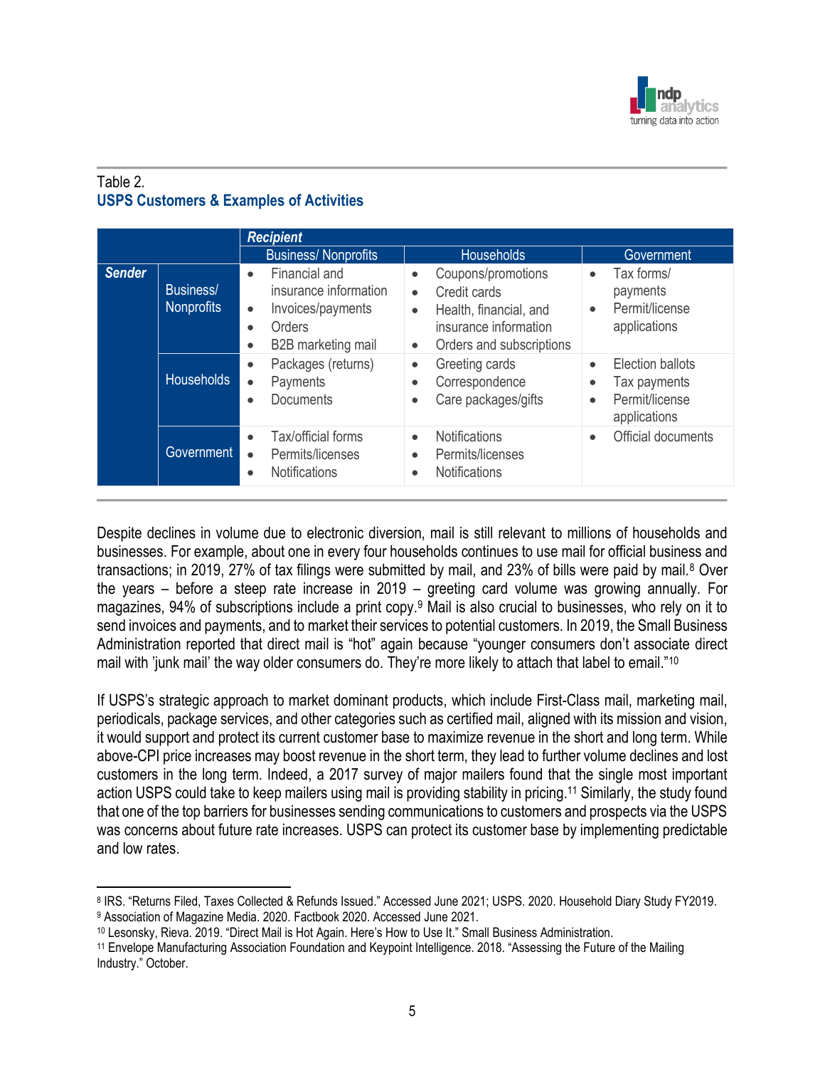Table 2.

**USPS Customers & Examples of Activities**

| | | ***Recipient*** | | |
|---|---|---|---|---|
| | | Business/ Nonprofits | Households | Government |
| ***Sender*** | Business/ Nonprofits | • Financial and insurance information<br>• Invoices/payments<br>• Orders<br>• B2B marketing mail | • Coupons/promotions<br>• Credit cards<br>• Health, financial, and insurance information<br>• Orders and subscriptions | • Tax forms/ payments<br>• Permit/license applications |
| | Households | • Packages (returns)<br>• Payments<br>• Documents | • Greeting cards<br>• Correspondence<br>• Care packages/gifts | • Election ballots<br>• Tax payments<br>• Permit/license applications |
| | Government | • Tax/official forms<br>• Permits/licenses<br>• Notifications | • Notifications<br>• Permits/licenses<br>• Notifications | • Official documents |

Despite declines in volume due to electronic diversion, mail is still relevant to millions of households and businesses. For example, about one in every four households continues to use mail for official business and transactions; in 2019, 27% of tax filings were submitted by mail, and 23% of bills were paid by mail.[8] Over the years – before a steep rate increase in 2019 – greeting card volume was growing annually. For magazines, 94% of subscriptions include a print copy.[9] Mail is also crucial to businesses, who rely on it to send invoices and payments, and to market their services to potential customers. In 2019, the Small Business Administration reported that direct mail is "hot" again because "younger consumers don't associate direct mail with 'junk mail' the way older consumers do. They're more likely to attach that label to email."[10]

If USPS's strategic approach to market dominant products, which include First-Class mail, marketing mail, periodicals, package services, and other categories such as certified mail, aligned with its mission and vision, it would support and protect its current customer base to maximize revenue in the short and long term. While above-CPI price increases may boost revenue in the short term, they lead to further volume declines and lost customers in the long term. Indeed, a 2017 survey of major mailers found that the single most important action USPS could take to keep mailers using mail is providing stability in pricing.[11] Similarly, the study found that one of the top barriers for businesses sending communications to customers and prospects via the USPS was concerns about future rate increases. USPS can protect its customer base by implementing predictable and low rates.

---

[8] IRS. "Returns Filed, Taxes Collected & Refunds Issued." Accessed June 2021; USPS. 2020. Household Diary Study FY2019.

[9] Association of Magazine Media. 2020. Factbook 2020. Accessed June 2021.

[10] Lesonsky, Rieva. 2019. "Direct Mail is Hot Again. Here's How to Use It." Small Business Administration.

[11] Envelope Manufacturing Association Foundation and Keypoint Intelligence. 2018. "Assessing the Future of the Mailing Industry." October.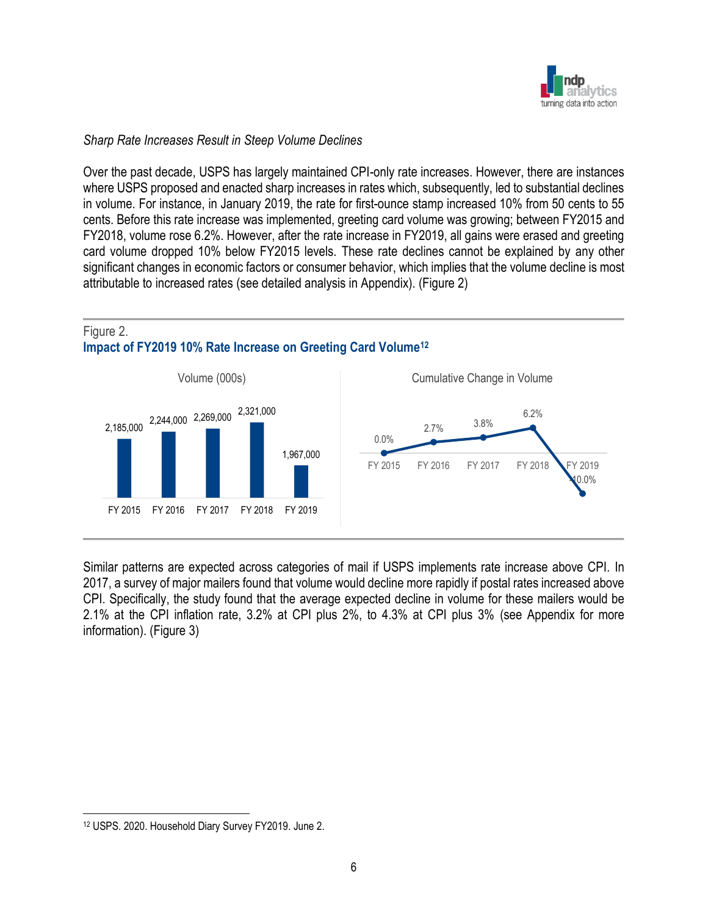*Sharp Rate Increases Result in Steep Volume Declines*

Over the past decade, USPS has largely maintained CPI-only rate increases. However, there are instances where USPS proposed and enacted sharp increases in rates which, subsequently, led to substantial declines in volume. For instance, in January 2019, the rate for first-ounce stamp increased 10% from 50 cents to 55 cents. Before this rate increase was implemented, greeting card volume was growing; between FY2015 and FY2018, volume rose 6.2%. However, after the rate increase in FY2019, all gains were erased and greeting card volume dropped 10% below FY2015 levels. These rate declines cannot be explained by any other significant changes in economic factors or consumer behavior, which implies that the volume decline is most attributable to increased rates (see detailed analysis in Appendix). (Figure 2)

Figure 2.

**Impact of FY2019 10% Rate Increase on Greeting Card Volume[12]**

Volume (000s)

| | FY 2015 | FY 2016 | FY 2017 | FY 2018 | FY 2019 |
|---|---|---|---|---|---|
| Volume (000s) | 2,185,000 | 2,244,000 | 2,269,000 | 2,321,000 | 1,967,000 |

Cumulative Change in Volume

| | FY 2015 | FY 2016 | FY 2017 | FY 2018 | FY 2019 |
|---|---|---|---|---|---|
| Cumulative Change in Volume | 0.0% | 2.7% | 3.8% | 6.2% | -10.0% |

Similar patterns are expected across categories of mail if USPS implements rate increase above CPI. In 2017, a survey of major mailers found that volume would decline more rapidly if postal rates increased above CPI. Specifically, the study found that the average expected decline in volume for these mailers would be 2.1% at the CPI inflation rate, 3.2% at CPI plus 2%, to 4.3% at CPI plus 3% (see Appendix for more information). (Figure 3)

[12] USPS. 2020. Household Diary Survey FY2019. June 2.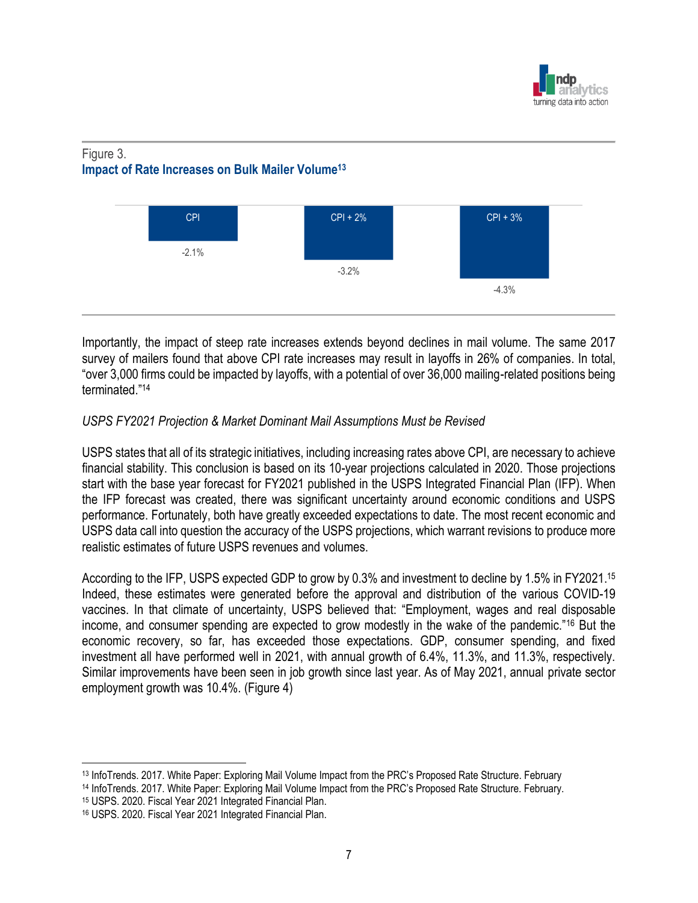Figure 3.
**Impact of Rate Increases on Bulk Mailer Volume**[13]

| CPI | CPI + 2% | CPI + 3% |
|---|---|---|
| -2.1% | -3.2% | -4.3% |

Importantly, the impact of steep rate increases extends beyond declines in mail volume. The same 2017 survey of mailers found that above CPI rate increases may result in layoffs in 26% of companies. In total, "over 3,000 firms could be impacted by layoffs, with a potential of over 36,000 mailing-related positions being terminated."[14]

*USPS FY2021 Projection & Market Dominant Mail Assumptions Must be Revised*

USPS states that all of its strategic initiatives, including increasing rates above CPI, are necessary to achieve financial stability. This conclusion is based on its 10-year projections calculated in 2020. Those projections start with the base year forecast for FY2021 published in the USPS Integrated Financial Plan (IFP). When the IFP forecast was created, there was significant uncertainty around economic conditions and USPS performance. Fortunately, both have greatly exceeded expectations to date. The most recent economic and USPS data call into question the accuracy of the USPS projections, which warrant revisions to produce more realistic estimates of future USPS revenues and volumes.

According to the IFP, USPS expected GDP to grow by 0.3% and investment to decline by 1.5% in FY2021.[15] Indeed, these estimates were generated before the approval and distribution of the various COVID-19 vaccines. In that climate of uncertainty, USPS believed that: "Employment, wages and real disposable income, and consumer spending are expected to grow modestly in the wake of the pandemic."[16] But the economic recovery, so far, has exceeded those expectations. GDP, consumer spending, and fixed investment all have performed well in 2021, with annual growth of 6.4%, 11.3%, and 11.3%, respectively. Similar improvements have been seen in job growth since last year. As of May 2021, annual private sector employment growth was 10.4%. (Figure 4)

---

[13] InfoTrends. 2017. White Paper: Exploring Mail Volume Impact from the PRC's Proposed Rate Structure. February

[14] InfoTrends. 2017. White Paper: Exploring Mail Volume Impact from the PRC's Proposed Rate Structure. February.

[15] USPS. 2020. Fiscal Year 2021 Integrated Financial Plan.

[16] USPS. 2020. Fiscal Year 2021 Integrated Financial Plan.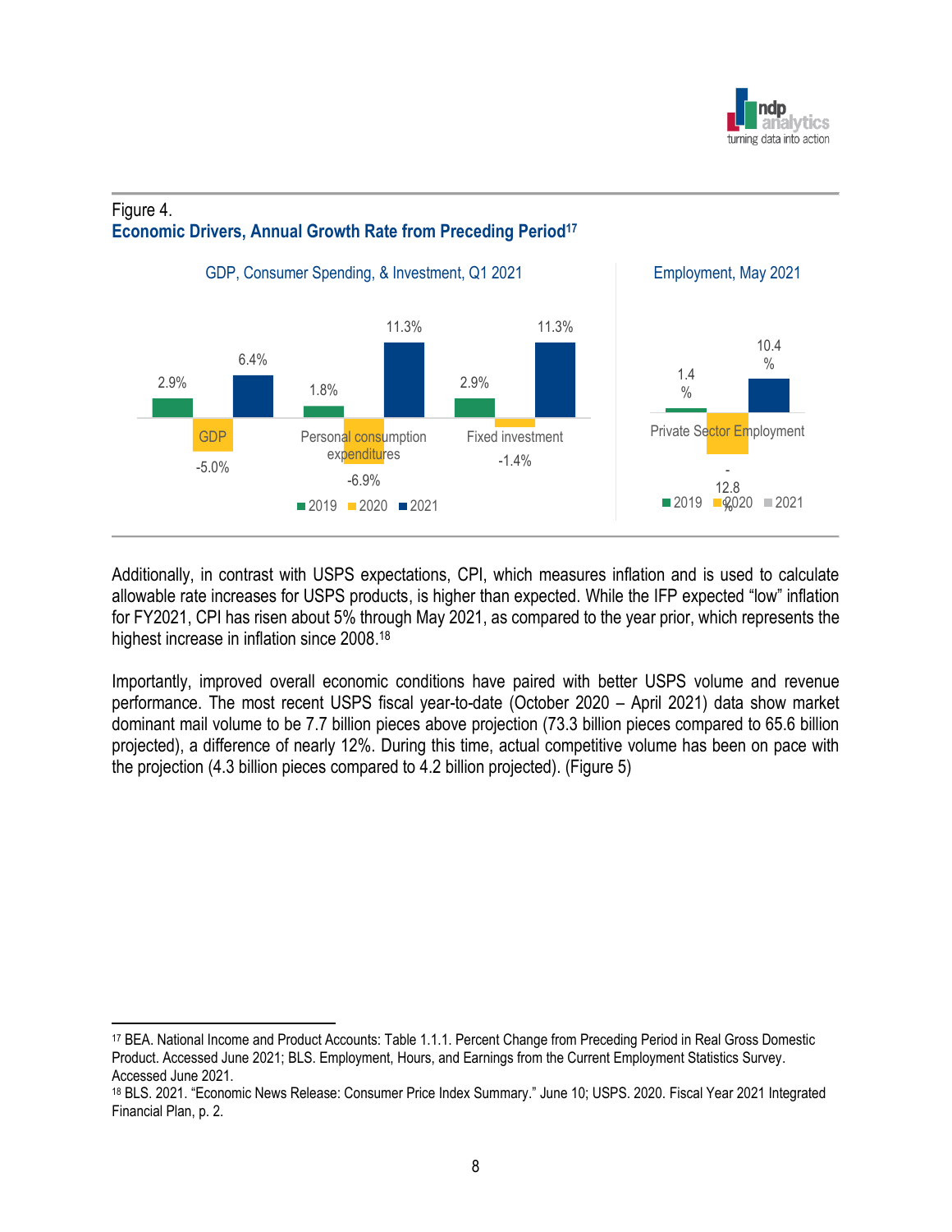Figure 4.
**Economic Drivers, Annual Growth Rate from Preceding Period**[17]

**GDP, Consumer Spending, & Investment, Q1 2021**

| | 2019 | 2020 | 2021 |
|---|---|---|---|
| GDP | 2.9% | -5.0% | 6.4% |
| Personal consumption expenditures | 1.8% | -6.9% | 11.3% |
| Fixed investment | 2.9% | -1.4% | 11.3% |

**Employment, May 2021**

| | 2019 | 2020 | 2021 |
|---|---|---|---|
| Private Sector Employment | 1.4% | -12.8% | 10.4% |

Additionally, in contrast with USPS expectations, CPI, which measures inflation and is used to calculate allowable rate increases for USPS products, is higher than expected. While the IFP expected "low" inflation for FY2021, CPI has risen about 5% through May 2021, as compared to the year prior, which represents the highest increase in inflation since 2008.[18]

Importantly, improved overall economic conditions have paired with better USPS volume and revenue performance. The most recent USPS fiscal year-to-date (October 2020 – April 2021) data show market dominant mail volume to be 7.7 billion pieces above projection (73.3 billion pieces compared to 65.6 billion projected), a difference of nearly 12%. During this time, actual competitive volume has been on pace with the projection (4.3 billion pieces compared to 4.2 billion projected). (Figure 5)

---

[17] BEA. National Income and Product Accounts: Table 1.1.1. Percent Change from Preceding Period in Real Gross Domestic Product. Accessed June 2021; BLS. Employment, Hours, and Earnings from the Current Employment Statistics Survey. Accessed June 2021.

[18] BLS. 2021. "Economic News Release: Consumer Price Index Summary." June 10; USPS. 2020. Fiscal Year 2021 Integrated Financial Plan, p. 2.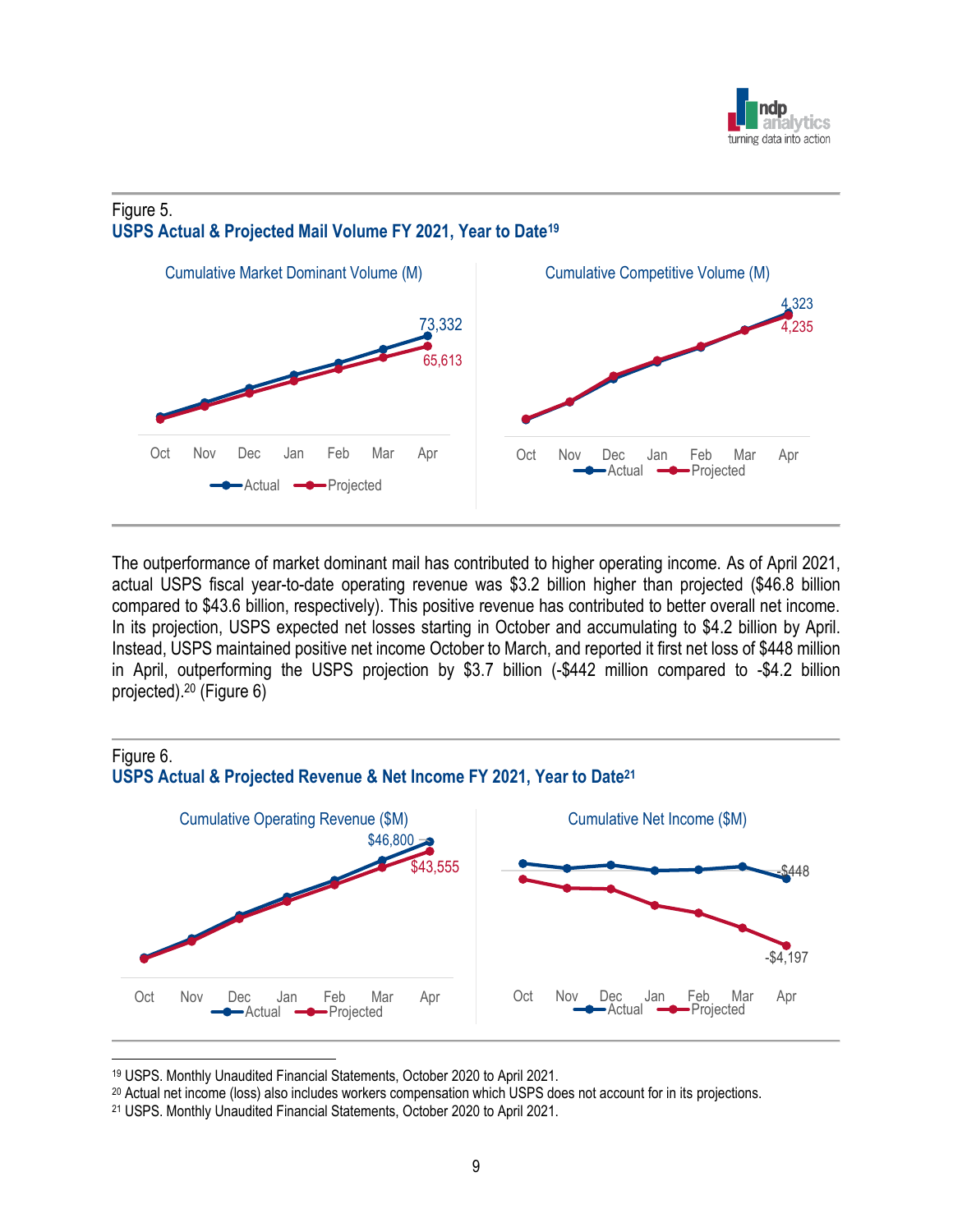Figure 5.
**USPS Actual & Projected Mail Volume FY 2021, Year to Date**[19]

Cumulative Market Dominant Volume (M)

73,332
65,613

Oct Nov Dec Jan Feb Mar Apr

Actual Projected

Cumulative Competitive Volume (M)

4,323
4,235

Oct Nov Dec Jan Feb Mar Apr

Actual Projected

The outperformance of market dominant mail has contributed to higher operating income. As of April 2021, actual USPS fiscal year-to-date operating revenue was $3.2 billion higher than projected ($46.8 billion compared to $43.6 billion, respectively). This positive revenue has contributed to better overall net income. In its projection, USPS expected net losses starting in October and accumulating to $4.2 billion by April. Instead, USPS maintained positive net income October to March, and reported it first net loss of $448 million in April, outperforming the USPS projection by $3.7 billion (-$442 million compared to -$4.2 billion projected).[20] (Figure 6)

Figure 6.
**USPS Actual & Projected Revenue & Net Income FY 2021, Year to Date**[21]

Cumulative Operating Revenue ($M)

$46,800
$43,555

Oct Nov Dec Jan Feb Mar Apr

Actual Projected

Cumulative Net Income ($M)

-$448
-$4,197

Oct Nov Dec Jan Feb Mar Apr

Actual Projected

---

[19] USPS. Monthly Unaudited Financial Statements, October 2020 to April 2021.

[20] Actual net income (loss) also includes workers compensation which USPS does not account for in its projections.

[21] USPS. Monthly Unaudited Financial Statements, October 2020 to April 2021.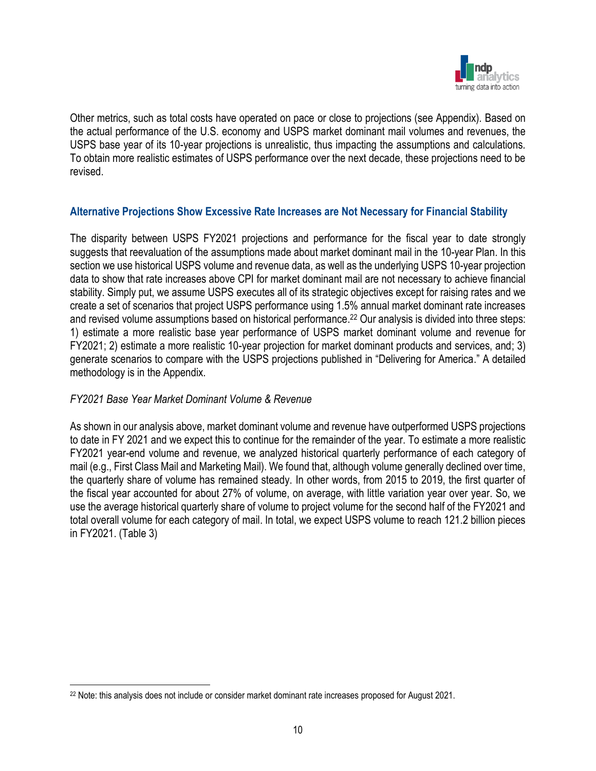Other metrics, such as total costs have operated on pace or close to projections (see Appendix). Based on the actual performance of the U.S. economy and USPS market dominant mail volumes and revenues, the USPS base year of its 10-year projections is unrealistic, thus impacting the assumptions and calculations. To obtain more realistic estimates of USPS performance over the next decade, these projections need to be revised.

## Alternative Projections Show Excessive Rate Increases are Not Necessary for Financial Stability

The disparity between USPS FY2021 projections and performance for the fiscal year to date strongly suggests that reevaluation of the assumptions made about market dominant mail in the 10-year Plan. In this section we use historical USPS volume and revenue data, as well as the underlying USPS 10-year projection data to show that rate increases above CPI for market dominant mail are not necessary to achieve financial stability. Simply put, we assume USPS executes all of its strategic objectives except for raising rates and we create a set of scenarios that project USPS performance using 1.5% annual market dominant rate increases and revised volume assumptions based on historical performance.[22] Our analysis is divided into three steps: 1) estimate a more realistic base year performance of USPS market dominant volume and revenue for FY2021; 2) estimate a more realistic 10-year projection for market dominant products and services, and; 3) generate scenarios to compare with the USPS projections published in "Delivering for America." A detailed methodology is in the Appendix.

*FY2021 Base Year Market Dominant Volume & Revenue*

As shown in our analysis above, market dominant volume and revenue have outperformed USPS projections to date in FY 2021 and we expect this to continue for the remainder of the year. To estimate a more realistic FY2021 year-end volume and revenue, we analyzed historical quarterly performance of each category of mail (e.g., First Class Mail and Marketing Mail). We found that, although volume generally declined over time, the quarterly share of volume has remained steady. In other words, from 2015 to 2019, the first quarter of the fiscal year accounted for about 27% of volume, on average, with little variation year over year. So, we use the average historical quarterly share of volume to project volume for the second half of the FY2021 and total overall volume for each category of mail. In total, we expect USPS volume to reach 121.2 billion pieces in FY2021. (Table 3)

[22] Note: this analysis does not include or consider market dominant rate increases proposed for August 2021.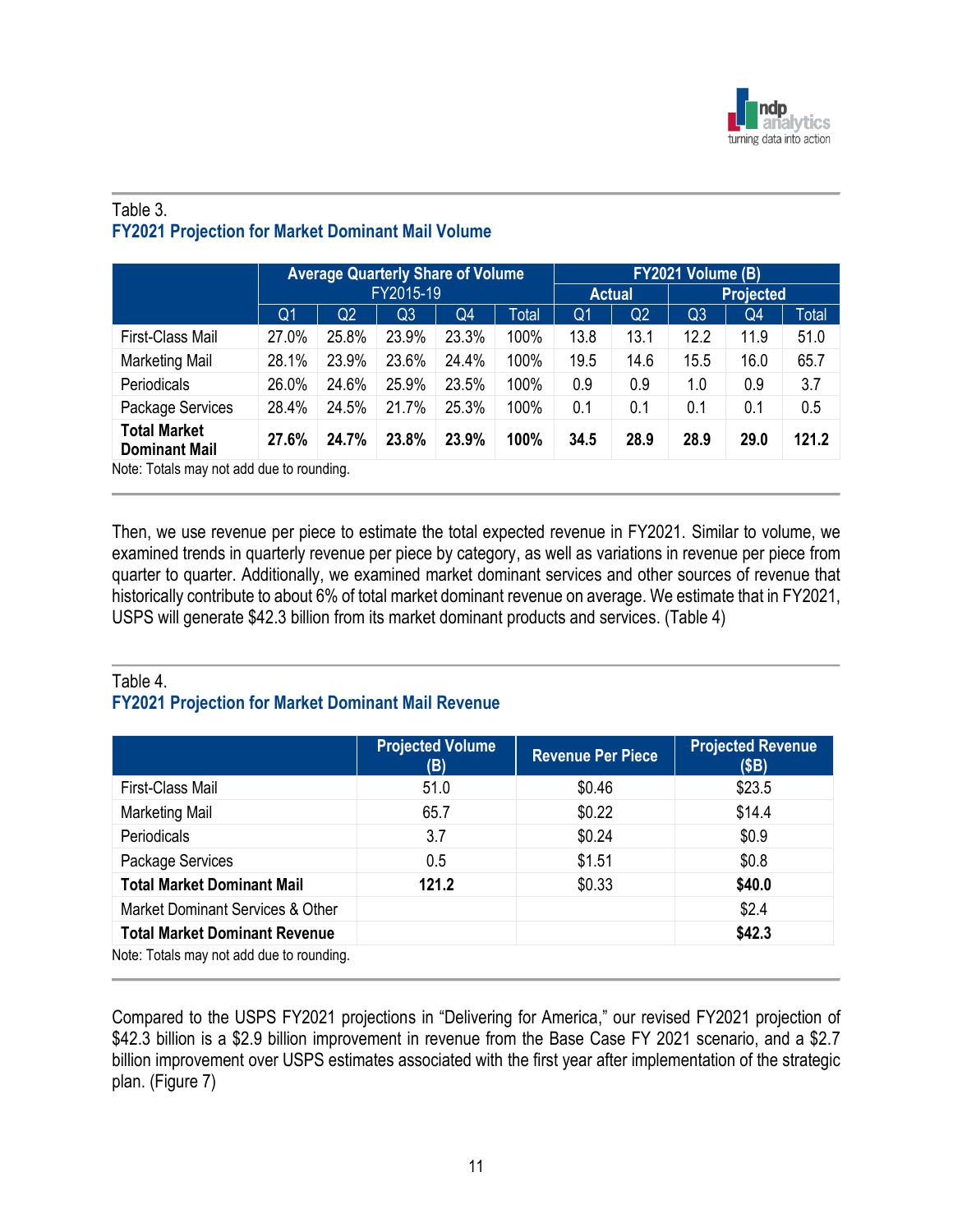Table 3.
**FY2021 Projection for Market Dominant Mail Volume**

| | Average Quarterly Share of Volume FY2015-19 | | | | | FY2021 Volume (B) | | | | |
|---|---|---|---|---|---|---|---|---|---|---|
| | | | | | | Actual | | Projected | | |
| | Q1 | Q2 | Q3 | Q4 | Total | Q1 | Q2 | Q3 | Q4 | Total |
| First-Class Mail | 27.0% | 25.8% | 23.9% | 23.3% | 100% | 13.8 | 13.1 | 12.2 | 11.9 | 51.0 |
| Marketing Mail | 28.1% | 23.9% | 23.6% | 24.4% | 100% | 19.5 | 14.6 | 15.5 | 16.0 | 65.7 |
| Periodicals | 26.0% | 24.6% | 25.9% | 23.5% | 100% | 0.9 | 0.9 | 1.0 | 0.9 | 3.7 |
| Package Services | 28.4% | 24.5% | 21.7% | 25.3% | 100% | 0.1 | 0.1 | 0.1 | 0.1 | 0.5 |
| **Total Market Dominant Mail** | **27.6%** | **24.7%** | **23.8%** | **23.9%** | **100%** | **34.5** | **28.9** | **28.9** | **29.0** | **121.2** |

Note: Totals may not add due to rounding.

Then, we use revenue per piece to estimate the total expected revenue in FY2021. Similar to volume, we examined trends in quarterly revenue per piece by category, as well as variations in revenue per piece from quarter to quarter. Additionally, we examined market dominant services and other sources of revenue that historically contribute to about 6% of total market dominant revenue on average. We estimate that in FY2021, USPS will generate $42.3 billion from its market dominant products and services. (Table 4)

Table 4.
**FY2021 Projection for Market Dominant Mail Revenue**

| | Projected Volume (B) | Revenue Per Piece | Projected Revenue ($B) |
|---|---|---|---|
| First-Class Mail | 51.0 | $0.46 | $23.5 |
| Marketing Mail | 65.7 | $0.22 | $14.4 |
| Periodicals | 3.7 | $0.24 | $0.9 |
| Package Services | 0.5 | $1.51 | $0.8 |
| **Total Market Dominant Mail** | **121.2** | $0.33 | **$40.0** |
| Market Dominant Services & Other | | | $2.4 |
| **Total Market Dominant Revenue** | | | **$42.3** |

Note: Totals may not add due to rounding.

Compared to the USPS FY2021 projections in "Delivering for America," our revised FY2021 projection of $42.3 billion is a $2.9 billion improvement in revenue from the Base Case FY 2021 scenario, and a $2.7 billion improvement over USPS estimates associated with the first year after implementation of the strategic plan. (Figure 7)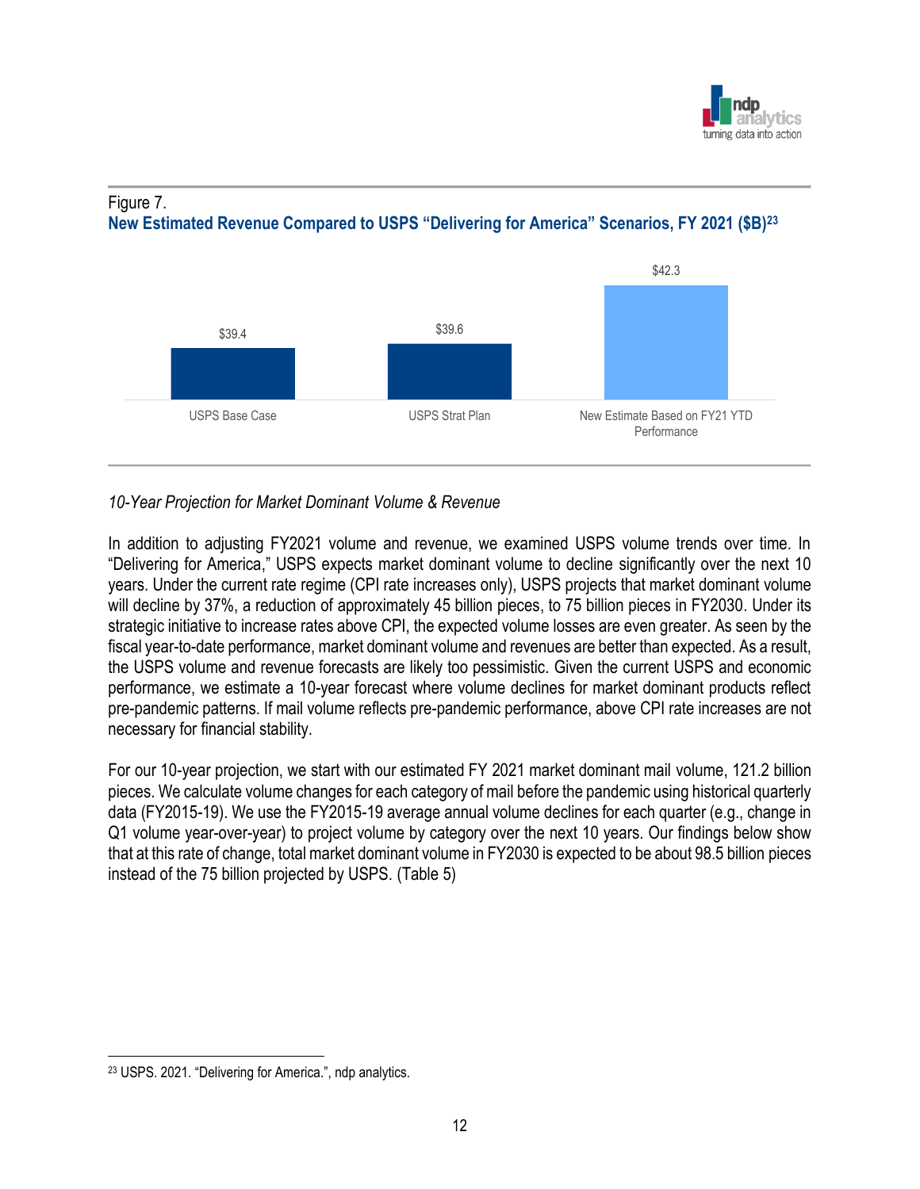Figure 7.

**New Estimated Revenue Compared to USPS "Delivering for America" Scenarios, FY 2021 ($B)[23]**

| USPS Base Case | USPS Strat Plan | New Estimate Based on FY21 YTD Performance |
|---|---|---|
| $39.4 | $39.6 | $42.3 |

*10-Year Projection for Market Dominant Volume & Revenue*

In addition to adjusting FY2021 volume and revenue, we examined USPS volume trends over time. In "Delivering for America," USPS expects market dominant volume to decline significantly over the next 10 years. Under the current rate regime (CPI rate increases only), USPS projects that market dominant volume will decline by 37%, a reduction of approximately 45 billion pieces, to 75 billion pieces in FY2030. Under its strategic initiative to increase rates above CPI, the expected volume losses are even greater. As seen by the fiscal year-to-date performance, market dominant volume and revenues are better than expected. As a result, the USPS volume and revenue forecasts are likely too pessimistic. Given the current USPS and economic performance, we estimate a 10-year forecast where volume declines for market dominant products reflect pre-pandemic patterns. If mail volume reflects pre-pandemic performance, above CPI rate increases are not necessary for financial stability.

For our 10-year projection, we start with our estimated FY 2021 market dominant mail volume, 121.2 billion pieces. We calculate volume changes for each category of mail before the pandemic using historical quarterly data (FY2015-19). We use the FY2015-19 average annual volume declines for each quarter (e.g., change in Q1 volume year-over-year) to project volume by category over the next 10 years. Our findings below show that at this rate of change, total market dominant volume in FY2030 is expected to be about 98.5 billion pieces instead of the 75 billion projected by USPS. (Table 5)

[23] USPS. 2021. "Delivering for America.", ndp analytics.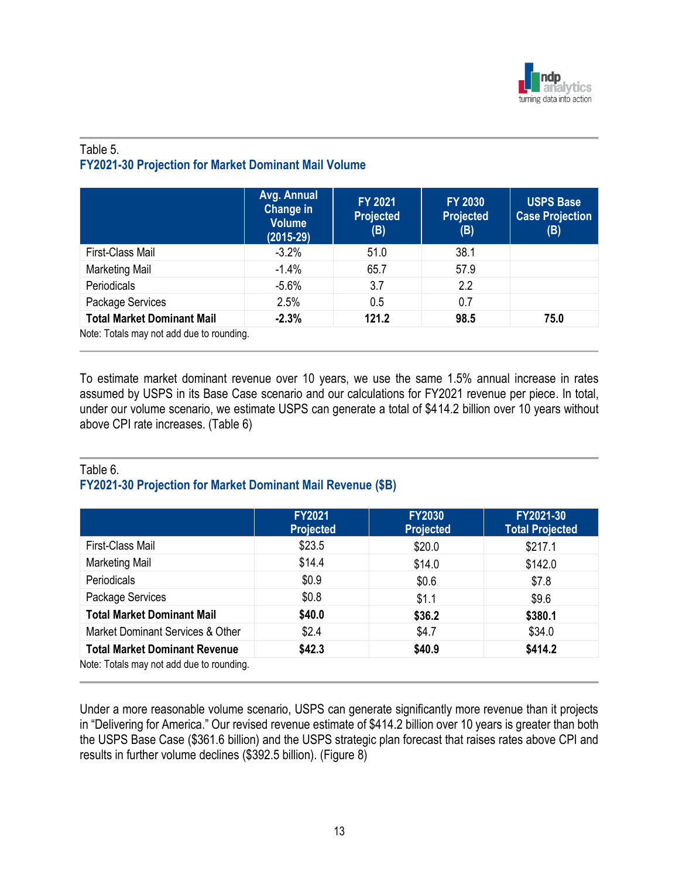Table 5.
**FY2021-30 Projection for Market Dominant Mail Volume**

| | Avg. Annual Change in Volume (2015-29) | FY 2021 Projected (B) | FY 2030 Projected (B) | USPS Base Case Projection (B) |
|---|---|---|---|---|
| First-Class Mail | -3.2% | 51.0 | 38.1 | |
| Marketing Mail | -1.4% | 65.7 | 57.9 | |
| Periodicals | -5.6% | 3.7 | 2.2 | |
| Package Services | 2.5% | 0.5 | 0.7 | |
| **Total Market Dominant Mail** | **-2.3%** | **121.2** | **98.5** | **75.0** |

Note: Totals may not add due to rounding.

To estimate market dominant revenue over 10 years, we use the same 1.5% annual increase in rates assumed by USPS in its Base Case scenario and our calculations for FY2021 revenue per piece. In total, under our volume scenario, we estimate USPS can generate a total of $414.2 billion over 10 years without above CPI rate increases. (Table 6)

Table 6.
**FY2021-30 Projection for Market Dominant Mail Revenue ($B)**

| | FY2021 Projected | FY2030 Projected | FY2021-30 Total Projected |
|---|---|---|---|
| First-Class Mail | $23.5 | $20.0 | $217.1 |
| Marketing Mail | $14.4 | $14.0 | $142.0 |
| Periodicals | $0.9 | $0.6 | $7.8 |
| Package Services | $0.8 | $1.1 | $9.6 |
| **Total Market Dominant Mail** | **$40.0** | **$36.2** | **$380.1** |
| Market Dominant Services & Other | $2.4 | $4.7 | $34.0 |
| **Total Market Dominant Revenue** | **$42.3** | **$40.9** | **$414.2** |

Note: Totals may not add due to rounding.

Under a more reasonable volume scenario, USPS can generate significantly more revenue than it projects in "Delivering for America." Our revised revenue estimate of $414.2 billion over 10 years is greater than both the USPS Base Case ($361.6 billion) and the USPS strategic plan forecast that raises rates above CPI and results in further volume declines ($392.5 billion). (Figure 8)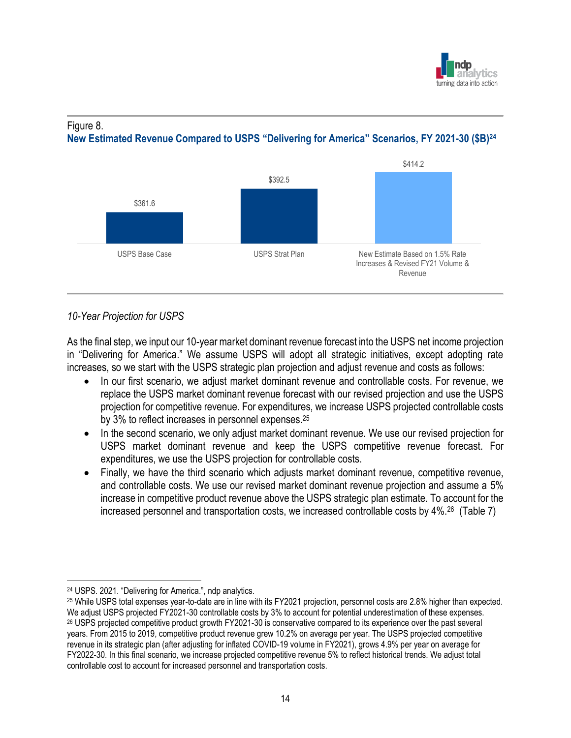Figure 8.
**New Estimated Revenue Compared to USPS "Delivering for America" Scenarios, FY 2021-30 ($B)[24]**

| USPS Base Case | USPS Strat Plan | New Estimate Based on 1.5% Rate Increases & Revised FY21 Volume & Revenue |
|---|---|---|
| $361.6 | $392.5 | $414.2 |

*10-Year Projection for USPS*

As the final step, we input our 10-year market dominant revenue forecast into the USPS net income projection in "Delivering for America." We assume USPS will adopt all strategic initiatives, except adopting rate increases, so we start with the USPS strategic plan projection and adjust revenue and costs as follows:

- In our first scenario, we adjust market dominant revenue and controllable costs. For revenue, we replace the USPS market dominant revenue forecast with our revised projection and use the USPS projection for competitive revenue. For expenditures, we increase USPS projected controllable costs by 3% to reflect increases in personnel expenses.[25]
- In the second scenario, we only adjust market dominant revenue. We use our revised projection for USPS market dominant revenue and keep the USPS competitive revenue forecast. For expenditures, we use the USPS projection for controllable costs.
- Finally, we have the third scenario which adjusts market dominant revenue, competitive revenue, and controllable costs. We use our revised market dominant revenue projection and assume a 5% increase in competitive product revenue above the USPS strategic plan estimate. To account for the increased personnel and transportation costs, we increased controllable costs by 4%.[26] (Table 7)

---

[24] USPS. 2021. "Delivering for America.", ndp analytics.

[25] While USPS total expenses year-to-date are in line with its FY2021 projection, personnel costs are 2.8% higher than expected. We adjust USPS projected FY2021-30 controllable costs by 3% to account for potential underestimation of these expenses.

[26] USPS projected competitive product growth FY2021-30 is conservative compared to its experience over the past several years. From 2015 to 2019, competitive product revenue grew 10.2% on average per year. The USPS projected competitive revenue in its strategic plan (after adjusting for inflated COVID-19 volume in FY2021), grows 4.9% per year on average for FY2022-30. In this final scenario, we increase projected competitive revenue 5% to reflect historical trends. We adjust total controllable cost to account for increased personnel and transportation costs.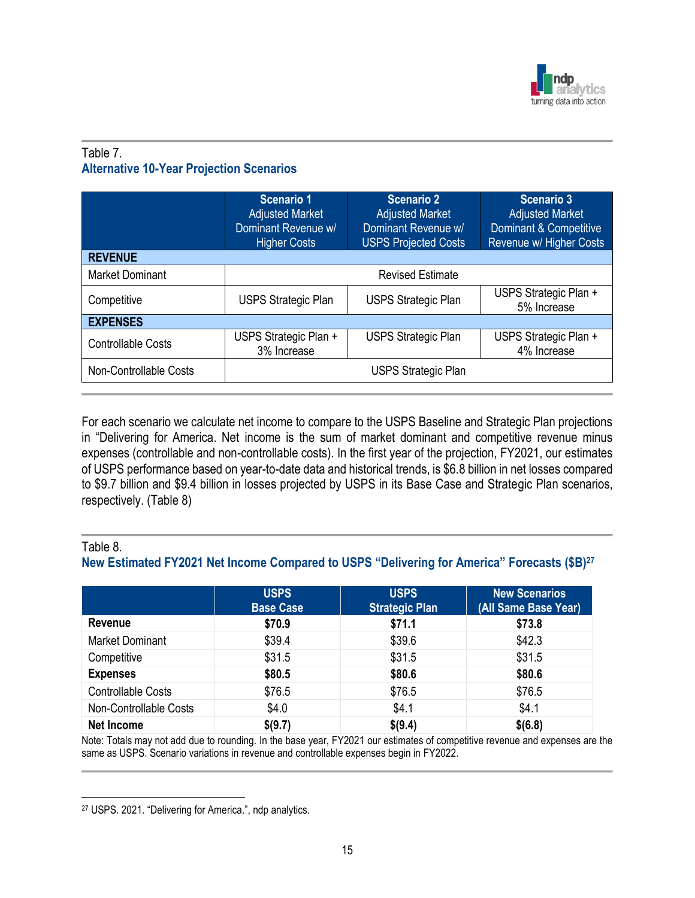Table 7.

**Alternative 10-Year Projection Scenarios**

| | **Scenario 1** Adjusted Market Dominant Revenue w/ Higher Costs | **Scenario 2** Adjusted Market Dominant Revenue w/ USPS Projected Costs | **Scenario 3** Adjusted Market Dominant & Competitive Revenue w/ Higher Costs |
|---|---|---|---|
| **REVENUE** | | | |
| Market Dominant | Revised Estimate | | |
| Competitive | USPS Strategic Plan | USPS Strategic Plan | USPS Strategic Plan + 5% Increase |
| **EXPENSES** | | | |
| Controllable Costs | USPS Strategic Plan + 3% Increase | USPS Strategic Plan | USPS Strategic Plan + 4% Increase |
| Non-Controllable Costs | USPS Strategic Plan | | |

For each scenario we calculate net income to compare to the USPS Baseline and Strategic Plan projections in "Delivering for America. Net income is the sum of market dominant and competitive revenue minus expenses (controllable and non-controllable costs). In the first year of the projection, FY2021, our estimates of USPS performance based on year-to-date data and historical trends, is $6.8 billion in net losses compared to $9.7 billion and $9.4 billion in losses projected by USPS in its Base Case and Strategic Plan scenarios, respectively. (Table 8)

Table 8.

**New Estimated FY2021 Net Income Compared to USPS "Delivering for America" Forecasts ($B)[27]**

| | **USPS Base Case** | **USPS Strategic Plan** | **New Scenarios (All Same Base Year)** |
|---|---|---|---|
| **Revenue** | **$70.9** | **$71.1** | **$73.8** |
| Market Dominant | $39.4 | $39.6 | $42.3 |
| Competitive | $31.5 | $31.5 | $31.5 |
| **Expenses** | **$80.5** | **$80.6** | **$80.6** |
| Controllable Costs | $76.5 | $76.5 | $76.5 |
| Non-Controllable Costs | $4.0 | $4.1 | $4.1 |
| **Net Income** | **$(9.7)** | **$(9.4)** | **$(6.8)** |

Note: Totals may not add due to rounding. In the base year, FY2021 our estimates of competitive revenue and expenses are the same as USPS. Scenario variations in revenue and controllable expenses begin in FY2022.

[27] USPS. 2021. "Delivering for America.", ndp analytics.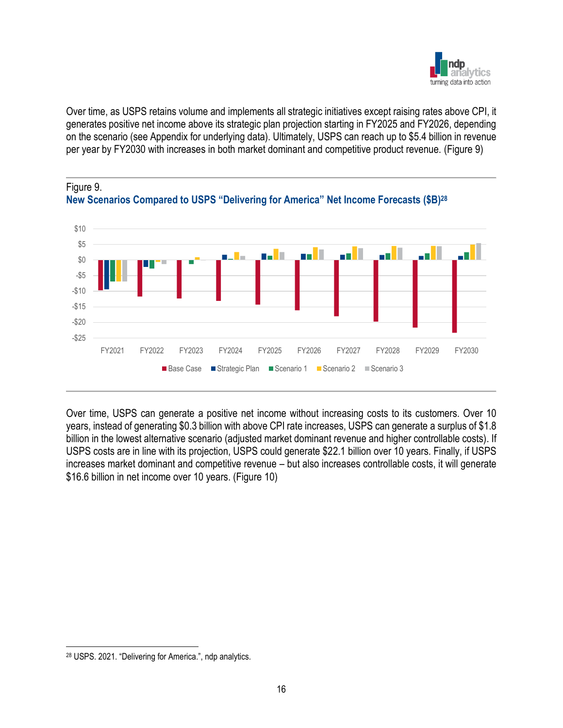Over time, as USPS retains volume and implements all strategic initiatives except raising rates above CPI, it generates positive net income above its strategic plan projection starting in FY2025 and FY2026, depending on the scenario (see Appendix for underlying data). Ultimately, USPS can reach up to $5.4 billion in revenue per year by FY2030 with increases in both market dominant and competitive product revenue. (Figure 9)

Figure 9.
**New Scenarios Compared to USPS "Delivering for America" Net Income Forecasts ($B)[28]**

Over time, USPS can generate a positive net income without increasing costs to its customers. Over 10 years, instead of generating $0.3 billion with above CPI rate increases, USPS can generate a surplus of $1.8 billion in the lowest alternative scenario (adjusted market dominant revenue and higher controllable costs). If USPS costs are in line with its projection, USPS could generate $22.1 billion over 10 years. Finally, if USPS increases market dominant and competitive revenue – but also increases controllable costs, it will generate $16.6 billion in net income over 10 years. (Figure 10)

---

[28] USPS. 2021. "Delivering for America.", ndp analytics.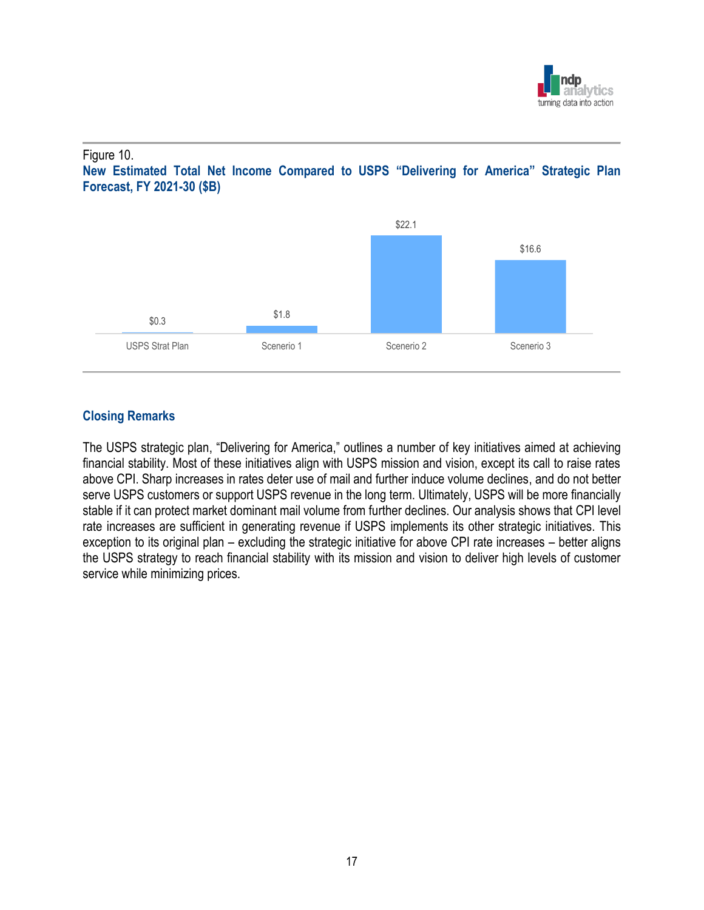Figure 10.

**New Estimated Total Net Income Compared to USPS "Delivering for America" Strategic Plan Forecast, FY 2021-30 ($B)**

| | USPS Strat Plan | Scenerio 1 | Scenerio 2 | Scenerio 3 |
|---|---|---|---|---|
| Net Income ($B) | $0.3 | $1.8 | $22.1 | $16.6 |

## Closing Remarks

The USPS strategic plan, "Delivering for America," outlines a number of key initiatives aimed at achieving financial stability. Most of these initiatives align with USPS mission and vision, except its call to raise rates above CPI. Sharp increases in rates deter use of mail and further induce volume declines, and do not better serve USPS customers or support USPS revenue in the long term. Ultimately, USPS will be more financially stable if it can protect market dominant mail volume from further declines. Our analysis shows that CPI level rate increases are sufficient in generating revenue if USPS implements its other strategic initiatives. This exception to its original plan – excluding the strategic initiative for above CPI rate increases – better aligns the USPS strategy to reach financial stability with its mission and vision to deliver high levels of customer service while minimizing prices.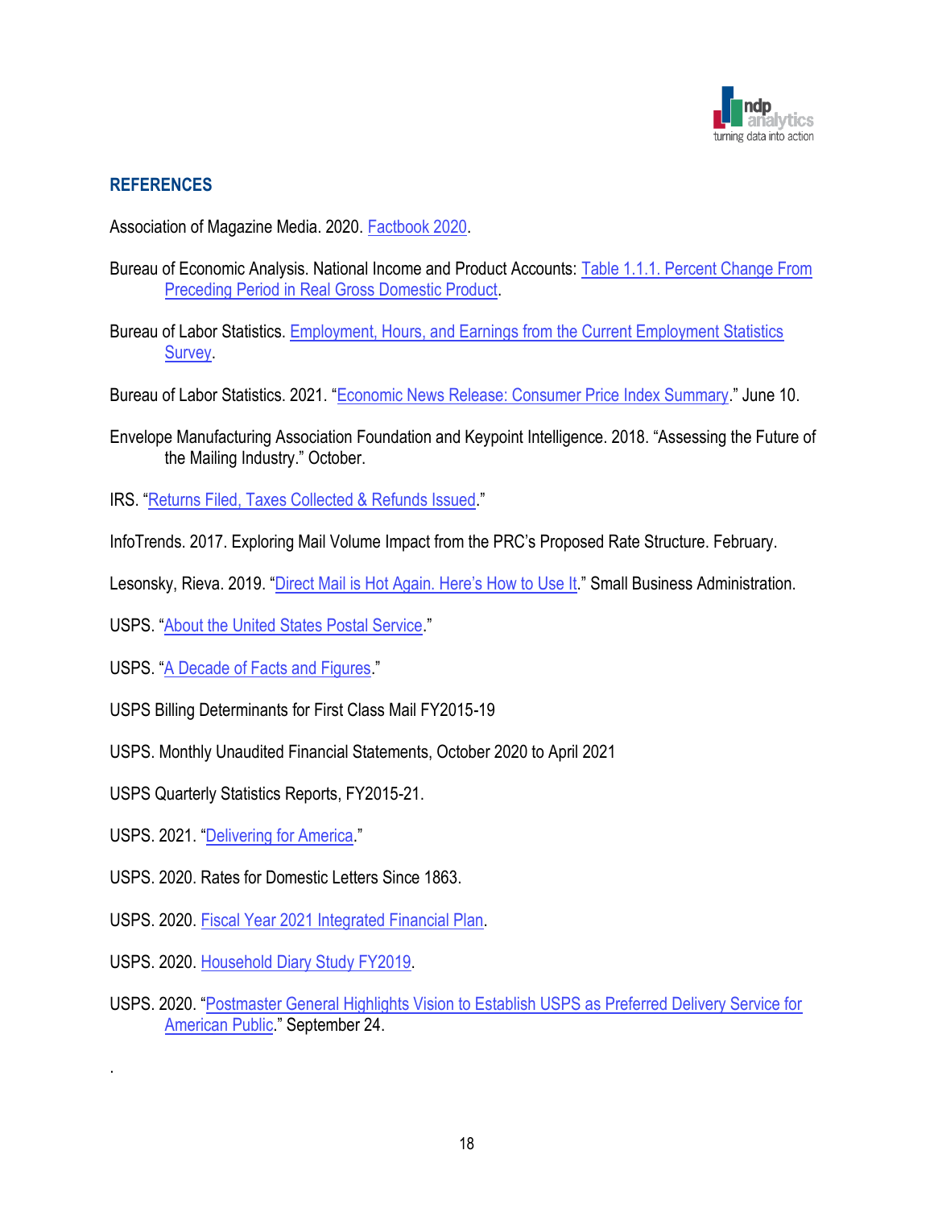## REFERENCES

Association of Magazine Media. 2020. Factbook 2020.

Bureau of Economic Analysis. National Income and Product Accounts: Table 1.1.1. Percent Change From Preceding Period in Real Gross Domestic Product.

Bureau of Labor Statistics. Employment, Hours, and Earnings from the Current Employment Statistics Survey.

Bureau of Labor Statistics. 2021. "Economic News Release: Consumer Price Index Summary." June 10.

Envelope Manufacturing Association Foundation and Keypoint Intelligence. 2018. "Assessing the Future of the Mailing Industry." October.

IRS. "Returns Filed, Taxes Collected & Refunds Issued."

InfoTrends. 2017. Exploring Mail Volume Impact from the PRC's Proposed Rate Structure. February.

Lesonsky, Rieva. 2019. "Direct Mail is Hot Again. Here's How to Use It." Small Business Administration.

USPS. "About the United States Postal Service."

USPS. "A Decade of Facts and Figures."

USPS Billing Determinants for First Class Mail FY2015-19

USPS. Monthly Unaudited Financial Statements, October 2020 to April 2021

USPS Quarterly Statistics Reports, FY2015-21.

USPS. 2021. "Delivering for America."

USPS. 2020. Rates for Domestic Letters Since 1863.

USPS. 2020. Fiscal Year 2021 Integrated Financial Plan.

USPS. 2020. Household Diary Study FY2019.

USPS. 2020. "Postmaster General Highlights Vision to Establish USPS as Preferred Delivery Service for American Public." September 24.

.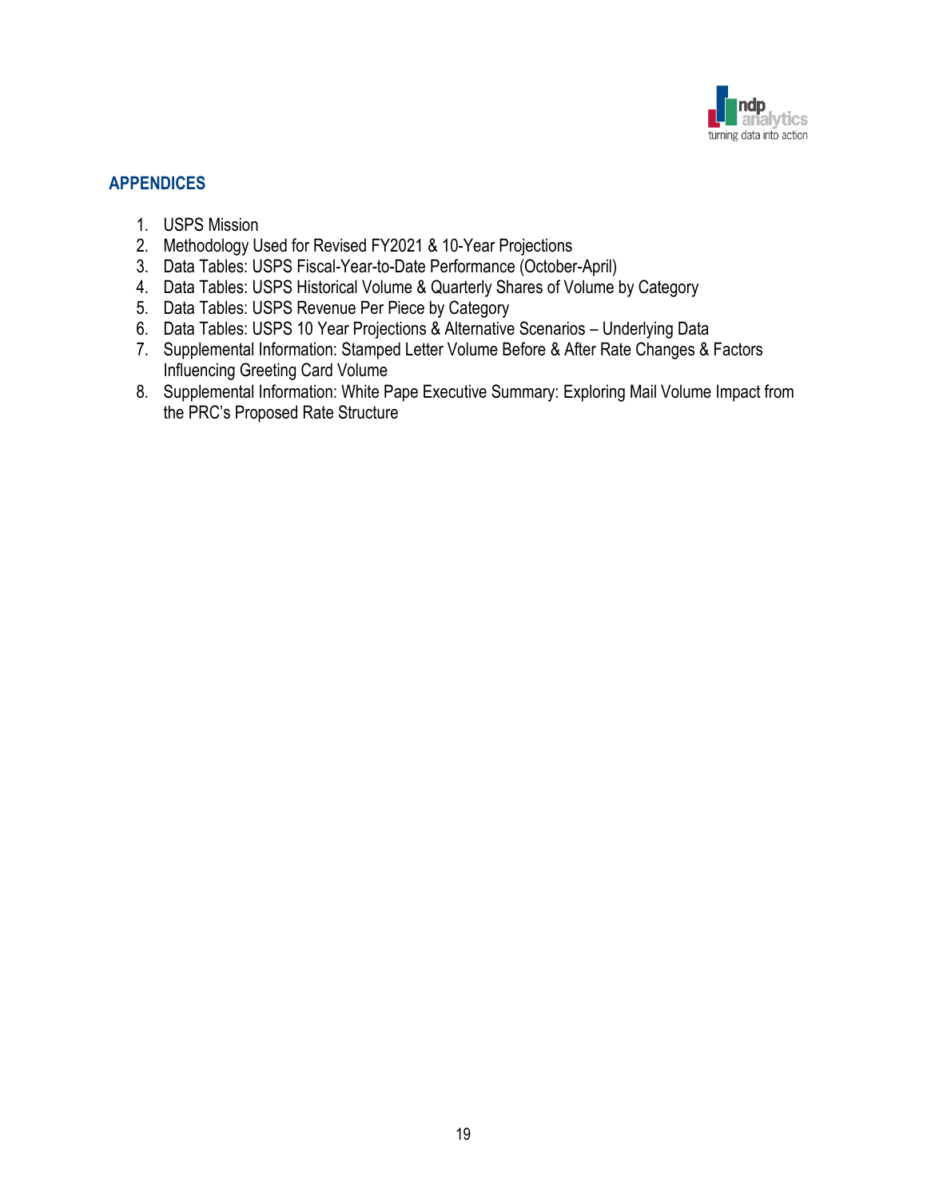## APPENDICES

1. USPS Mission
2. Methodology Used for Revised FY2021 & 10-Year Projections
3. Data Tables: USPS Fiscal-Year-to-Date Performance (October-April)
4. Data Tables: USPS Historical Volume & Quarterly Shares of Volume by Category
5. Data Tables: USPS Revenue Per Piece by Category
6. Data Tables: USPS 10 Year Projections & Alternative Scenarios – Underlying Data
7. Supplemental Information: Stamped Letter Volume Before & After Rate Changes & Factors Influencing Greeting Card Volume
8. Supplemental Information: White Pape Executive Summary: Exploring Mail Volume Impact from the PRC's Proposed Rate Structure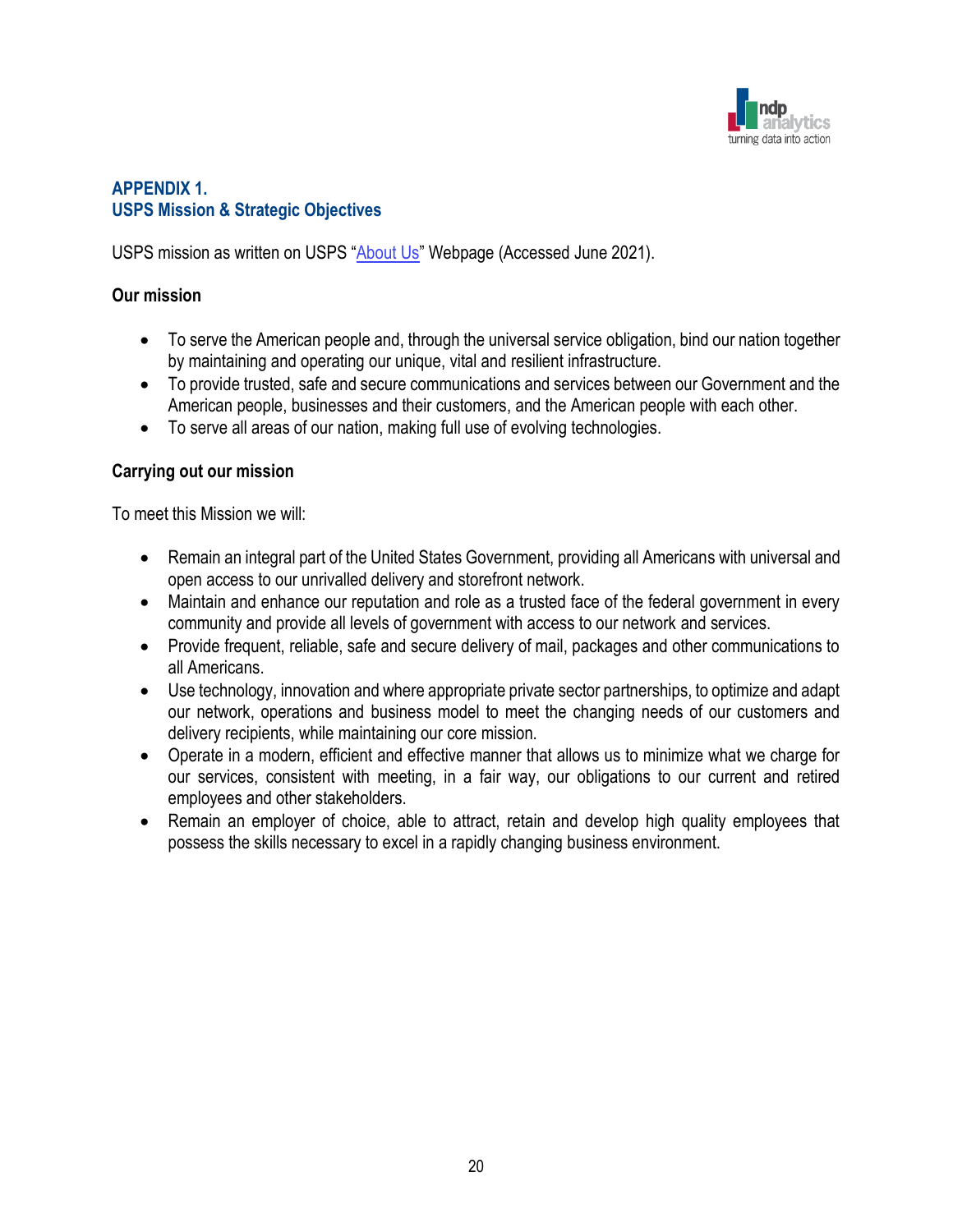## APPENDIX 1.
## USPS Mission & Strategic Objectives

USPS mission as written on USPS "About Us" Webpage (Accessed June 2021).

### Our mission

- To serve the American people and, through the universal service obligation, bind our nation together by maintaining and operating our unique, vital and resilient infrastructure.
- To provide trusted, safe and secure communications and services between our Government and the American people, businesses and their customers, and the American people with each other.
- To serve all areas of our nation, making full use of evolving technologies.

### Carrying out our mission

To meet this Mission we will:

- Remain an integral part of the United States Government, providing all Americans with universal and open access to our unrivalled delivery and storefront network.
- Maintain and enhance our reputation and role as a trusted face of the federal government in every community and provide all levels of government with access to our network and services.
- Provide frequent, reliable, safe and secure delivery of mail, packages and other communications to all Americans.
- Use technology, innovation and where appropriate private sector partnerships, to optimize and adapt our network, operations and business model to meet the changing needs of our customers and delivery recipients, while maintaining our core mission.
- Operate in a modern, efficient and effective manner that allows us to minimize what we charge for our services, consistent with meeting, in a fair way, our obligations to our current and retired employees and other stakeholders.
- Remain an employer of choice, able to attract, retain and develop high quality employees that possess the skills necessary to excel in a rapidly changing business environment.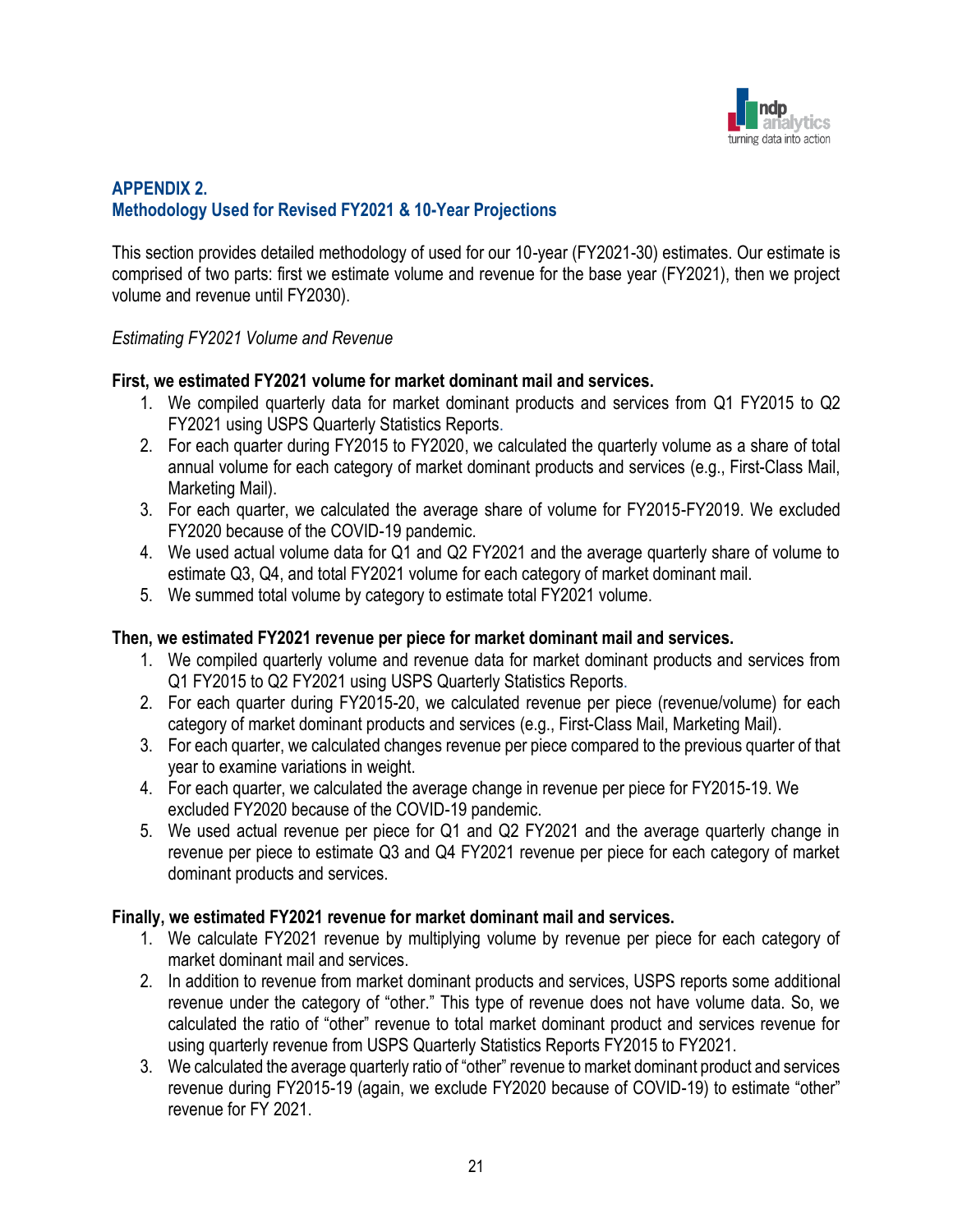## APPENDIX 2.
## Methodology Used for Revised FY2021 & 10-Year Projections

This section provides detailed methodology of used for our 10-year (FY2021-30) estimates. Our estimate is comprised of two parts: first we estimate volume and revenue for the base year (FY2021), then we project volume and revenue until FY2030).

*Estimating FY2021 Volume and Revenue*

**First, we estimated FY2021 volume for market dominant mail and services.**

1. We compiled quarterly data for market dominant products and services from Q1 FY2015 to Q2 FY2021 using USPS Quarterly Statistics Reports.
2. For each quarter during FY2015 to FY2020, we calculated the quarterly volume as a share of total annual volume for each category of market dominant products and services (e.g., First-Class Mail, Marketing Mail).
3. For each quarter, we calculated the average share of volume for FY2015-FY2019. We excluded FY2020 because of the COVID-19 pandemic.
4. We used actual volume data for Q1 and Q2 FY2021 and the average quarterly share of volume to estimate Q3, Q4, and total FY2021 volume for each category of market dominant mail.
5. We summed total volume by category to estimate total FY2021 volume.

**Then, we estimated FY2021 revenue per piece for market dominant mail and services.**

1. We compiled quarterly volume and revenue data for market dominant products and services from Q1 FY2015 to Q2 FY2021 using USPS Quarterly Statistics Reports.
2. For each quarter during FY2015-20, we calculated revenue per piece (revenue/volume) for each category of market dominant products and services (e.g., First-Class Mail, Marketing Mail).
3. For each quarter, we calculated changes revenue per piece compared to the previous quarter of that year to examine variations in weight.
4. For each quarter, we calculated the average change in revenue per piece for FY2015-19. We excluded FY2020 because of the COVID-19 pandemic.
5. We used actual revenue per piece for Q1 and Q2 FY2021 and the average quarterly change in revenue per piece to estimate Q3 and Q4 FY2021 revenue per piece for each category of market dominant products and services.

**Finally, we estimated FY2021 revenue for market dominant mail and services.**

1. We calculate FY2021 revenue by multiplying volume by revenue per piece for each category of market dominant mail and services.
2. In addition to revenue from market dominant products and services, USPS reports some additional revenue under the category of "other." This type of revenue does not have volume data. So, we calculated the ratio of "other" revenue to total market dominant product and services revenue for using quarterly revenue from USPS Quarterly Statistics Reports FY2015 to FY2021.
3. We calculated the average quarterly ratio of "other" revenue to market dominant product and services revenue during FY2015-19 (again, we exclude FY2020 because of COVID-19) to estimate "other" revenue for FY 2021.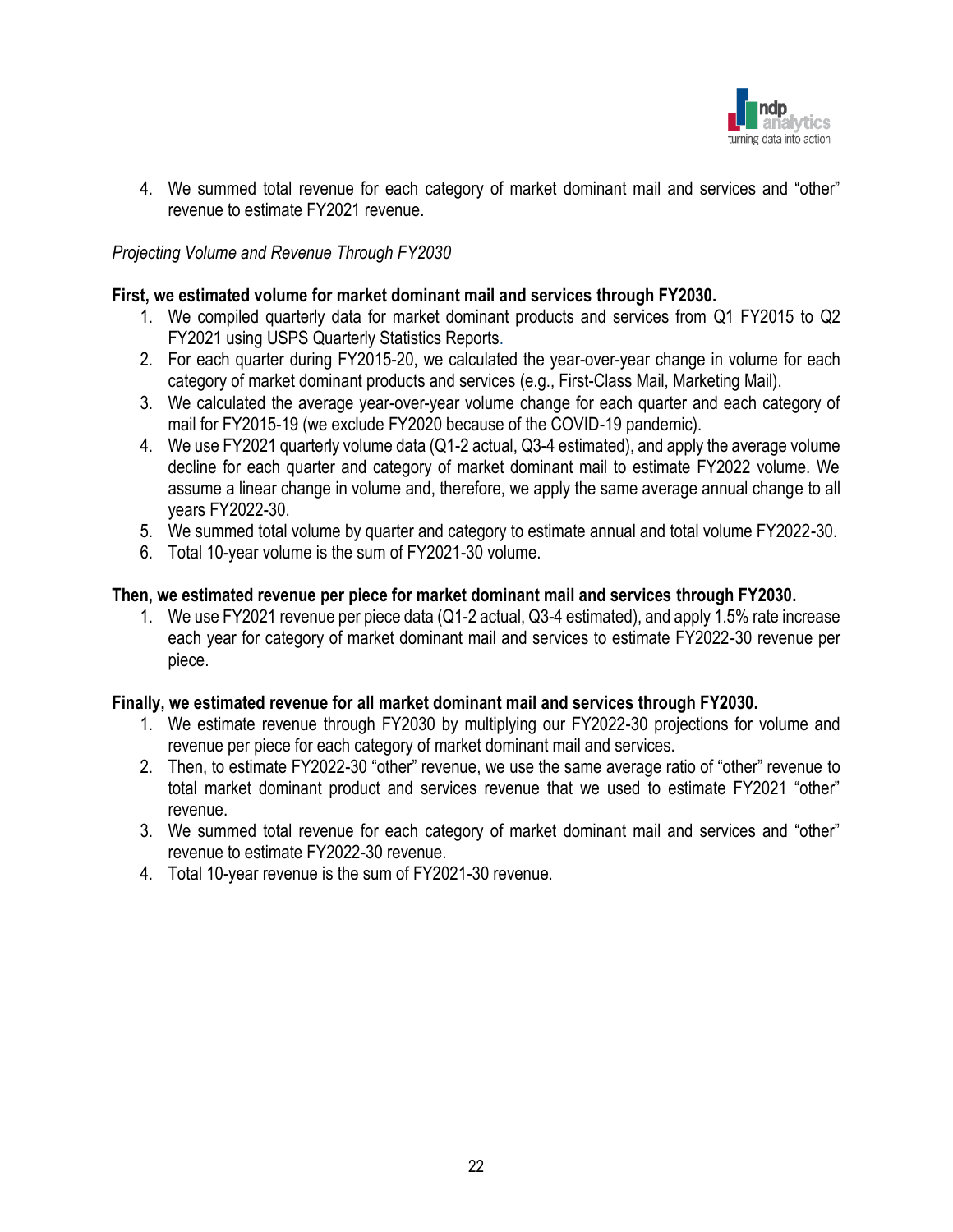4. We summed total revenue for each category of market dominant mail and services and "other" revenue to estimate FY2021 revenue.

*Projecting Volume and Revenue Through FY2030*

**First, we estimated volume for market dominant mail and services through FY2030.**

1. We compiled quarterly data for market dominant products and services from Q1 FY2015 to Q2 FY2021 using USPS Quarterly Statistics Reports.
2. For each quarter during FY2015-20, we calculated the year-over-year change in volume for each category of market dominant products and services (e.g., First-Class Mail, Marketing Mail).
3. We calculated the average year-over-year volume change for each quarter and each category of mail for FY2015-19 (we exclude FY2020 because of the COVID-19 pandemic).
4. We use FY2021 quarterly volume data (Q1-2 actual, Q3-4 estimated), and apply the average volume decline for each quarter and category of market dominant mail to estimate FY2022 volume. We assume a linear change in volume and, therefore, we apply the same average annual change to all years FY2022-30.
5. We summed total volume by quarter and category to estimate annual and total volume FY2022-30.
6. Total 10-year volume is the sum of FY2021-30 volume.

**Then, we estimated revenue per piece for market dominant mail and services through FY2030.**

1. We use FY2021 revenue per piece data (Q1-2 actual, Q3-4 estimated), and apply 1.5% rate increase each year for category of market dominant mail and services to estimate FY2022-30 revenue per piece.

**Finally, we estimated revenue for all market dominant mail and services through FY2030.**

1. We estimate revenue through FY2030 by multiplying our FY2022-30 projections for volume and revenue per piece for each category of market dominant mail and services.
2. Then, to estimate FY2022-30 "other" revenue, we use the same average ratio of "other" revenue to total market dominant product and services revenue that we used to estimate FY2021 "other" revenue.
3. We summed total revenue for each category of market dominant mail and services and "other" revenue to estimate FY2022-30 revenue.
4. Total 10-year revenue is the sum of FY2021-30 revenue.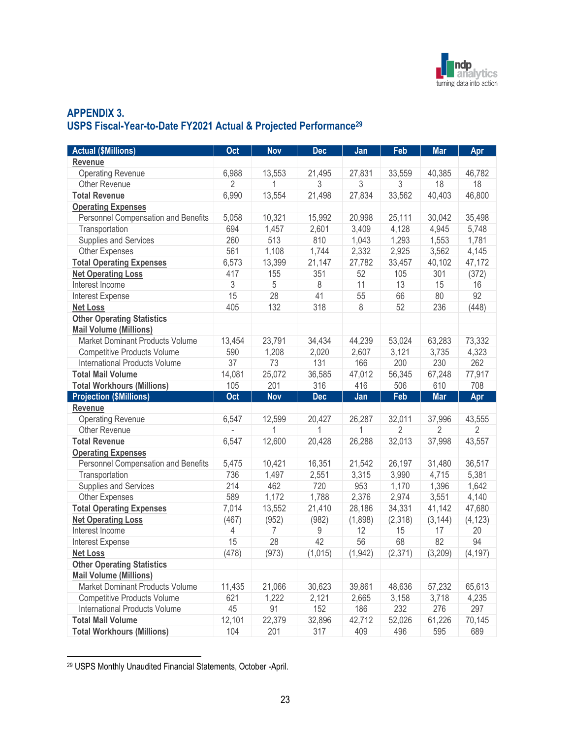## APPENDIX 3.
## USPS Fiscal-Year-to-Date FY2021 Actual & Projected Performance[29]

| Actual ($Millions) | Oct | Nov | Dec | Jan | Feb | Mar | Apr |
|---|---|---|---|---|---|---|---|
| **Revenue** | | | | | | | |
| Operating Revenue | 6,988 | 13,553 | 21,495 | 27,831 | 33,559 | 40,385 | 46,782 |
| Other Revenue | 2 | 1 | 3 | 3 | 3 | 18 | 18 |
| **Total Revenue** | 6,990 | 13,554 | 21,498 | 27,834 | 33,562 | 40,403 | 46,800 |
| **Operating Expenses** | | | | | | | |
| Personnel Compensation and Benefits | 5,058 | 10,321 | 15,992 | 20,998 | 25,111 | 30,042 | 35,498 |
| Transportation | 694 | 1,457 | 2,601 | 3,409 | 4,128 | 4,945 | 5,748 |
| Supplies and Services | 260 | 513 | 810 | 1,043 | 1,293 | 1,553 | 1,781 |
| Other Expenses | 561 | 1,108 | 1,744 | 2,332 | 2,925 | 3,562 | 4,145 |
| **Total Operating Expenses** | 6,573 | 13,399 | 21,147 | 27,782 | 33,457 | 40,102 | 47,172 |
| **Net Operating Loss** | 417 | 155 | 351 | 52 | 105 | 301 | (372) |
| Interest Income | 3 | 5 | 8 | 11 | 13 | 15 | 16 |
| Interest Expense | 15 | 28 | 41 | 55 | 66 | 80 | 92 |
| **Net Loss** | 405 | 132 | 318 | 8 | 52 | 236 | (448) |
| **Other Operating Statistics** | | | | | | | |
| **Mail Volume (Millions)** | | | | | | | |
| Market Dominant Products Volume | 13,454 | 23,791 | 34,434 | 44,239 | 53,024 | 63,283 | 73,332 |
| Competitive Products Volume | 590 | 1,208 | 2,020 | 2,607 | 3,121 | 3,735 | 4,323 |
| International Products Volume | 37 | 73 | 131 | 166 | 200 | 230 | 262 |
| **Total Mail Volume** | 14,081 | 25,072 | 36,585 | 47,012 | 56,345 | 67,248 | 77,917 |
| **Total Workhours (Millions)** | 105 | 201 | 316 | 416 | 506 | 610 | 708 |
| **Projection ($Millions)** | **Oct** | **Nov** | **Dec** | **Jan** | **Feb** | **Mar** | **Apr** |
| **Revenue** | | | | | | | |
| Operating Revenue | 6,547 | 12,599 | 20,427 | 26,287 | 32,011 | 37,996 | 43,555 |
| Other Revenue | - | 1 | 1 | 1 | 2 | 2 | 2 |
| **Total Revenue** | 6,547 | 12,600 | 20,428 | 26,288 | 32,013 | 37,998 | 43,557 |
| **Operating Expenses** | | | | | | | |
| Personnel Compensation and Benefits | 5,475 | 10,421 | 16,351 | 21,542 | 26,197 | 31,480 | 36,517 |
| Transportation | 736 | 1,497 | 2,551 | 3,315 | 3,990 | 4,715 | 5,381 |
| Supplies and Services | 214 | 462 | 720 | 953 | 1,170 | 1,396 | 1,642 |
| Other Expenses | 589 | 1,172 | 1,788 | 2,376 | 2,974 | 3,551 | 4,140 |
| **Total Operating Expenses** | 7,014 | 13,552 | 21,410 | 28,186 | 34,331 | 41,142 | 47,680 |
| **Net Operating Loss** | (467) | (952) | (982) | (1,898) | (2,318) | (3,144) | (4,123) |
| Interest Income | 4 | 7 | 9 | 12 | 15 | 17 | 20 |
| Interest Expense | 15 | 28 | 42 | 56 | 68 | 82 | 94 |
| **Net Loss** | (478) | (973) | (1,015) | (1,942) | (2,371) | (3,209) | (4,197) |
| **Other Operating Statistics** | | | | | | | |
| **Mail Volume (Millions)** | | | | | | | |
| Market Dominant Products Volume | 11,435 | 21,066 | 30,623 | 39,861 | 48,636 | 57,232 | 65,613 |
| Competitive Products Volume | 621 | 1,222 | 2,121 | 2,665 | 3,158 | 3,718 | 4,235 |
| International Products Volume | 45 | 91 | 152 | 186 | 232 | 276 | 297 |
| **Total Mail Volume** | 12,101 | 22,379 | 32,896 | 42,712 | 52,026 | 61,226 | 70,145 |
| **Total Workhours (Millions)** | 104 | 201 | 317 | 409 | 496 | 595 | 689 |

[29] USPS Monthly Unaudited Financial Statements, October -April.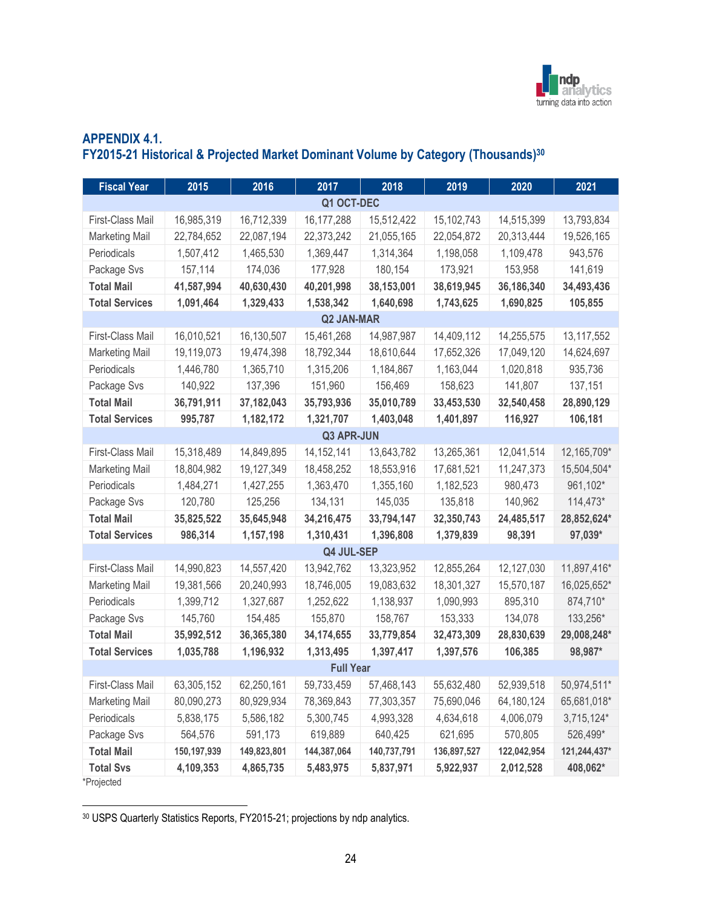## APPENDIX 4.1.
## FY2015-21 Historical & Projected Market Dominant Volume by Category (Thousands)[30]

| Fiscal Year | 2015 | 2016 | 2017 | 2018 | 2019 | 2020 | 2021 |
|---|---|---|---|---|---|---|---|
| **Q1 OCT-DEC** | | | | | | | |
| First-Class Mail | 16,985,319 | 16,712,339 | 16,177,288 | 15,512,422 | 15,102,743 | 14,515,399 | 13,793,834 |
| Marketing Mail | 22,784,652 | 22,087,194 | 22,373,242 | 21,055,165 | 22,054,872 | 20,313,444 | 19,526,165 |
| Periodicals | 1,507,412 | 1,465,530 | 1,369,447 | 1,314,364 | 1,198,058 | 1,109,478 | 943,576 |
| Package Svs | 157,114 | 174,036 | 177,928 | 180,154 | 173,921 | 153,958 | 141,619 |
| **Total Mail** | **41,587,994** | **40,630,430** | **40,201,998** | **38,153,001** | **38,619,945** | **36,186,340** | **34,493,436** |
| **Total Services** | **1,091,464** | **1,329,433** | **1,538,342** | **1,640,698** | **1,743,625** | **1,690,825** | **105,855** |
| **Q2 JAN-MAR** | | | | | | | |
| First-Class Mail | 16,010,521 | 16,130,507 | 15,461,268 | 14,987,987 | 14,409,112 | 14,255,575 | 13,117,552 |
| Marketing Mail | 19,119,073 | 19,474,398 | 18,792,344 | 18,610,644 | 17,652,326 | 17,049,120 | 14,624,697 |
| Periodicals | 1,446,780 | 1,365,710 | 1,315,206 | 1,184,867 | 1,163,044 | 1,020,818 | 935,736 |
| Package Svs | 140,922 | 137,396 | 151,960 | 156,469 | 158,623 | 141,807 | 137,151 |
| **Total Mail** | **36,791,911** | **37,182,043** | **35,793,936** | **35,010,789** | **33,453,530** | **32,540,458** | **28,890,129** |
| **Total Services** | **995,787** | **1,182,172** | **1,321,707** | **1,403,048** | **1,401,897** | **116,927** | **106,181** |
| **Q3 APR-JUN** | | | | | | | |
| First-Class Mail | 15,318,489 | 14,849,895 | 14,152,141 | 13,643,782 | 13,265,361 | 12,041,514 | 12,165,709* |
| Marketing Mail | 18,804,982 | 19,127,349 | 18,458,252 | 18,553,916 | 17,681,521 | 11,247,373 | 15,504,504* |
| Periodicals | 1,484,271 | 1,427,255 | 1,363,470 | 1,355,160 | 1,182,523 | 980,473 | 961,102* |
| Package Svs | 120,780 | 125,256 | 134,131 | 145,035 | 135,818 | 140,962 | 114,473* |
| **Total Mail** | **35,825,522** | **35,645,948** | **34,216,475** | **33,794,147** | **32,350,743** | **24,485,517** | **28,852,624*** |
| **Total Services** | **986,314** | **1,157,198** | **1,310,431** | **1,396,808** | **1,379,839** | **98,391** | **97,039*** |
| **Q4 JUL-SEP** | | | | | | | |
| First-Class Mail | 14,990,823 | 14,557,420 | 13,942,762 | 13,323,952 | 12,855,264 | 12,127,030 | 11,897,416* |
| Marketing Mail | 19,381,566 | 20,240,993 | 18,746,005 | 19,083,632 | 18,301,327 | 15,570,187 | 16,025,652* |
| Periodicals | 1,399,712 | 1,327,687 | 1,252,622 | 1,138,937 | 1,090,993 | 895,310 | 874,710* |
| Package Svs | 145,760 | 154,485 | 155,870 | 158,767 | 153,333 | 134,078 | 133,256* |
| **Total Mail** | **35,992,512** | **36,365,380** | **34,174,655** | **33,779,854** | **32,473,309** | **28,830,639** | **29,008,248*** |
| **Total Services** | **1,035,788** | **1,196,932** | **1,313,495** | **1,397,417** | **1,397,576** | **106,385** | **98,987*** |
| **Full Year** | | | | | | | |
| First-Class Mail | 63,305,152 | 62,250,161 | 59,733,459 | 57,468,143 | 55,632,480 | 52,939,518 | 50,974,511* |
| Marketing Mail | 80,090,273 | 80,929,934 | 78,369,843 | 77,303,357 | 75,690,046 | 64,180,124 | 65,681,018* |
| Periodicals | 5,838,175 | 5,586,182 | 5,300,745 | 4,993,328 | 4,634,618 | 4,006,079 | 3,715,124* |
| Package Svs | 564,576 | 591,173 | 619,889 | 640,425 | 621,695 | 570,805 | 526,499* |
| **Total Mail** | **150,197,939** | **149,823,801** | **144,387,064** | **140,737,791** | **136,897,527** | **122,042,954** | **121,244,437*** |
| **Total Svs** | **4,109,353** | **4,865,735** | **5,483,975** | **5,837,971** | **5,922,937** | **2,012,528** | **408,062*** |

*Projected

[30] USPS Quarterly Statistics Reports, FY2015-21; projections by ndp analytics.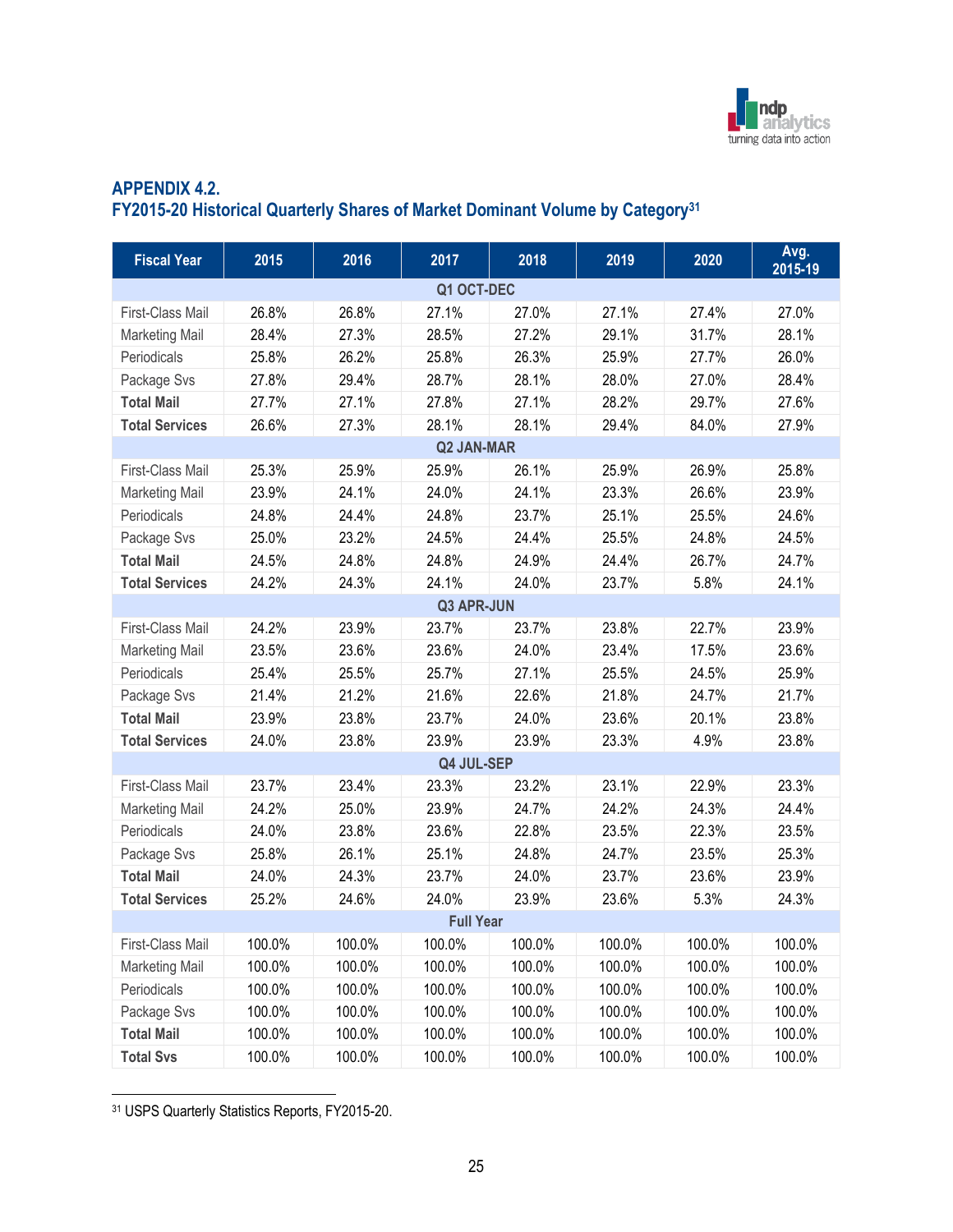## APPENDIX 4.2.
## FY2015-20 Historical Quarterly Shares of Market Dominant Volume by Category[31]

| Fiscal Year | 2015 | 2016 | 2017 | 2018 | 2019 | 2020 | Avg. 2015-19 |
|---|---|---|---|---|---|---|---|
| | | | | Q1 OCT-DEC | | | |
| First-Class Mail | 26.8% | 26.8% | 27.1% | 27.0% | 27.1% | 27.4% | 27.0% |
| Marketing Mail | 28.4% | 27.3% | 28.5% | 27.2% | 29.1% | 31.7% | 28.1% |
| Periodicals | 25.8% | 26.2% | 25.8% | 26.3% | 25.9% | 27.7% | 26.0% |
| Package Svs | 27.8% | 29.4% | 28.7% | 28.1% | 28.0% | 27.0% | 28.4% |
| **Total Mail** | 27.7% | 27.1% | 27.8% | 27.1% | 28.2% | 29.7% | 27.6% |
| **Total Services** | 26.6% | 27.3% | 28.1% | 28.1% | 29.4% | 84.0% | 27.9% |
| | | | | Q2 JAN-MAR | | | |
| First-Class Mail | 25.3% | 25.9% | 25.9% | 26.1% | 25.9% | 26.9% | 25.8% |
| Marketing Mail | 23.9% | 24.1% | 24.0% | 24.1% | 23.3% | 26.6% | 23.9% |
| Periodicals | 24.8% | 24.4% | 24.8% | 23.7% | 25.1% | 25.5% | 24.6% |
| Package Svs | 25.0% | 23.2% | 24.5% | 24.4% | 25.5% | 24.8% | 24.5% |
| **Total Mail** | 24.5% | 24.8% | 24.8% | 24.9% | 24.4% | 26.7% | 24.7% |
| **Total Services** | 24.2% | 24.3% | 24.1% | 24.0% | 23.7% | 5.8% | 24.1% |
| | | | | Q3 APR-JUN | | | |
| First-Class Mail | 24.2% | 23.9% | 23.7% | 23.7% | 23.8% | 22.7% | 23.9% |
| Marketing Mail | 23.5% | 23.6% | 23.6% | 24.0% | 23.4% | 17.5% | 23.6% |
| Periodicals | 25.4% | 25.5% | 25.7% | 27.1% | 25.5% | 24.5% | 25.9% |
| Package Svs | 21.4% | 21.2% | 21.6% | 22.6% | 21.8% | 24.7% | 21.7% |
| **Total Mail** | 23.9% | 23.8% | 23.7% | 24.0% | 23.6% | 20.1% | 23.8% |
| **Total Services** | 24.0% | 23.8% | 23.9% | 23.9% | 23.3% | 4.9% | 23.8% |
| | | | | Q4 JUL-SEP | | | |
| First-Class Mail | 23.7% | 23.4% | 23.3% | 23.2% | 23.1% | 22.9% | 23.3% |
| Marketing Mail | 24.2% | 25.0% | 23.9% | 24.7% | 24.2% | 24.3% | 24.4% |
| Periodicals | 24.0% | 23.8% | 23.6% | 22.8% | 23.5% | 22.3% | 23.5% |
| Package Svs | 25.8% | 26.1% | 25.1% | 24.8% | 24.7% | 23.5% | 25.3% |
| **Total Mail** | 24.0% | 24.3% | 23.7% | 24.0% | 23.7% | 23.6% | 23.9% |
| **Total Services** | 25.2% | 24.6% | 24.0% | 23.9% | 23.6% | 5.3% | 24.3% |
| | | | | Full Year | | | |
| First-Class Mail | 100.0% | 100.0% | 100.0% | 100.0% | 100.0% | 100.0% | 100.0% |
| Marketing Mail | 100.0% | 100.0% | 100.0% | 100.0% | 100.0% | 100.0% | 100.0% |
| Periodicals | 100.0% | 100.0% | 100.0% | 100.0% | 100.0% | 100.0% | 100.0% |
| Package Svs | 100.0% | 100.0% | 100.0% | 100.0% | 100.0% | 100.0% | 100.0% |
| **Total Mail** | 100.0% | 100.0% | 100.0% | 100.0% | 100.0% | 100.0% | 100.0% |
| **Total Svs** | 100.0% | 100.0% | 100.0% | 100.0% | 100.0% | 100.0% | 100.0% |

[31] USPS Quarterly Statistics Reports, FY2015-20.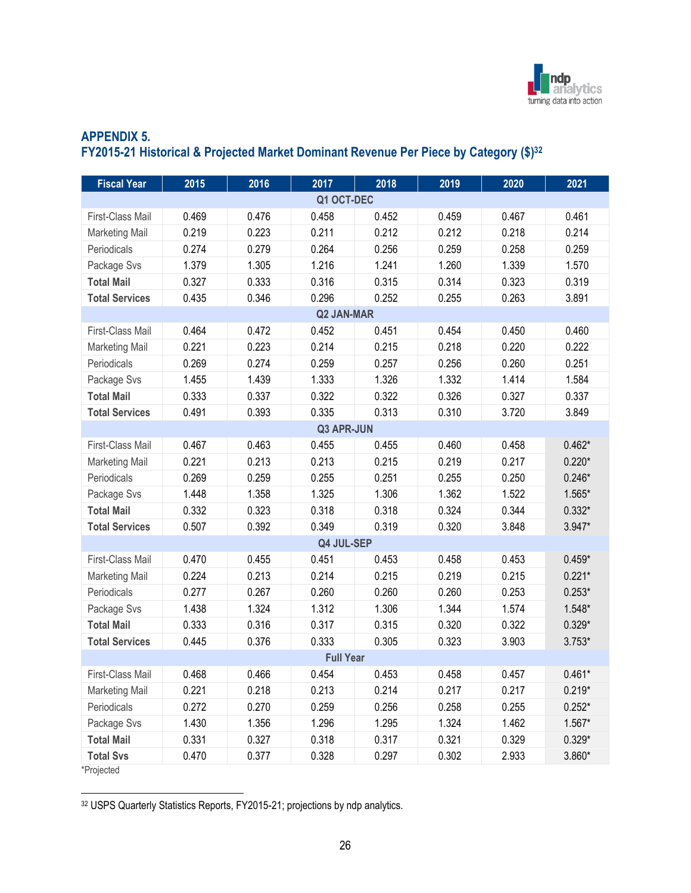## APPENDIX 5.
## FY2015-21 Historical & Projected Market Dominant Revenue Per Piece by Category ($)[32]

| Fiscal Year | 2015 | 2016 | 2017 | 2018 | 2019 | 2020 | 2021 |
|---|---|---|---|---|---|---|---|
| **Q1 OCT-DEC** | | | | | | | |
| First-Class Mail | 0.469 | 0.476 | 0.458 | 0.452 | 0.459 | 0.467 | 0.461 |
| Marketing Mail | 0.219 | 0.223 | 0.211 | 0.212 | 0.212 | 0.218 | 0.214 |
| Periodicals | 0.274 | 0.279 | 0.264 | 0.256 | 0.259 | 0.258 | 0.259 |
| Package Svs | 1.379 | 1.305 | 1.216 | 1.241 | 1.260 | 1.339 | 1.570 |
| **Total Mail** | 0.327 | 0.333 | 0.316 | 0.315 | 0.314 | 0.323 | 0.319 |
| **Total Services** | 0.435 | 0.346 | 0.296 | 0.252 | 0.255 | 0.263 | 3.891 |
| **Q2 JAN-MAR** | | | | | | | |
| First-Class Mail | 0.464 | 0.472 | 0.452 | 0.451 | 0.454 | 0.450 | 0.460 |
| Marketing Mail | 0.221 | 0.223 | 0.214 | 0.215 | 0.218 | 0.220 | 0.222 |
| Periodicals | 0.269 | 0.274 | 0.259 | 0.257 | 0.256 | 0.260 | 0.251 |
| Package Svs | 1.455 | 1.439 | 1.333 | 1.326 | 1.332 | 1.414 | 1.584 |
| **Total Mail** | 0.333 | 0.337 | 0.322 | 0.322 | 0.326 | 0.327 | 0.337 |
| **Total Services** | 0.491 | 0.393 | 0.335 | 0.313 | 0.310 | 3.720 | 3.849 |
| **Q3 APR-JUN** | | | | | | | |
| First-Class Mail | 0.467 | 0.463 | 0.455 | 0.455 | 0.460 | 0.458 | 0.462* |
| Marketing Mail | 0.221 | 0.213 | 0.213 | 0.215 | 0.219 | 0.217 | 0.220* |
| Periodicals | 0.269 | 0.259 | 0.255 | 0.251 | 0.255 | 0.250 | 0.246* |
| Package Svs | 1.448 | 1.358 | 1.325 | 1.306 | 1.362 | 1.522 | 1.565* |
| **Total Mail** | 0.332 | 0.323 | 0.318 | 0.318 | 0.324 | 0.344 | 0.332* |
| **Total Services** | 0.507 | 0.392 | 0.349 | 0.319 | 0.320 | 3.848 | 3.947* |
| **Q4 JUL-SEP** | | | | | | | |
| First-Class Mail | 0.470 | 0.455 | 0.451 | 0.453 | 0.458 | 0.453 | 0.459* |
| Marketing Mail | 0.224 | 0.213 | 0.214 | 0.215 | 0.219 | 0.215 | 0.221* |
| Periodicals | 0.277 | 0.267 | 0.260 | 0.260 | 0.260 | 0.253 | 0.253* |
| Package Svs | 1.438 | 1.324 | 1.312 | 1.306 | 1.344 | 1.574 | 1.548* |
| **Total Mail** | 0.333 | 0.316 | 0.317 | 0.315 | 0.320 | 0.322 | 0.329* |
| **Total Services** | 0.445 | 0.376 | 0.333 | 0.305 | 0.323 | 3.903 | 3.753* |
| **Full Year** | | | | | | | |
| First-Class Mail | 0.468 | 0.466 | 0.454 | 0.453 | 0.458 | 0.457 | 0.461* |
| Marketing Mail | 0.221 | 0.218 | 0.213 | 0.214 | 0.217 | 0.217 | 0.219* |
| Periodicals | 0.272 | 0.270 | 0.259 | 0.256 | 0.258 | 0.255 | 0.252* |
| Package Svs | 1.430 | 1.356 | 1.296 | 1.295 | 1.324 | 1.462 | 1.567* |
| **Total Mail** | 0.331 | 0.327 | 0.318 | 0.317 | 0.321 | 0.329 | 0.329* |
| **Total Svs** | 0.470 | 0.377 | 0.328 | 0.297 | 0.302 | 2.933 | 3.860* |

*Projected

[32] USPS Quarterly Statistics Reports, FY2015-21; projections by ndp analytics.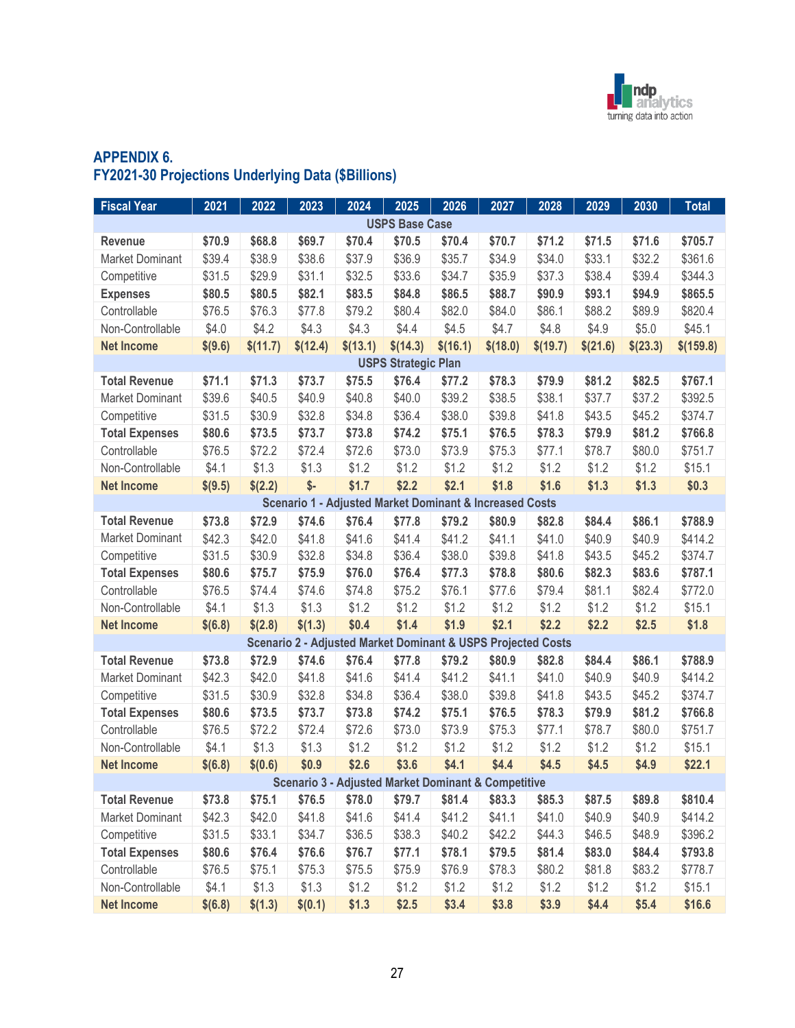## APPENDIX 6.
## FY2021-30 Projections Underlying Data ($Billions)

| Fiscal Year | 2021 | 2022 | 2023 | 2024 | 2025 | 2026 | 2027 | 2028 | 2029 | 2030 | Total |
|---|---|---|---|---|---|---|---|---|---|---|---|
| **USPS Base Case** | | | | | | | | | | | |
| **Revenue** | **$70.9** | **$68.8** | **$69.7** | **$70.4** | **$70.5** | **$70.4** | **$70.7** | **$71.2** | **$71.5** | **$71.6** | **$705.7** |
| Market Dominant | $39.4 | $38.9 | $38.6 | $37.9 | $36.9 | $35.7 | $34.9 | $34.0 | $33.1 | $32.2 | $361.6 |
| Competitive | $31.5 | $29.9 | $31.1 | $32.5 | $33.6 | $34.7 | $35.9 | $37.3 | $38.4 | $39.4 | $344.3 |
| **Expenses** | **$80.5** | **$80.5** | **$82.1** | **$83.5** | **$84.8** | **$86.5** | **$88.7** | **$90.9** | **$93.1** | **$94.9** | **$865.5** |
| Controllable | $76.5 | $76.3 | $77.8 | $79.2 | $80.4 | $82.0 | $84.0 | $86.1 | $88.2 | $89.9 | $820.4 |
| Non-Controllable | $4.0 | $4.2 | $4.3 | $4.3 | $4.4 | $4.5 | $4.7 | $4.8 | $4.9 | $5.0 | $45.1 |
| **Net Income** | **$(9.6)** | **$(11.7)** | **$(12.4)** | **$(13.1)** | **$(14.3)** | **$(16.1)** | **$(18.0)** | **$(19.7)** | **$(21.6)** | **$(23.3)** | **$(159.8)** |
| **USPS Strategic Plan** | | | | | | | | | | | |
| **Total Revenue** | **$71.1** | **$71.3** | **$73.7** | **$75.5** | **$76.4** | **$77.2** | **$78.3** | **$79.9** | **$81.2** | **$82.5** | **$767.1** |
| Market Dominant | $39.6 | $40.5 | $40.9 | $40.8 | $40.0 | $39.2 | $38.5 | $38.1 | $37.7 | $37.2 | $392.5 |
| Competitive | $31.5 | $30.9 | $32.8 | $34.8 | $36.4 | $38.0 | $39.8 | $41.8 | $43.5 | $45.2 | $374.7 |
| **Total Expenses** | **$80.6** | **$73.5** | **$73.7** | **$73.8** | **$74.2** | **$75.1** | **$76.5** | **$78.3** | **$79.9** | **$81.2** | **$766.8** |
| Controllable | $76.5 | $72.2 | $72.4 | $72.6 | $73.0 | $73.9 | $75.3 | $77.1 | $78.7 | $80.0 | $751.7 |
| Non-Controllable | $4.1 | $1.3 | $1.3 | $1.2 | $1.2 | $1.2 | $1.2 | $1.2 | $1.2 | $1.2 | $15.1 |
| **Net Income** | **$(9.5)** | **$(2.2)** | **$-** | **$1.7** | **$2.2** | **$2.1** | **$1.8** | **$1.6** | **$1.3** | **$1.3** | **$0.3** |
| **Scenario 1 - Adjusted Market Dominant & Increased Costs** | | | | | | | | | | | |
| **Total Revenue** | **$73.8** | **$72.9** | **$74.6** | **$76.4** | **$77.8** | **$79.2** | **$80.9** | **$82.8** | **$84.4** | **$86.1** | **$788.9** |
| Market Dominant | $42.3 | $42.0 | $41.8 | $41.6 | $41.4 | $41.2 | $41.1 | $41.0 | $40.9 | $40.9 | $414.2 |
| Competitive | $31.5 | $30.9 | $32.8 | $34.8 | $36.4 | $38.0 | $39.8 | $41.8 | $43.5 | $45.2 | $374.7 |
| **Total Expenses** | **$80.6** | **$75.7** | **$75.9** | **$76.0** | **$76.4** | **$77.3** | **$78.8** | **$80.6** | **$82.3** | **$83.6** | **$787.1** |
| Controllable | $76.5 | $74.4 | $74.6 | $74.8 | $75.2 | $76.1 | $77.6 | $79.4 | $81.1 | $82.4 | $772.0 |
| Non-Controllable | $4.1 | $1.3 | $1.3 | $1.2 | $1.2 | $1.2 | $1.2 | $1.2 | $1.2 | $1.2 | $15.1 |
| **Net Income** | **$(6.8)** | **$(2.8)** | **$(1.3)** | **$0.4** | **$1.4** | **$1.9** | **$2.1** | **$2.2** | **$2.2** | **$2.5** | **$1.8** |
| **Scenario 2 - Adjusted Market Dominant & USPS Projected Costs** | | | | | | | | | | | |
| **Total Revenue** | **$73.8** | **$72.9** | **$74.6** | **$76.4** | **$77.8** | **$79.2** | **$80.9** | **$82.8** | **$84.4** | **$86.1** | **$788.9** |
| Market Dominant | $42.3 | $42.0 | $41.8 | $41.6 | $41.4 | $41.2 | $41.1 | $41.0 | $40.9 | $40.9 | $414.2 |
| Competitive | $31.5 | $30.9 | $32.8 | $34.8 | $36.4 | $38.0 | $39.8 | $41.8 | $43.5 | $45.2 | $374.7 |
| **Total Expenses** | **$80.6** | **$73.5** | **$73.7** | **$73.8** | **$74.2** | **$75.1** | **$76.5** | **$78.3** | **$79.9** | **$81.2** | **$766.8** |
| Controllable | $76.5 | $72.2 | $72.4 | $72.6 | $73.0 | $73.9 | $75.3 | $77.1 | $78.7 | $80.0 | $751.7 |
| Non-Controllable | $4.1 | $1.3 | $1.3 | $1.2 | $1.2 | $1.2 | $1.2 | $1.2 | $1.2 | $1.2 | $15.1 |
| **Net Income** | **$(6.8)** | **$(0.6)** | **$0.9** | **$2.6** | **$3.6** | **$4.1** | **$4.4** | **$4.5** | **$4.5** | **$4.9** | **$22.1** |
| **Scenario 3 - Adjusted Market Dominant & Competitive** | | | | | | | | | | | |
| **Total Revenue** | **$73.8** | **$75.1** | **$76.5** | **$78.0** | **$79.7** | **$81.4** | **$83.3** | **$85.3** | **$87.5** | **$89.8** | **$810.4** |
| Market Dominant | $42.3 | $42.0 | $41.8 | $41.6 | $41.4 | $41.2 | $41.1 | $41.0 | $40.9 | $40.9 | $414.2 |
| Competitive | $31.5 | $33.1 | $34.7 | $36.5 | $38.3 | $40.2 | $42.2 | $44.3 | $46.5 | $48.9 | $396.2 |
| **Total Expenses** | **$80.6** | **$76.4** | **$76.6** | **$76.7** | **$77.1** | **$78.1** | **$79.5** | **$81.4** | **$83.0** | **$84.4** | **$793.8** |
| Controllable | $76.5 | $75.1 | $75.3 | $75.5 | $75.9 | $76.9 | $78.3 | $80.2 | $81.8 | $83.2 | $778.7 |
| Non-Controllable | $4.1 | $1.3 | $1.3 | $1.2 | $1.2 | $1.2 | $1.2 | $1.2 | $1.2 | $1.2 | $15.1 |
| **Net Income** | **$(6.8)** | **$(1.3)** | **$(0.1)** | **$1.3** | **$2.5** | **$3.4** | **$3.8** | **$3.9** | **$4.4** | **$5.4** | **$16.6** |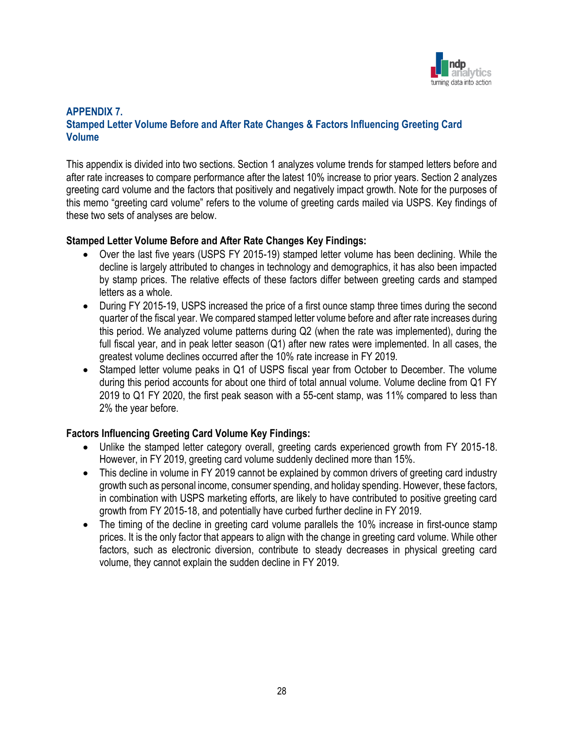## APPENDIX 7.
## Stamped Letter Volume Before and After Rate Changes & Factors Influencing Greeting Card Volume

This appendix is divided into two sections. Section 1 analyzes volume trends for stamped letters before and after rate increases to compare performance after the latest 10% increase to prior years. Section 2 analyzes greeting card volume and the factors that positively and negatively impact growth. Note for the purposes of this memo "greeting card volume" refers to the volume of greeting cards mailed via USPS. Key findings of these two sets of analyses are below.

**Stamped Letter Volume Before and After Rate Changes Key Findings:**

- Over the last five years (USPS FY 2015-19) stamped letter volume has been declining. While the decline is largely attributed to changes in technology and demographics, it has also been impacted by stamp prices. The relative effects of these factors differ between greeting cards and stamped letters as a whole.
- During FY 2015-19, USPS increased the price of a first ounce stamp three times during the second quarter of the fiscal year. We compared stamped letter volume before and after rate increases during this period. We analyzed volume patterns during Q2 (when the rate was implemented), during the full fiscal year, and in peak letter season (Q1) after new rates were implemented. In all cases, the greatest volume declines occurred after the 10% rate increase in FY 2019.
- Stamped letter volume peaks in Q1 of USPS fiscal year from October to December. The volume during this period accounts for about one third of total annual volume. Volume decline from Q1 FY 2019 to Q1 FY 2020, the first peak season with a 55-cent stamp, was 11% compared to less than 2% the year before.

**Factors Influencing Greeting Card Volume Key Findings:**

- Unlike the stamped letter category overall, greeting cards experienced growth from FY 2015-18. However, in FY 2019, greeting card volume suddenly declined more than 15%.
- This decline in volume in FY 2019 cannot be explained by common drivers of greeting card industry growth such as personal income, consumer spending, and holiday spending. However, these factors, in combination with USPS marketing efforts, are likely to have contributed to positive greeting card growth from FY 2015-18, and potentially have curbed further decline in FY 2019.
- The timing of the decline in greeting card volume parallels the 10% increase in first-ounce stamp prices. It is the only factor that appears to align with the change in greeting card volume. While other factors, such as electronic diversion, contribute to steady decreases in physical greeting card volume, they cannot explain the sudden decline in FY 2019.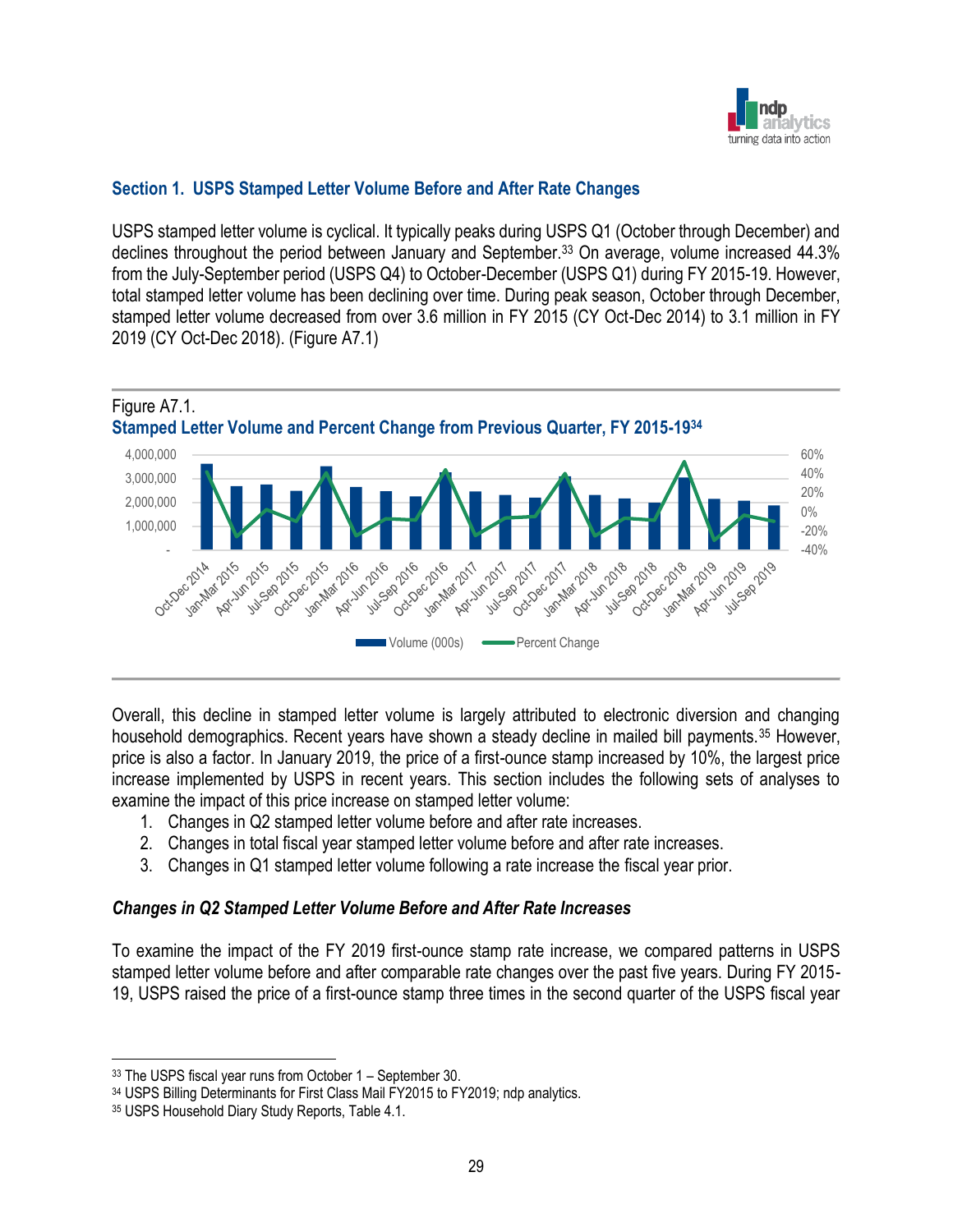## Section 1. USPS Stamped Letter Volume Before and After Rate Changes

USPS stamped letter volume is cyclical. It typically peaks during USPS Q1 (October through December) and declines throughout the period between January and September.[33] On average, volume increased 44.3% from the July-September period (USPS Q4) to October-December (USPS Q1) during FY 2015-19. However, total stamped letter volume has been declining over time. During peak season, October through December, stamped letter volume decreased from over 3.6 million in FY 2015 (CY Oct-Dec 2014) to 3.1 million in FY 2019 (CY Oct-Dec 2018). (Figure A7.1)

Figure A7.1.

**Stamped Letter Volume and Percent Change from Previous Quarter, FY 2015-19[34]**

Overall, this decline in stamped letter volume is largely attributed to electronic diversion and changing household demographics. Recent years have shown a steady decline in mailed bill payments.[35] However, price is also a factor. In January 2019, the price of a first-ounce stamp increased by 10%, the largest price increase implemented by USPS in recent years. This section includes the following sets of analyses to examine the impact of this price increase on stamped letter volume:

1. Changes in Q2 stamped letter volume before and after rate increases.
2. Changes in total fiscal year stamped letter volume before and after rate increases.
3. Changes in Q1 stamped letter volume following a rate increase the fiscal year prior.

### *Changes in Q2 Stamped Letter Volume Before and After Rate Increases*

To examine the impact of the FY 2019 first-ounce stamp rate increase, we compared patterns in USPS stamped letter volume before and after comparable rate changes over the past five years. During FY 2015-19, USPS raised the price of a first-ounce stamp three times in the second quarter of the USPS fiscal year

---

[33] The USPS fiscal year runs from October 1 – September 30.

[34] USPS Billing Determinants for First Class Mail FY2015 to FY2019; ndp analytics.

[35] USPS Household Diary Study Reports, Table 4.1.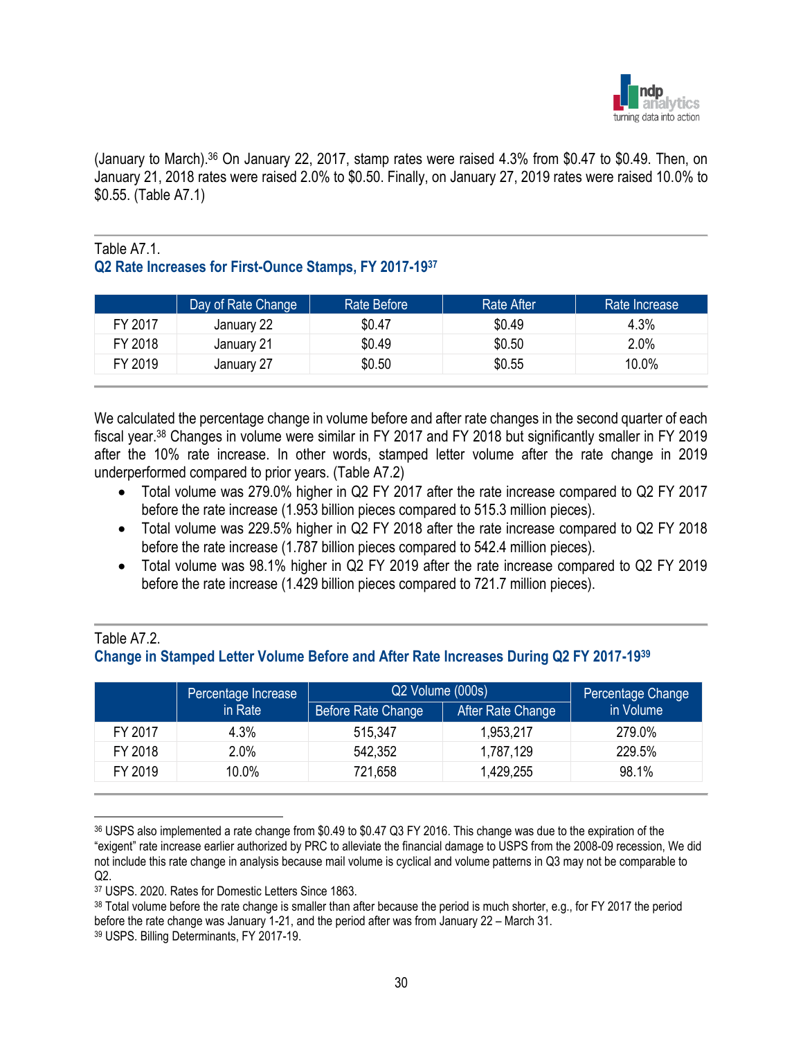(January to March).[36] On January 22, 2017, stamp rates were raised 4.3% from $0.47 to $0.49. Then, on January 21, 2018 rates were raised 2.0% to $0.50. Finally, on January 27, 2019 rates were raised 10.0% to $0.55. (Table A7.1)

Table A7.1.

**Q2 Rate Increases for First-Ounce Stamps, FY 2017-19[37]**

| | Day of Rate Change | Rate Before | Rate After | Rate Increase |
|---|---|---|---|---|
| FY 2017 | January 22 | $0.47 | $0.49 | 4.3% |
| FY 2018 | January 21 | $0.49 | $0.50 | 2.0% |
| FY 2019 | January 27 | $0.50 | $0.55 | 10.0% |

We calculated the percentage change in volume before and after rate changes in the second quarter of each fiscal year.[38] Changes in volume were similar in FY 2017 and FY 2018 but significantly smaller in FY 2019 after the 10% rate increase. In other words, stamped letter volume after the rate change in 2019 underperformed compared to prior years. (Table A7.2)

- Total volume was 279.0% higher in Q2 FY 2017 after the rate increase compared to Q2 FY 2017 before the rate increase (1.953 billion pieces compared to 515.3 million pieces).
- Total volume was 229.5% higher in Q2 FY 2018 after the rate increase compared to Q2 FY 2018 before the rate increase (1.787 billion pieces compared to 542.4 million pieces).
- Total volume was 98.1% higher in Q2 FY 2019 after the rate increase compared to Q2 FY 2019 before the rate increase (1.429 billion pieces compared to 721.7 million pieces).

Table A7.2.

**Change in Stamped Letter Volume Before and After Rate Increases During Q2 FY 2017-19[39]**

| | Percentage Increase in Rate | Q2 Volume (000s) | | Percentage Change in Volume |
|---|---|---|---|---|
| | | Before Rate Change | After Rate Change | |
| FY 2017 | 4.3% | 515,347 | 1,953,217 | 279.0% |
| FY 2018 | 2.0% | 542,352 | 1,787,129 | 229.5% |
| FY 2019 | 10.0% | 721,658 | 1,429,255 | 98.1% |

[36] USPS also implemented a rate change from $0.49 to $0.47 Q3 FY 2016. This change was due to the expiration of the "exigent" rate increase earlier authorized by PRC to alleviate the financial damage to USPS from the 2008-09 recession, We did not include this rate change in analysis because mail volume is cyclical and volume patterns in Q3 may not be comparable to Q2.

[37] USPS. 2020. Rates for Domestic Letters Since 1863.

[38] Total volume before the rate change is smaller than after because the period is much shorter, e.g., for FY 2017 the period before the rate change was January 1-21, and the period after was from January 22 – March 31.

[39] USPS. Billing Determinants, FY 2017-19.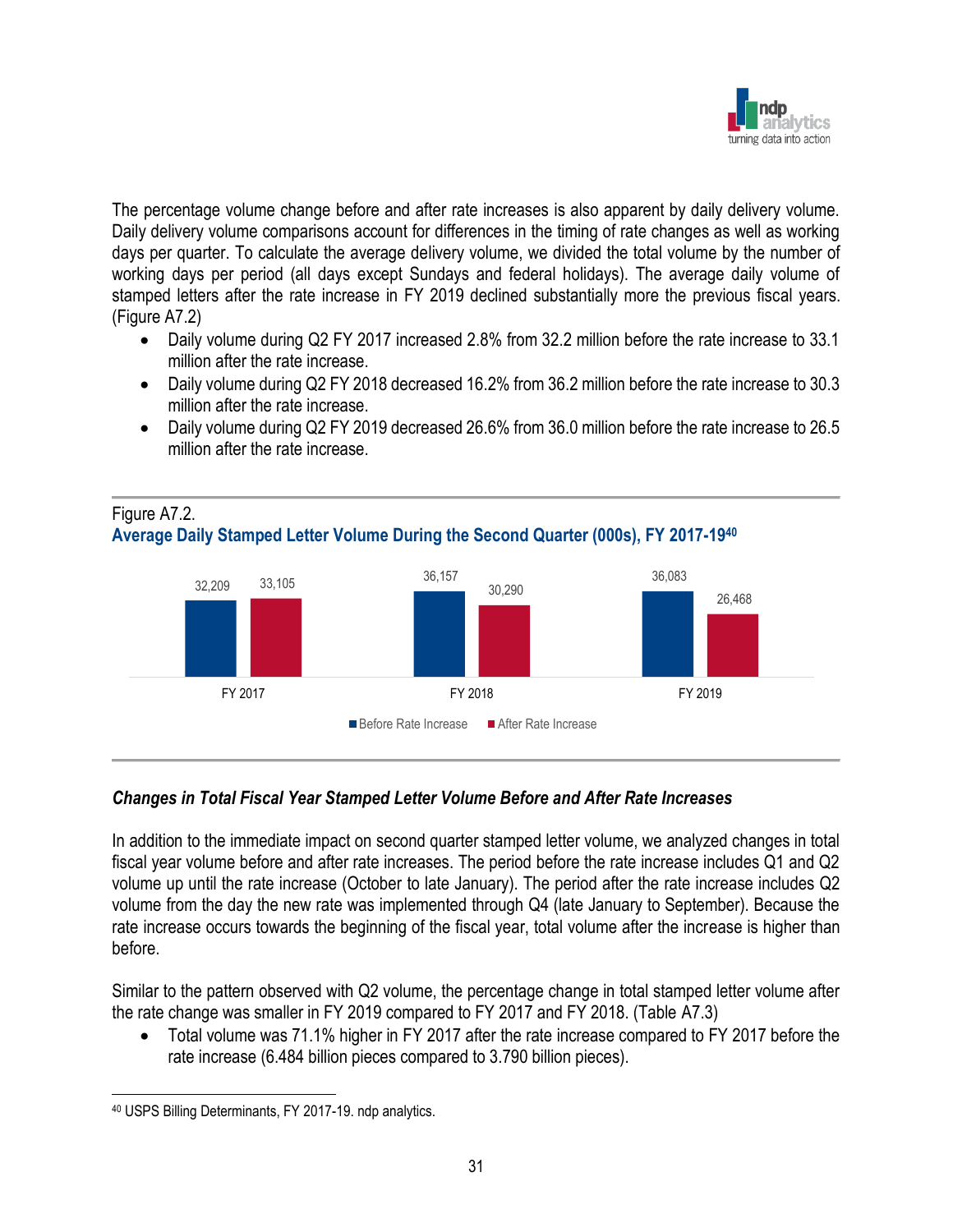The percentage volume change before and after rate increases is also apparent by daily delivery volume. Daily delivery volume comparisons account for differences in the timing of rate changes as well as working days per quarter. To calculate the average delivery volume, we divided the total volume by the number of working days per period (all days except Sundays and federal holidays). The average daily volume of stamped letters after the rate increase in FY 2019 declined substantially more the previous fiscal years. (Figure A7.2)

- Daily volume during Q2 FY 2017 increased 2.8% from 32.2 million before the rate increase to 33.1 million after the rate increase.
- Daily volume during Q2 FY 2018 decreased 16.2% from 36.2 million before the rate increase to 30.3 million after the rate increase.
- Daily volume during Q2 FY 2019 decreased 26.6% from 36.0 million before the rate increase to 26.5 million after the rate increase.

Figure A7.2.
**Average Daily Stamped Letter Volume During the Second Quarter (000s), FY 2017-19**[40]

| | Before Rate Increase | After Rate Increase |
|---|---|---|
| FY 2017 | 32,209 | 33,105 |
| FY 2018 | 36,157 | 30,290 |
| FY 2019 | 36,083 | 26,468 |

### *Changes in Total Fiscal Year Stamped Letter Volume Before and After Rate Increases*

In addition to the immediate impact on second quarter stamped letter volume, we analyzed changes in total fiscal year volume before and after rate increases. The period before the rate increase includes Q1 and Q2 volume up until the rate increase (October to late January). The period after the rate increase includes Q2 volume from the day the new rate was implemented through Q4 (late January to September). Because the rate increase occurs towards the beginning of the fiscal year, total volume after the increase is higher than before.

Similar to the pattern observed with Q2 volume, the percentage change in total stamped letter volume after the rate change was smaller in FY 2019 compared to FY 2017 and FY 2018. (Table A7.3)

- Total volume was 71.1% higher in FY 2017 after the rate increase compared to FY 2017 before the rate increase (6.484 billion pieces compared to 3.790 billion pieces).

[40] USPS Billing Determinants, FY 2017-19. ndp analytics.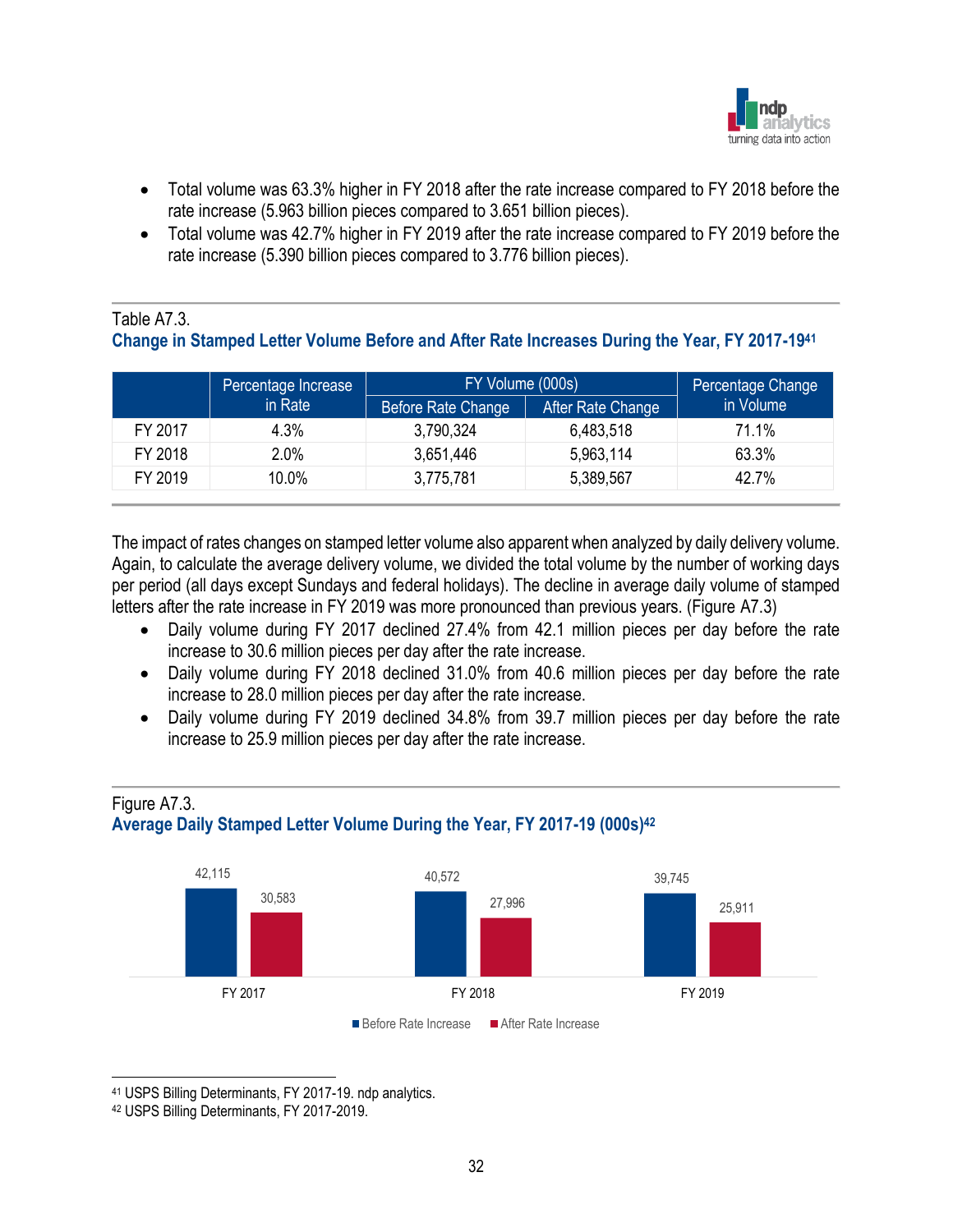- Total volume was 63.3% higher in FY 2018 after the rate increase compared to FY 2018 before the rate increase (5.963 billion pieces compared to 3.651 billion pieces).
- Total volume was 42.7% higher in FY 2019 after the rate increase compared to FY 2019 before the rate increase (5.390 billion pieces compared to 3.776 billion pieces).

Table A7.3.
**Change in Stamped Letter Volume Before and After Rate Increases During the Year, FY 2017-19**[41]

| | Percentage Increase in Rate | FY Volume (000s) | | Percentage Change in Volume |
|---|---|---|---|---|
| | | Before Rate Change | After Rate Change | |
| FY 2017 | 4.3% | 3,790,324 | 6,483,518 | 71.1% |
| FY 2018 | 2.0% | 3,651,446 | 5,963,114 | 63.3% |
| FY 2019 | 10.0% | 3,775,781 | 5,389,567 | 42.7% |

The impact of rates changes on stamped letter volume also apparent when analyzed by daily delivery volume. Again, to calculate the average delivery volume, we divided the total volume by the number of working days per period (all days except Sundays and federal holidays). The decline in average daily volume of stamped letters after the rate increase in FY 2019 was more pronounced than previous years. (Figure A7.3)

- Daily volume during FY 2017 declined 27.4% from 42.1 million pieces per day before the rate increase to 30.6 million pieces per day after the rate increase.
- Daily volume during FY 2018 declined 31.0% from 40.6 million pieces per day before the rate increase to 28.0 million pieces per day after the rate increase.
- Daily volume during FY 2019 declined 34.8% from 39.7 million pieces per day before the rate increase to 25.9 million pieces per day after the rate increase.

Figure A7.3.
**Average Daily Stamped Letter Volume During the Year, FY 2017-19 (000s)**[42]

| | Before Rate Increase | After Rate Increase |
|---|---|---|
| FY 2017 | 42,115 | 30,583 |
| FY 2018 | 40,572 | 27,996 |
| FY 2019 | 39,745 | 25,911 |

[41] USPS Billing Determinants, FY 2017-19. ndp analytics.

[42] USPS Billing Determinants, FY 2017-2019.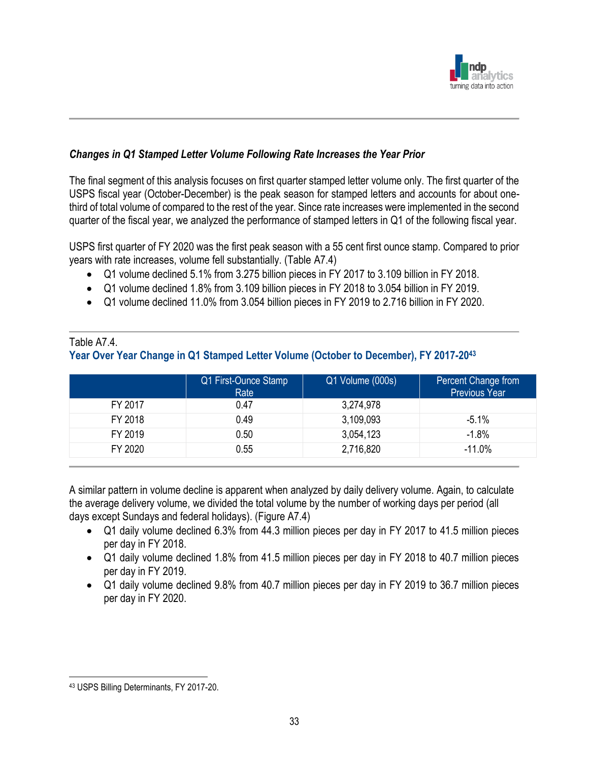*Changes in Q1 Stamped Letter Volume Following Rate Increases the Year Prior*

The final segment of this analysis focuses on first quarter stamped letter volume only. The first quarter of the USPS fiscal year (October-December) is the peak season for stamped letters and accounts for about one-third of total volume of compared to the rest of the year. Since rate increases were implemented in the second quarter of the fiscal year, we analyzed the performance of stamped letters in Q1 of the following fiscal year.

USPS first quarter of FY 2020 was the first peak season with a 55 cent first ounce stamp. Compared to prior years with rate increases, volume fell substantially. (Table A7.4)

- Q1 volume declined 5.1% from 3.275 billion pieces in FY 2017 to 3.109 billion in FY 2018.
- Q1 volume declined 1.8% from 3.109 billion pieces in FY 2018 to 3.054 billion in FY 2019.
- Q1 volume declined 11.0% from 3.054 billion pieces in FY 2019 to 2.716 billion in FY 2020.

Table A7.4.

**Year Over Year Change in Q1 Stamped Letter Volume (October to December), FY 2017-20**[43]

| | Q1 First-Ounce Stamp Rate | Q1 Volume (000s) | Percent Change from Previous Year |
|---|---|---|---|
| FY 2017 | 0.47 | 3,274,978 | |
| FY 2018 | 0.49 | 3,109,093 | -5.1% |
| FY 2019 | 0.50 | 3,054,123 | -1.8% |
| FY 2020 | 0.55 | 2,716,820 | -11.0% |

A similar pattern in volume decline is apparent when analyzed by daily delivery volume. Again, to calculate the average delivery volume, we divided the total volume by the number of working days per period (all days except Sundays and federal holidays). (Figure A7.4)

- Q1 daily volume declined 6.3% from 44.3 million pieces per day in FY 2017 to 41.5 million pieces per day in FY 2018.
- Q1 daily volume declined 1.8% from 41.5 million pieces per day in FY 2018 to 40.7 million pieces per day in FY 2019.
- Q1 daily volume declined 9.8% from 40.7 million pieces per day in FY 2019 to 36.7 million pieces per day in FY 2020.

[43] USPS Billing Determinants, FY 2017-20.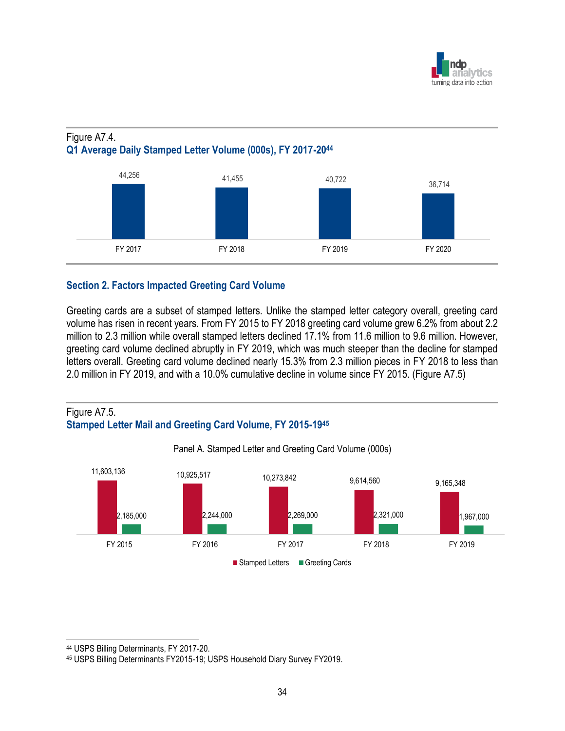Figure A7.4.

**Q1 Average Daily Stamped Letter Volume (000s), FY 2017-20[44]**

| FY 2017 | FY 2018 | FY 2019 | FY 2020 |
|---|---|---|---|
| 44,256 | 41,455 | 40,722 | 36,714 |

## Section 2. Factors Impacted Greeting Card Volume

Greeting cards are a subset of stamped letters. Unlike the stamped letter category overall, greeting card volume has risen in recent years. From FY 2015 to FY 2018 greeting card volume grew 6.2% from about 2.2 million to 2.3 million while overall stamped letters declined 17.1% from 11.6 million to 9.6 million. However, greeting card volume declined abruptly in FY 2019, which was much steeper than the decline for stamped letters overall. Greeting card volume declined nearly 15.3% from 2.3 million pieces in FY 2018 to less than 2.0 million in FY 2019, and with a 10.0% cumulative decline in volume since FY 2015. (Figure A7.5)

Figure A7.5.

**Stamped Letter Mail and Greeting Card Volume, FY 2015-19[45]**

Panel A. Stamped Letter and Greeting Card Volume (000s)

| | FY 2015 | FY 2016 | FY 2017 | FY 2018 | FY 2019 |
|---|---|---|---|---|---|
| Stamped Letters | 11,603,136 | 10,925,517 | 10,273,842 | 9,614,560 | 9,165,348 |
| Greeting Cards | 2,185,000 | 2,244,000 | 2,269,000 | 2,321,000 | 1,967,000 |

[44] USPS Billing Determinants, FY 2017-20.

[45] USPS Billing Determinants FY2015-19; USPS Household Diary Survey FY2019.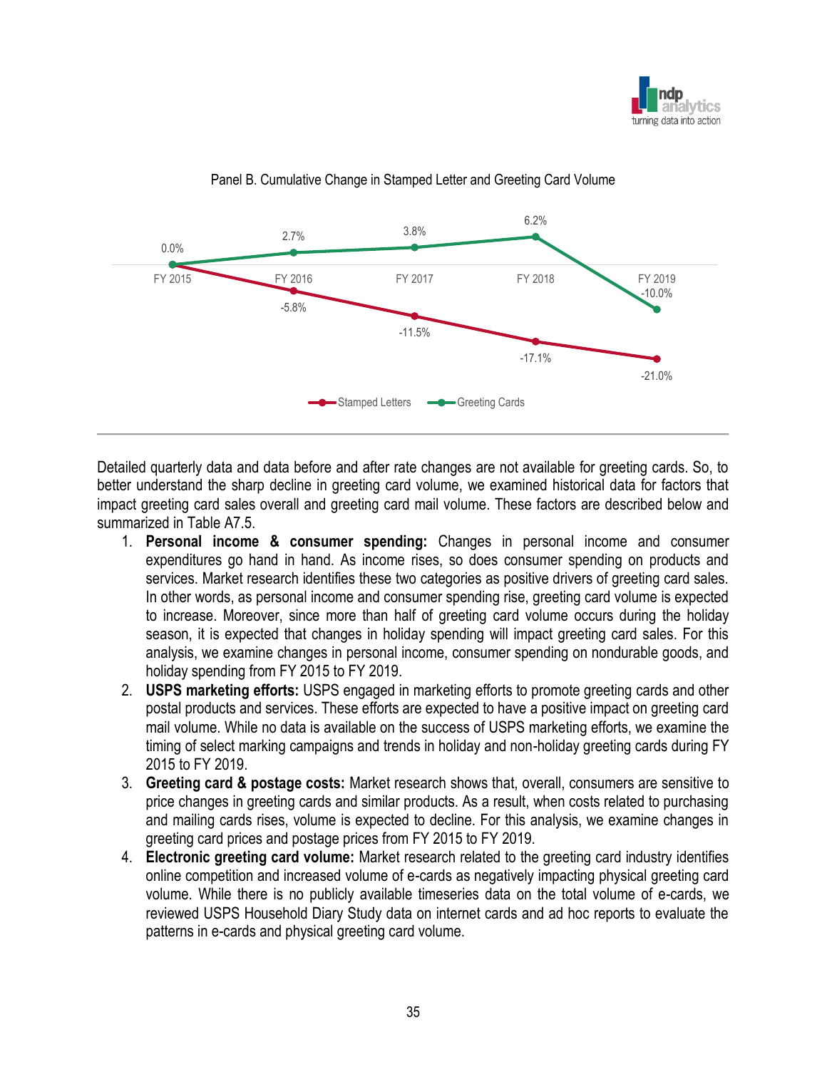Panel B. Cumulative Change in Stamped Letter and Greeting Card Volume

| | FY 2015 | FY 2016 | FY 2017 | FY 2018 | FY 2019 |
|---|---|---|---|---|---|
| Stamped Letters | 0.0% | -5.8% | -11.5% | -17.1% | -21.0% |
| Greeting Cards | 0.0% | 2.7% | 3.8% | 6.2% | -10.0% |

Detailed quarterly data and data before and after rate changes are not available for greeting cards. So, to better understand the sharp decline in greeting card volume, we examined historical data for factors that impact greeting card sales overall and greeting card mail volume. These factors are described below and summarized in Table A7.5.

1. **Personal income & consumer spending:** Changes in personal income and consumer expenditures go hand in hand. As income rises, so does consumer spending on products and services. Market research identifies these two categories as positive drivers of greeting card sales. In other words, as personal income and consumer spending rise, greeting card volume is expected to increase. Moreover, since more than half of greeting card volume occurs during the holiday season, it is expected that changes in holiday spending will impact greeting card sales. For this analysis, we examine changes in personal income, consumer spending on nondurable goods, and holiday spending from FY 2015 to FY 2019.
2. **USPS marketing efforts:** USPS engaged in marketing efforts to promote greeting cards and other postal products and services. These efforts are expected to have a positive impact on greeting card mail volume. While no data is available on the success of USPS marketing efforts, we examine the timing of select marking campaigns and trends in holiday and non-holiday greeting cards during FY 2015 to FY 2019.
3. **Greeting card & postage costs:** Market research shows that, overall, consumers are sensitive to price changes in greeting cards and similar products. As a result, when costs related to purchasing and mailing cards rises, volume is expected to decline. For this analysis, we examine changes in greeting card prices and postage prices from FY 2015 to FY 2019.
4. **Electronic greeting card volume:** Market research related to the greeting card industry identifies online competition and increased volume of e-cards as negatively impacting physical greeting card volume. While there is no publicly available timeseries data on the total volume of e-cards, we reviewed USPS Household Diary Study data on internet cards and ad hoc reports to evaluate the patterns in e-cards and physical greeting card volume.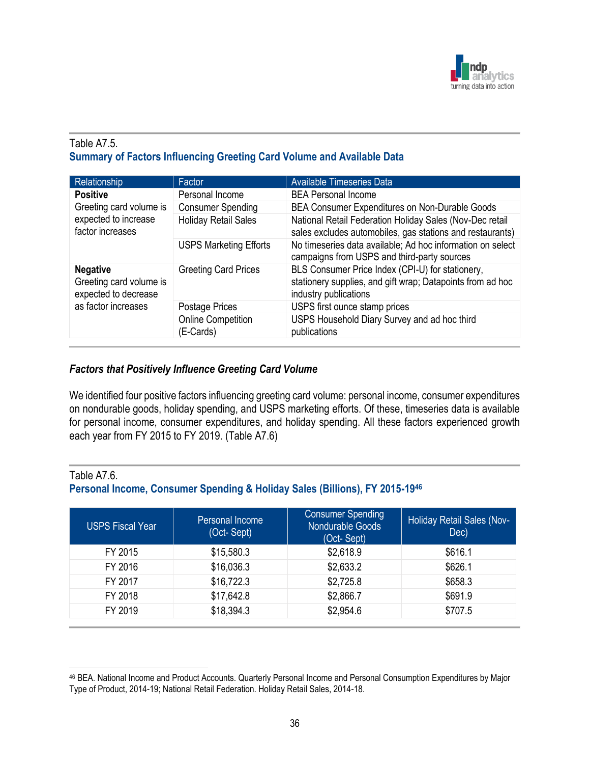Table A7.5.

**Summary of Factors Influencing Greeting Card Volume and Available Data**

| Relationship | Factor | Available Timeseries Data |
|---|---|---|
| **Positive** Greeting card volume is expected to increase factor increases | Personal Income | BEA Personal Income |
| | Consumer Spending | BEA Consumer Expenditures on Non-Durable Goods |
| | Holiday Retail Sales | National Retail Federation Holiday Sales (Nov-Dec retail sales excludes automobiles, gas stations and restaurants) |
| | USPS Marketing Efforts | No timeseries data available; Ad hoc information on select campaigns from USPS and third-party sources |
| **Negative** Greeting card volume is expected to decrease as factor increases | Greeting Card Prices | BLS Consumer Price Index (CPI-U) for stationery, stationery supplies, and gift wrap; Datapoints from ad hoc industry publications |
| | Postage Prices | USPS first ounce stamp prices |
| | Online Competition (E-Cards) | USPS Household Diary Survey and ad hoc third publications |

### *Factors that Positively Influence Greeting Card Volume*

We identified four positive factors influencing greeting card volume: personal income, consumer expenditures on nondurable goods, holiday spending, and USPS marketing efforts. Of these, timeseries data is available for personal income, consumer expenditures, and holiday spending. All these factors experienced growth each year from FY 2015 to FY 2019. (Table A7.6)

Table A7.6.

**Personal Income, Consumer Spending & Holiday Sales (Billions), FY 2015-19**[46]

| USPS Fiscal Year | Personal Income (Oct- Sept) | Consumer Spending Nondurable Goods (Oct- Sept) | Holiday Retail Sales (Nov-Dec) |
|---|---|---|---|
| FY 2015 | $15,580.3 | $2,618.9 | $616.1 |
| FY 2016 | $16,036.3 | $2,633.2 | $626.1 |
| FY 2017 | $16,722.3 | $2,725.8 | $658.3 |
| FY 2018 | $17,642.8 | $2,866.7 | $691.9 |
| FY 2019 | $18,394.3 | $2,954.6 | $707.5 |

[46] BEA. National Income and Product Accounts. Quarterly Personal Income and Personal Consumption Expenditures by Major Type of Product, 2014-19; National Retail Federation. Holiday Retail Sales, 2014-18.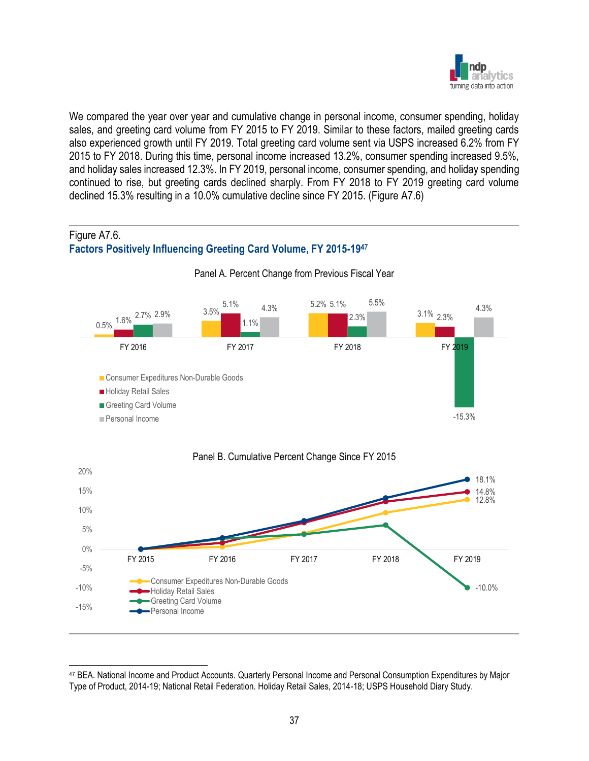We compared the year over year and cumulative change in personal income, consumer spending, holiday sales, and greeting card volume from FY 2015 to FY 2019. Similar to these factors, mailed greeting cards also experienced growth until FY 2019. Total greeting card volume sent via USPS increased 6.2% from FY 2015 to FY 2018. During this time, personal income increased 13.2%, consumer spending increased 9.5%, and holiday sales increased 12.3%. In FY 2019, personal income, consumer spending, and holiday spending continued to rise, but greeting cards declined sharply. From FY 2018 to FY 2019 greeting card volume declined 15.3% resulting in a 10.0% cumulative decline since FY 2015. (Figure A7.6)

Figure A7.6.
**Factors Positively Influencing Greeting Card Volume, FY 2015-19**[47]

Panel A. Percent Change from Previous Fiscal Year

| | FY 2016 | FY 2017 | FY 2018 | FY 2019 |
|---|---|---|---|---|
| Consumer Expeditures Non-Durable Goods | 0.5% | 3.5% | 5.2% | 3.1% |
| Holiday Retail Sales | 1.6% | 5.1% | 5.1% | 2.3% |
| Greeting Card Volume | 2.7% | 1.1% | 2.3% | -15.3% |
| Personal Income | 2.9% | 4.3% | 5.5% | 4.3% |

Panel B. Cumulative Percent Change Since FY 2015

| | FY 2019 |
|---|---|
| Consumer Expeditures Non-Durable Goods | 12.8% |
| Holiday Retail Sales | 14.8% |
| Greeting Card Volume | -10.0% |
| Personal Income | 18.1% |

[47] BEA. National Income and Product Accounts. Quarterly Personal Income and Personal Consumption Expenditures by Major Type of Product, 2014-19; National Retail Federation. Holiday Retail Sales, 2014-18; USPS Household Diary Study.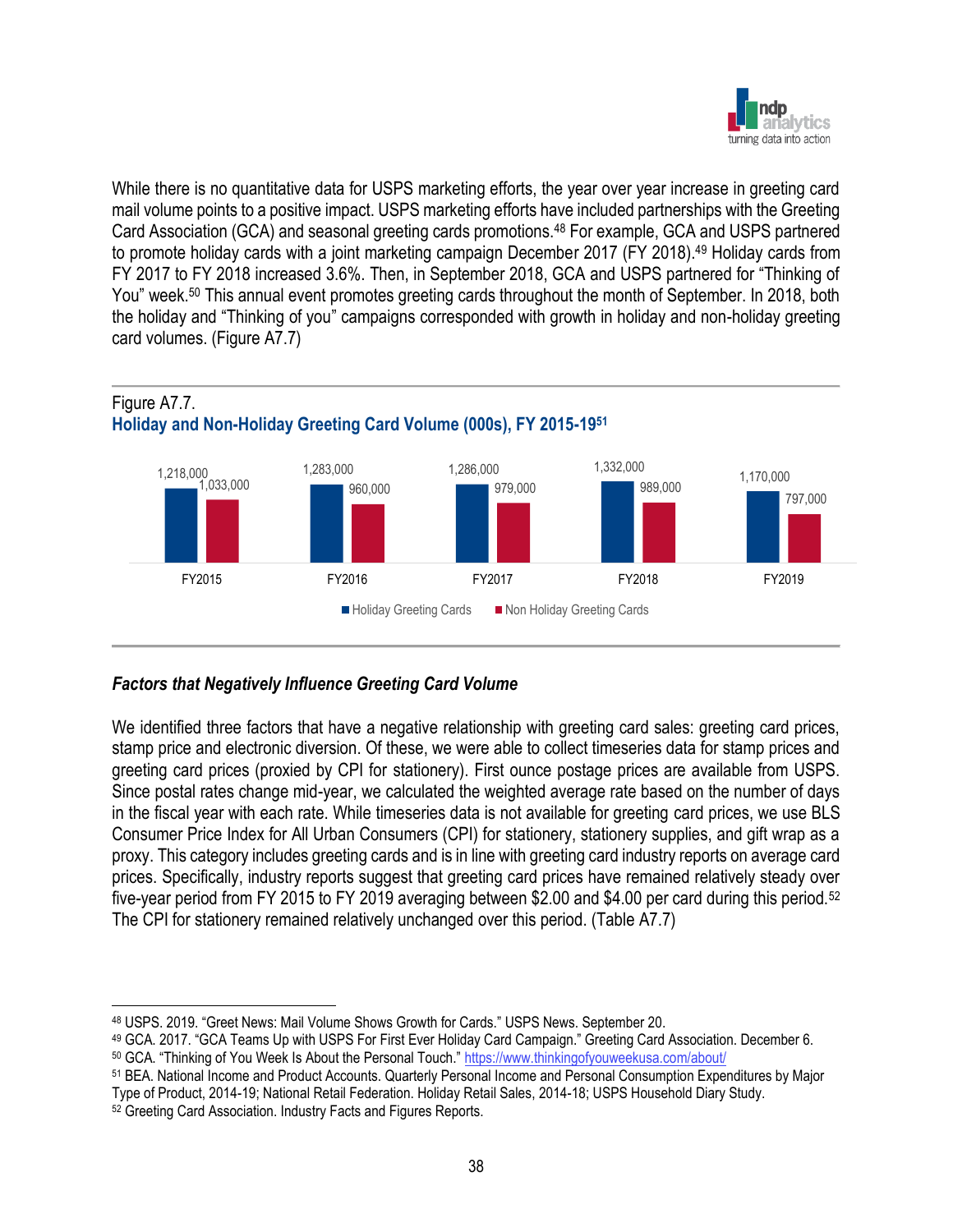While there is no quantitative data for USPS marketing efforts, the year over year increase in greeting card mail volume points to a positive impact. USPS marketing efforts have included partnerships with the Greeting Card Association (GCA) and seasonal greeting cards promotions.[48] For example, GCA and USPS partnered to promote holiday cards with a joint marketing campaign December 2017 (FY 2018).[49] Holiday cards from FY 2017 to FY 2018 increased 3.6%. Then, in September 2018, GCA and USPS partnered for "Thinking of You" week.[50] This annual event promotes greeting cards throughout the month of September. In 2018, both the holiday and "Thinking of you" campaigns corresponded with growth in holiday and non-holiday greeting card volumes. (Figure A7.7)

Figure A7.7.
**Holiday and Non-Holiday Greeting Card Volume (000s), FY 2015-19[51]**

| | Holiday Greeting Cards | Non Holiday Greeting Cards |
|---|---|---|
| FY2015 | 1,218,000 | 1,033,000 |
| FY2016 | 1,283,000 | 960,000 |
| FY2017 | 1,286,000 | 979,000 |
| FY2018 | 1,332,000 | 989,000 |
| FY2019 | 1,170,000 | 797,000 |

### *Factors that Negatively Influence Greeting Card Volume*

We identified three factors that have a negative relationship with greeting card sales: greeting card prices, stamp price and electronic diversion. Of these, we were able to collect timeseries data for stamp prices and greeting card prices (proxied by CPI for stationery). First ounce postage prices are available from USPS. Since postal rates change mid-year, we calculated the weighted average rate based on the number of days in the fiscal year with each rate. While timeseries data is not available for greeting card prices, we use BLS Consumer Price Index for All Urban Consumers (CPI) for stationery, stationery supplies, and gift wrap as a proxy. This category includes greeting cards and is in line with greeting card industry reports on average card prices. Specifically, industry reports suggest that greeting card prices have remained relatively steady over five-year period from FY 2015 to FY 2019 averaging between $2.00 and $4.00 per card during this period.[52] The CPI for stationery remained relatively unchanged over this period. (Table A7.7)

---

[48] USPS. 2019. "Greet News: Mail Volume Shows Growth for Cards." USPS News. September 20.
[49] GCA. 2017. "GCA Teams Up with USPS For First Ever Holiday Card Campaign." Greeting Card Association. December 6.
[50] GCA. "Thinking of You Week Is About the Personal Touch." https://www.thinkingofyouweekusa.com/about/
[51] BEA. National Income and Product Accounts. Quarterly Personal Income and Personal Consumption Expenditures by Major Type of Product, 2014-19; National Retail Federation. Holiday Retail Sales, 2014-18; USPS Household Diary Study.
[52] Greeting Card Association. Industry Facts and Figures Reports.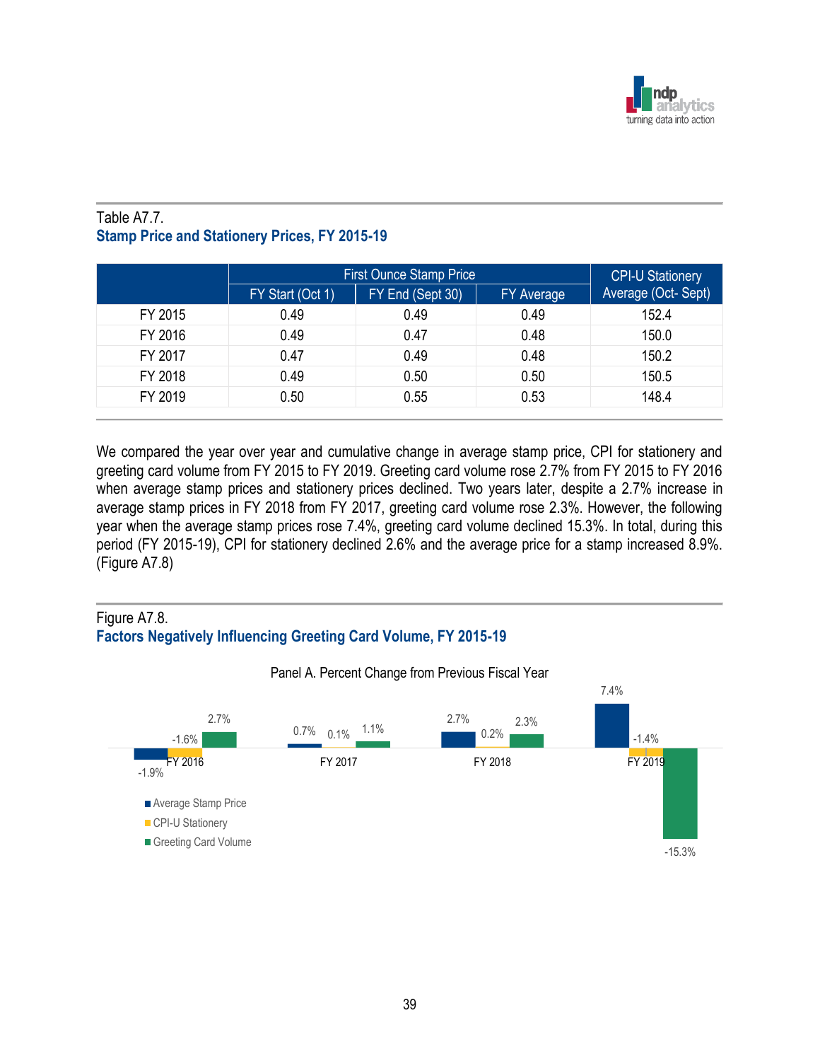Table A7.7.
**Stamp Price and Stationery Prices, FY 2015-19**

| | First Ounce Stamp Price | | | CPI-U Stationery Average (Oct- Sept) |
|---|---|---|---|---|
| | FY Start (Oct 1) | FY End (Sept 30) | FY Average | |
| FY 2015 | 0.49 | 0.49 | 0.49 | 152.4 |
| FY 2016 | 0.49 | 0.47 | 0.48 | 150.0 |
| FY 2017 | 0.47 | 0.49 | 0.48 | 150.2 |
| FY 2018 | 0.49 | 0.50 | 0.50 | 150.5 |
| FY 2019 | 0.50 | 0.55 | 0.53 | 148.4 |

We compared the year over year and cumulative change in average stamp price, CPI for stationery and greeting card volume from FY 2015 to FY 2019. Greeting card volume rose 2.7% from FY 2015 to FY 2016 when average stamp prices and stationery prices declined. Two years later, despite a 2.7% increase in average stamp prices in FY 2018 from FY 2017, greeting card volume rose 2.3%. However, the following year when the average stamp prices rose 7.4%, greeting card volume declined 15.3%. In total, during this period (FY 2015-19), CPI for stationery declined 2.6% and the average price for a stamp increased 8.9%. (Figure A7.8)

Figure A7.8.
**Factors Negatively Influencing Greeting Card Volume, FY 2015-19**

Panel A. Percent Change from Previous Fiscal Year

| | Average Stamp Price | CPI-U Stationery | Greeting Card Volume |
|---|---|---|---|
| FY 2016 | -1.9% | -1.6% | 2.7% |
| FY 2017 | 0.7% | 0.1% | 1.1% |
| FY 2018 | 2.7% | 0.2% | 2.3% |
| FY 2019 | 7.4% | -1.4% | -15.3% |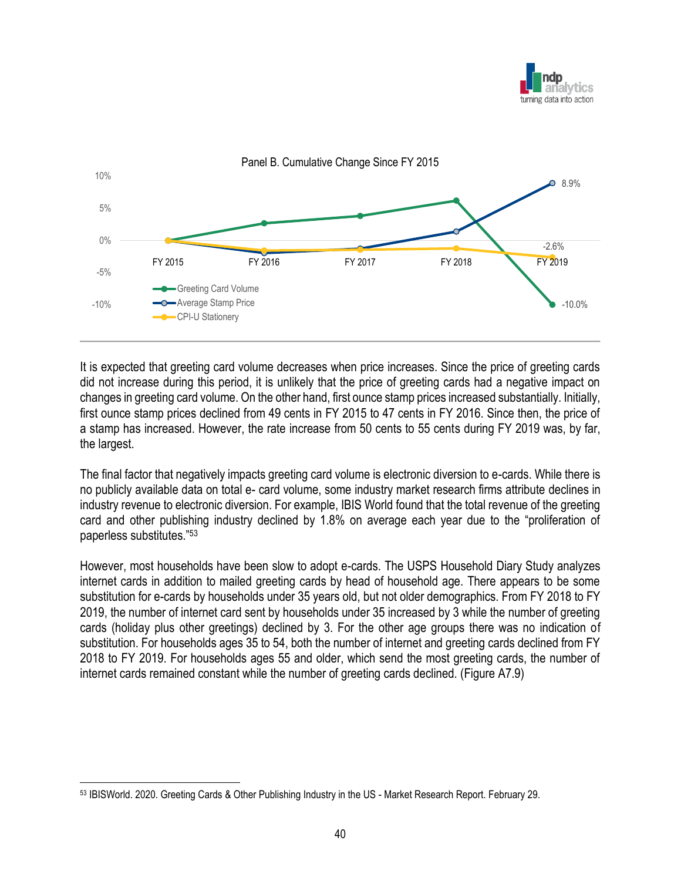Panel B. Cumulative Change Since FY 2015

| | FY 2015 | FY 2016 | FY 2017 | FY 2018 | FY 2019 |
|---|---|---|---|---|---|
| Greeting Card Volume | 0% | | | | -10.0% |
| Average Stamp Price | 0% | | | | 8.9% |
| CPI-U Stationery | 0% | | | | -2.6% |

It is expected that greeting card volume decreases when price increases. Since the price of greeting cards did not increase during this period, it is unlikely that the price of greeting cards had a negative impact on changes in greeting card volume. On the other hand, first ounce stamp prices increased substantially. Initially, first ounce stamp prices declined from 49 cents in FY 2015 to 47 cents in FY 2016. Since then, the price of a stamp has increased. However, the rate increase from 50 cents to 55 cents during FY 2019 was, by far, the largest.

The final factor that negatively impacts greeting card volume is electronic diversion to e-cards. While there is no publicly available data on total e- card volume, some industry market research firms attribute declines in industry revenue to electronic diversion. For example, IBIS World found that the total revenue of the greeting card and other publishing industry declined by 1.8% on average each year due to the "proliferation of paperless substitutes."[53]

However, most households have been slow to adopt e-cards. The USPS Household Diary Study analyzes internet cards in addition to mailed greeting cards by head of household age. There appears to be some substitution for e-cards by households under 35 years old, but not older demographics. From FY 2018 to FY 2019, the number of internet card sent by households under 35 increased by 3 while the number of greeting cards (holiday plus other greetings) declined by 3. For the other age groups there was no indication of substitution. For households ages 35 to 54, both the number of internet and greeting cards declined from FY 2018 to FY 2019. For households ages 55 and older, which send the most greeting cards, the number of internet cards remained constant while the number of greeting cards declined. (Figure A7.9)

---

[53] IBISWorld. 2020. Greeting Cards & Other Publishing Industry in the US - Market Research Report. February 29.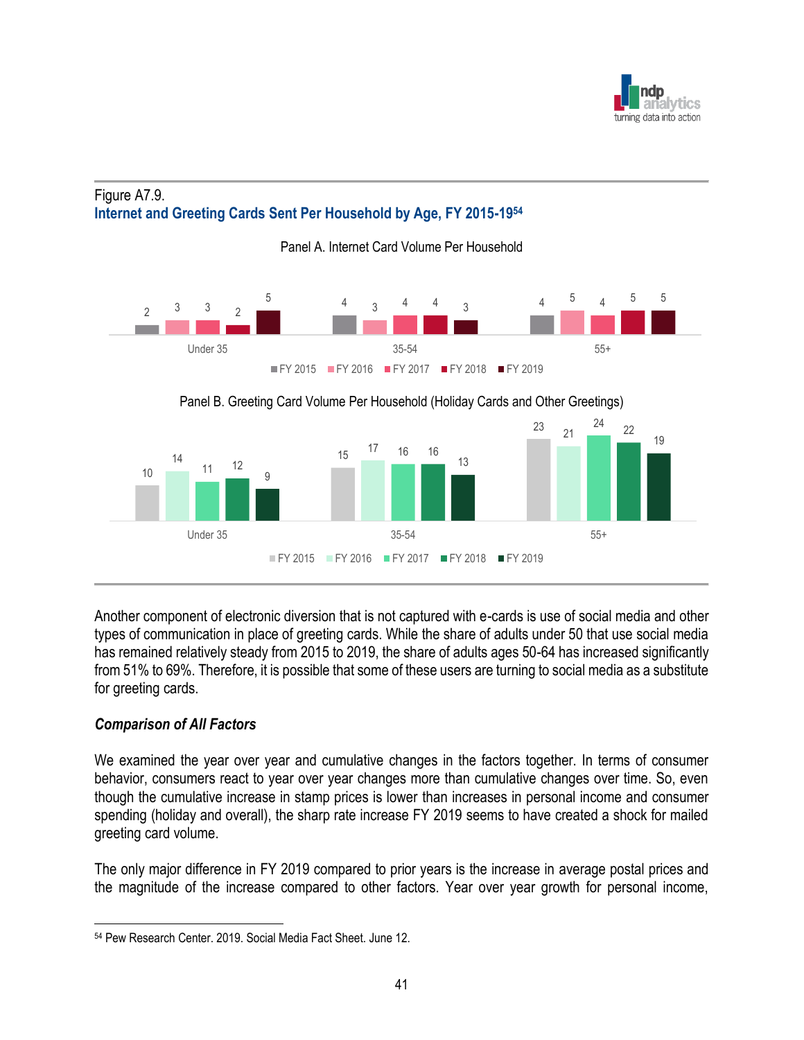Figure A7.9.

**Internet and Greeting Cards Sent Per Household by Age, FY 2015-19**[54]

Panel A. Internet Card Volume Per Household

| | FY 2015 | FY 2016 | FY 2017 | FY 2018 | FY 2019 |
|---|---|---|---|---|---|
| Under 35 | 2 | 3 | 3 | 2 | 5 |
| 35-54 | 4 | 3 | 4 | 4 | 3 |
| 55+ | 4 | 5 | 4 | 5 | 5 |

Panel B. Greeting Card Volume Per Household (Holiday Cards and Other Greetings)

| | FY 2015 | FY 2016 | FY 2017 | FY 2018 | FY 2019 |
|---|---|---|---|---|---|
| Under 35 | 10 | 14 | 11 | 12 | 9 |
| 35-54 | 15 | 17 | 16 | 16 | 13 |
| 55+ | 23 | 21 | 24 | 22 | 19 |

Another component of electronic diversion that is not captured with e-cards is use of social media and other types of communication in place of greeting cards. While the share of adults under 50 that use social media has remained relatively steady from 2015 to 2019, the share of adults ages 50-64 has increased significantly from 51% to 69%. Therefore, it is possible that some of these users are turning to social media as a substitute for greeting cards.

### *Comparison of All Factors*

We examined the year over year and cumulative changes in the factors together. In terms of consumer behavior, consumers react to year over year changes more than cumulative changes over time. So, even though the cumulative increase in stamp prices is lower than increases in personal income and consumer spending (holiday and overall), the sharp rate increase FY 2019 seems to have created a shock for mailed greeting card volume.

The only major difference in FY 2019 compared to prior years is the increase in average postal prices and the magnitude of the increase compared to other factors. Year over year growth for personal income,

[54] Pew Research Center. 2019. Social Media Fact Sheet. June 12.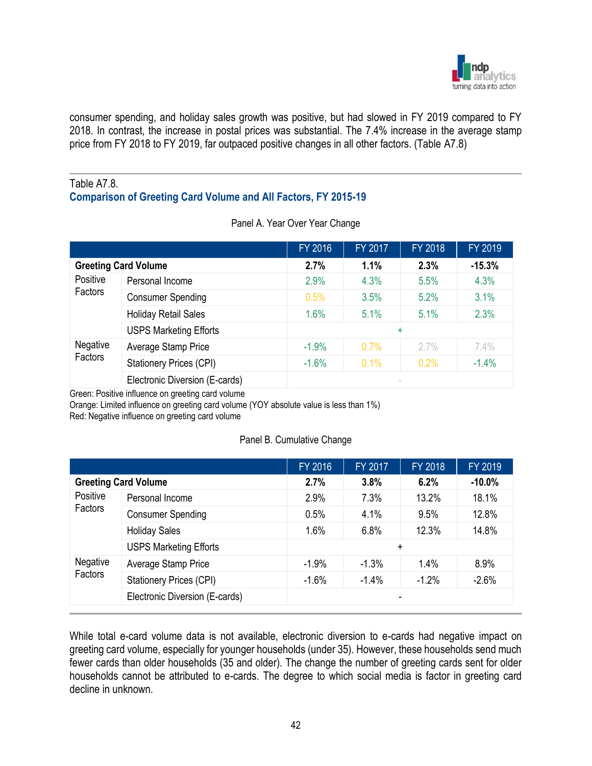consumer spending, and holiday sales growth was positive, but had slowed in FY 2019 compared to FY 2018. In contrast, the increase in postal prices was substantial. The 7.4% increase in the average stamp price from FY 2018 to FY 2019, far outpaced positive changes in all other factors. (Table A7.8)

Table A7.8.

### Comparison of Greeting Card Volume and All Factors, FY 2015-19

Panel A. Year Over Year Change

| | | FY 2016 | FY 2017 | FY 2018 | FY 2019 |
|---|---|---|---|---|---|
| **Greeting Card Volume** | | **2.7%** | **1.1%** | **2.3%** | **-15.3%** |
| Positive Factors | Personal Income | 2.9% | 4.3% | 5.5% | 4.3% |
| | Consumer Spending | 0.5% | 3.5% | 5.2% | 3.1% |
| | Holiday Retail Sales | 1.6% | 5.1% | 5.1% | 2.3% |
| | USPS Marketing Efforts | + | | | |
| Negative Factors | Average Stamp Price | -1.9% | 0.7% | 2.7% | 7.4% |
| | Stationery Prices (CPI) | -1.6% | 0.1% | 0.2% | -1.4% |
| | Electronic Diversion (E-cards) | - | | | |

Green: Positive influence on greeting card volume
Orange: Limited influence on greeting card volume (YOY absolute value is less than 1%)
Red: Negative influence on greeting card volume

Panel B. Cumulative Change

| | | FY 2016 | FY 2017 | FY 2018 | FY 2019 |
|---|---|---|---|---|---|
| **Greeting Card Volume** | | **2.7%** | **3.8%** | **6.2%** | **-10.0%** |
| Positive Factors | Personal Income | 2.9% | 7.3% | 13.2% | 18.1% |
| | Consumer Spending | 0.5% | 4.1% | 9.5% | 12.8% |
| | Holiday Sales | 1.6% | 6.8% | 12.3% | 14.8% |
| | USPS Marketing Efforts | + | | | |
| Negative Factors | Average Stamp Price | -1.9% | -1.3% | 1.4% | 8.9% |
| | Stationery Prices (CPI) | -1.6% | -1.4% | -1.2% | -2.6% |
| | Electronic Diversion (E-cards) | - | | | |

While total e-card volume data is not available, electronic diversion to e-cards had negative impact on greeting card volume, especially for younger households (under 35). However, these households send much fewer cards than older households (35 and older). The change the number of greeting cards sent for older households cannot be attributed to e-cards. The degree to which social media is factor in greeting card decline in unknown.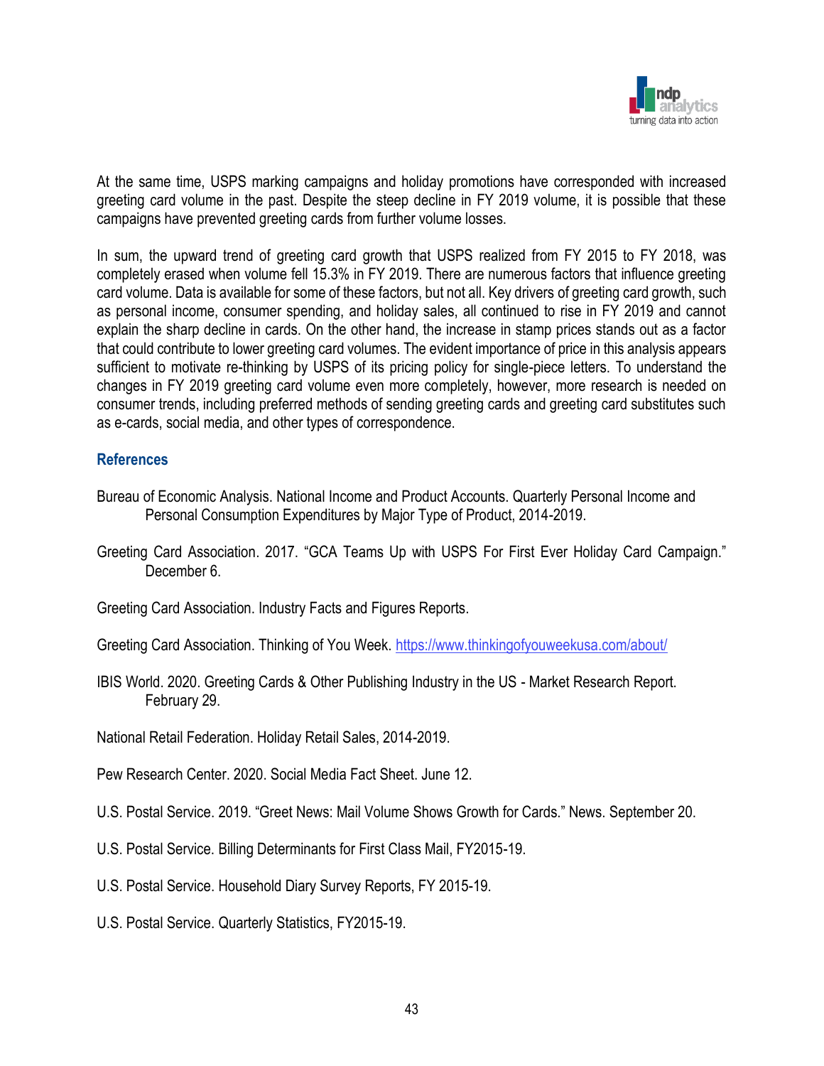At the same time, USPS marking campaigns and holiday promotions have corresponded with increased greeting card volume in the past. Despite the steep decline in FY 2019 volume, it is possible that these campaigns have prevented greeting cards from further volume losses.

In sum, the upward trend of greeting card growth that USPS realized from FY 2015 to FY 2018, was completely erased when volume fell 15.3% in FY 2019. There are numerous factors that influence greeting card volume. Data is available for some of these factors, but not all. Key drivers of greeting card growth, such as personal income, consumer spending, and holiday sales, all continued to rise in FY 2019 and cannot explain the sharp decline in cards. On the other hand, the increase in stamp prices stands out as a factor that could contribute to lower greeting card volumes. The evident importance of price in this analysis appears sufficient to motivate re-thinking by USPS of its pricing policy for single-piece letters. To understand the changes in FY 2019 greeting card volume even more completely, however, more research is needed on consumer trends, including preferred methods of sending greeting cards and greeting card substitutes such as e-cards, social media, and other types of correspondence.

## References

Bureau of Economic Analysis. National Income and Product Accounts. Quarterly Personal Income and Personal Consumption Expenditures by Major Type of Product, 2014-2019.

Greeting Card Association. 2017. "GCA Teams Up with USPS For First Ever Holiday Card Campaign." December 6.

Greeting Card Association. Industry Facts and Figures Reports.

Greeting Card Association. Thinking of You Week. https://www.thinkingofyouweekusa.com/about/

IBIS World. 2020. Greeting Cards & Other Publishing Industry in the US - Market Research Report. February 29.

National Retail Federation. Holiday Retail Sales, 2014-2019.

Pew Research Center. 2020. Social Media Fact Sheet. June 12.

U.S. Postal Service. 2019. "Greet News: Mail Volume Shows Growth for Cards." News. September 20.

U.S. Postal Service. Billing Determinants for First Class Mail, FY2015-19.

U.S. Postal Service. Household Diary Survey Reports, FY 2015-19.

U.S. Postal Service. Quarterly Statistics, FY2015-19.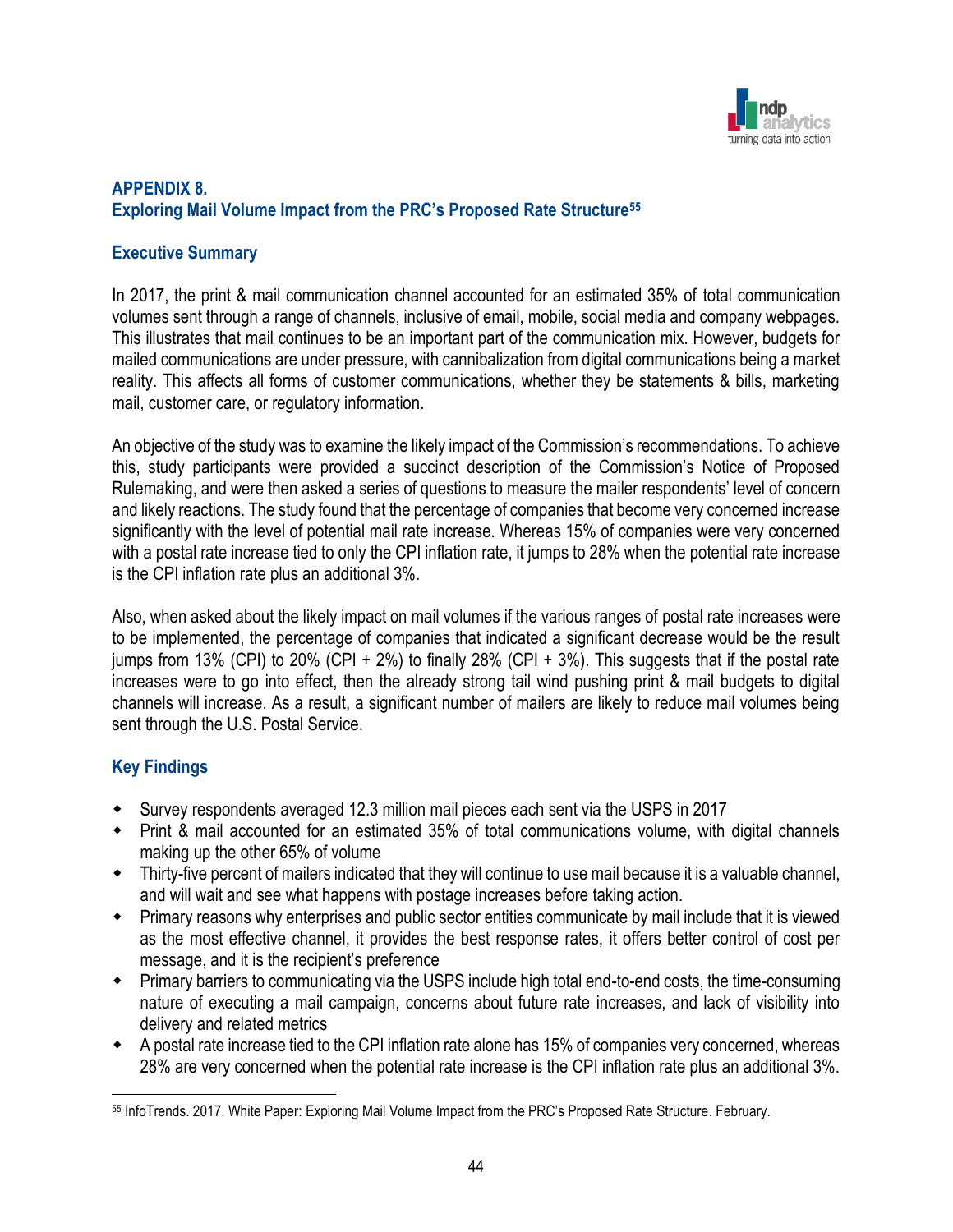## APPENDIX 8.
## Exploring Mail Volume Impact from the PRC's Proposed Rate Structure[55]

### Executive Summary

In 2017, the print & mail communication channel accounted for an estimated 35% of total communication volumes sent through a range of channels, inclusive of email, mobile, social media and company webpages. This illustrates that mail continues to be an important part of the communication mix. However, budgets for mailed communications are under pressure, with cannibalization from digital communications being a market reality. This affects all forms of customer communications, whether they be statements & bills, marketing mail, customer care, or regulatory information.

An objective of the study was to examine the likely impact of the Commission's recommendations. To achieve this, study participants were provided a succinct description of the Commission's Notice of Proposed Rulemaking, and were then asked a series of questions to measure the mailer respondents' level of concern and likely reactions. The study found that the percentage of companies that become very concerned increase significantly with the level of potential mail rate increase. Whereas 15% of companies were very concerned with a postal rate increase tied to only the CPI inflation rate, it jumps to 28% when the potential rate increase is the CPI inflation rate plus an additional 3%.

Also, when asked about the likely impact on mail volumes if the various ranges of postal rate increases were to be implemented, the percentage of companies that indicated a significant decrease would be the result jumps from 13% (CPI) to 20% (CPI + 2%) to finally 28% (CPI + 3%). This suggests that if the postal rate increases were to go into effect, then the already strong tail wind pushing print & mail budgets to digital channels will increase. As a result, a significant number of mailers are likely to reduce mail volumes being sent through the U.S. Postal Service.

### Key Findings

- Survey respondents averaged 12.3 million mail pieces each sent via the USPS in 2017
- Print & mail accounted for an estimated 35% of total communications volume, with digital channels making up the other 65% of volume
- Thirty-five percent of mailers indicated that they will continue to use mail because it is a valuable channel, and will wait and see what happens with postage increases before taking action.
- Primary reasons why enterprises and public sector entities communicate by mail include that it is viewed as the most effective channel, it provides the best response rates, it offers better control of cost per message, and it is the recipient's preference
- Primary barriers to communicating via the USPS include high total end-to-end costs, the time-consuming nature of executing a mail campaign, concerns about future rate increases, and lack of visibility into delivery and related metrics
- A postal rate increase tied to the CPI inflation rate alone has 15% of companies very concerned, whereas 28% are very concerned when the potential rate increase is the CPI inflation rate plus an additional 3%.

---

[55] InfoTrends. 2017. White Paper: Exploring Mail Volume Impact from the PRC's Proposed Rate Structure. February.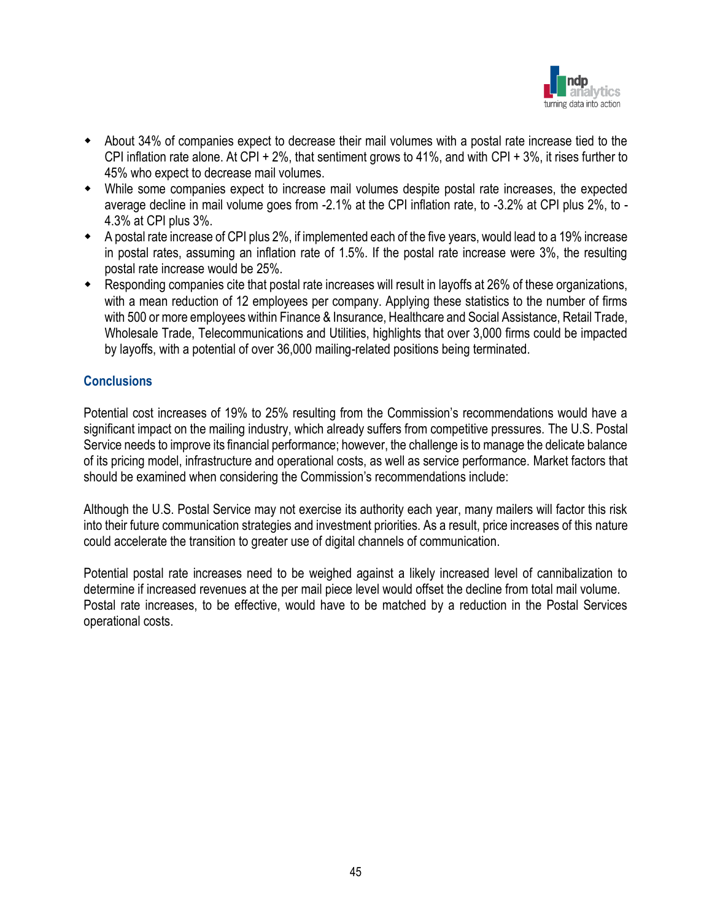- About 34% of companies expect to decrease their mail volumes with a postal rate increase tied to the CPI inflation rate alone. At CPI + 2%, that sentiment grows to 41%, and with CPI + 3%, it rises further to 45% who expect to decrease mail volumes.
- While some companies expect to increase mail volumes despite postal rate increases, the expected average decline in mail volume goes from -2.1% at the CPI inflation rate, to -3.2% at CPI plus 2%, to -4.3% at CPI plus 3%.
- A postal rate increase of CPI plus 2%, if implemented each of the five years, would lead to a 19% increase in postal rates, assuming an inflation rate of 1.5%. If the postal rate increase were 3%, the resulting postal rate increase would be 25%.
- Responding companies cite that postal rate increases will result in layoffs at 26% of these organizations, with a mean reduction of 12 employees per company. Applying these statistics to the number of firms with 500 or more employees within Finance & Insurance, Healthcare and Social Assistance, Retail Trade, Wholesale Trade, Telecommunications and Utilities, highlights that over 3,000 firms could be impacted by layoffs, with a potential of over 36,000 mailing-related positions being terminated.

### Conclusions

Potential cost increases of 19% to 25% resulting from the Commission's recommendations would have a significant impact on the mailing industry, which already suffers from competitive pressures. The U.S. Postal Service needs to improve its financial performance; however, the challenge is to manage the delicate balance of its pricing model, infrastructure and operational costs, as well as service performance. Market factors that should be examined when considering the Commission's recommendations include:

Although the U.S. Postal Service may not exercise its authority each year, many mailers will factor this risk into their future communication strategies and investment priorities. As a result, price increases of this nature could accelerate the transition to greater use of digital channels of communication.

Potential postal rate increases need to be weighed against a likely increased level of cannibalization to determine if increased revenues at the per mail piece level would offset the decline from total mail volume. Postal rate increases, to be effective, would have to be matched by a reduction in the Postal Services operational costs.